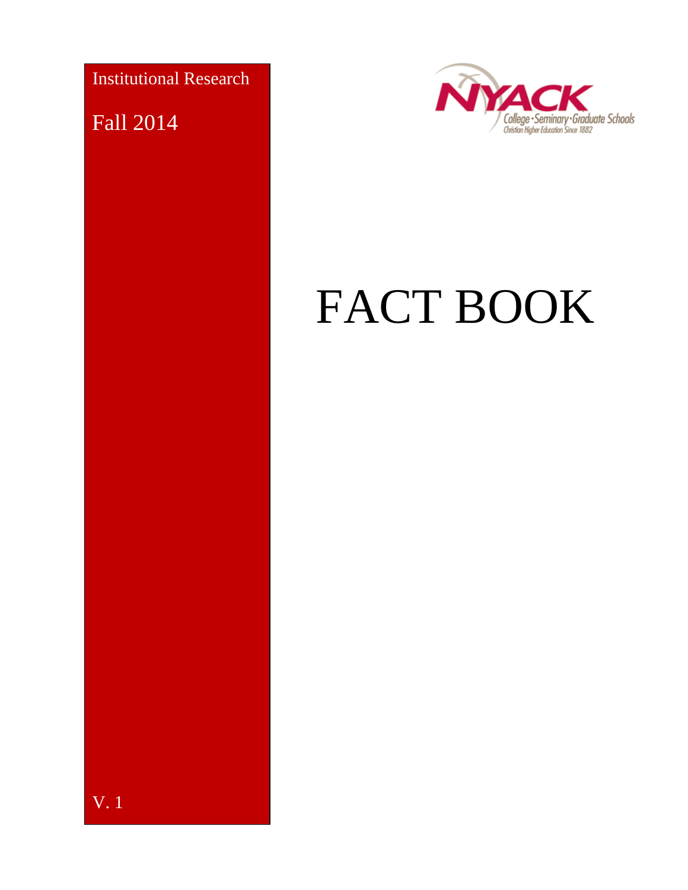Institutional Research

Fall 2014

NYACK College • Seminary • Graduate Schools
Christian Higher Education Since 1882

# FACT BOOK

V. 1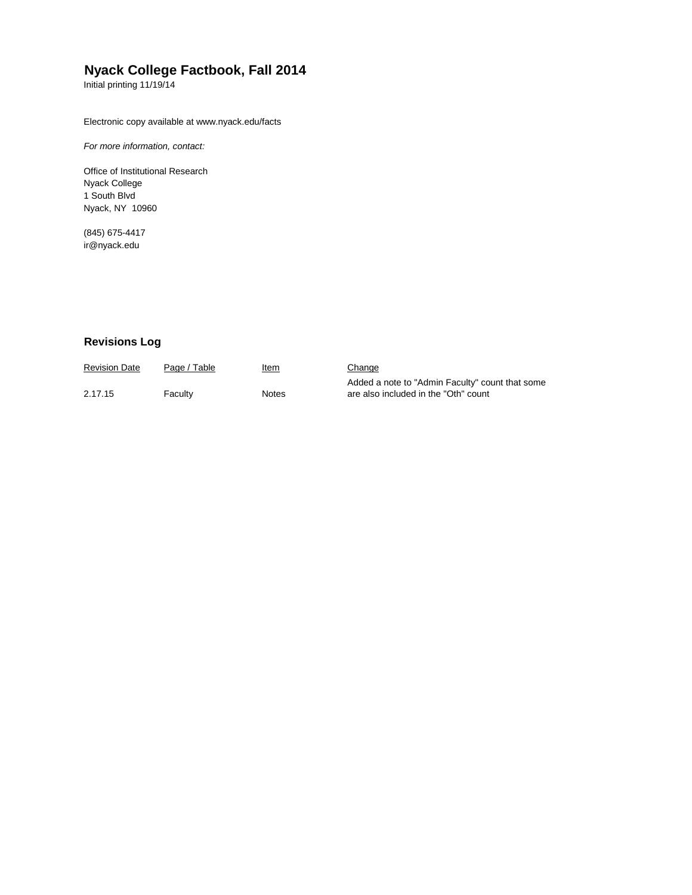# Nyack College Factbook, Fall 2014

Initial printing 11/19/14

Electronic copy available at www.nyack.edu/facts

*For more information, contact:*

Office of Institutional Research
Nyack College
1 South Blvd
Nyack, NY 10960

(845) 675-4417
ir@nyack.edu

## Revisions Log

| Revision Date | Page / Table | Item | Change |
|---|---|---|---|
| 2.17.15 | Faculty | Notes | Added a note to "Admin Faculty" count that some are also included in the "Oth" count |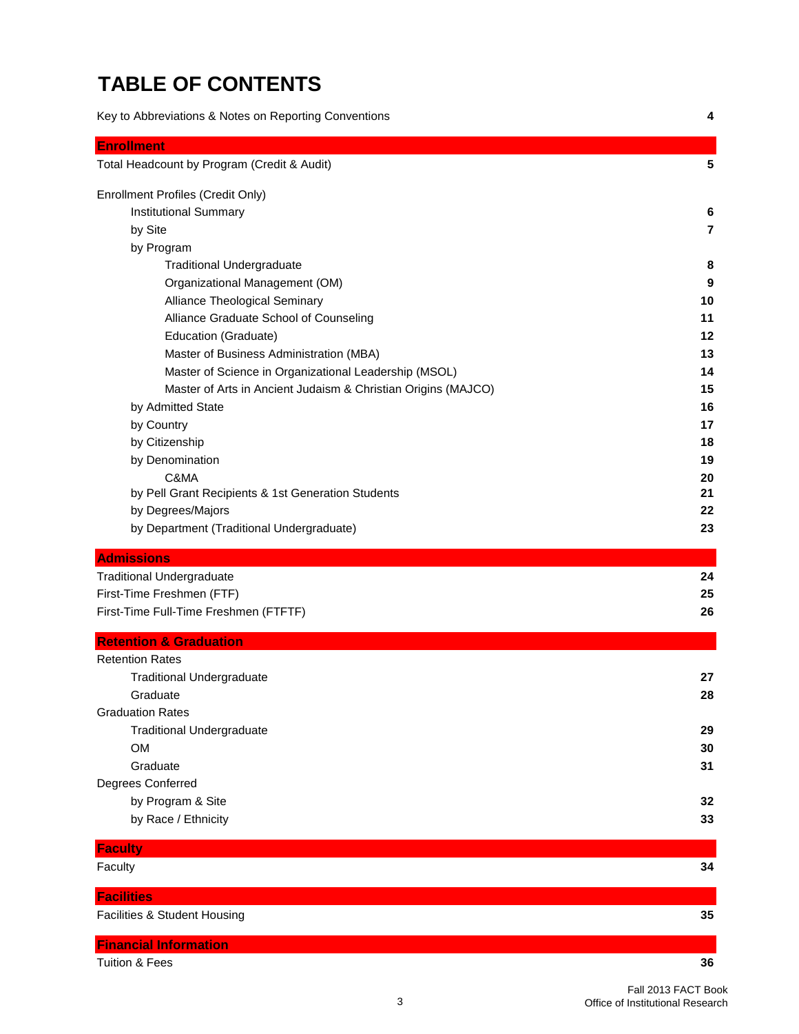# TABLE OF CONTENTS

| | |
|---|---|
| Key to Abbreviations & Notes on Reporting Conventions | 4 |
| **Enrollment** | |
| Total Headcount by Program (Credit & Audit) | 5 |
| Enrollment Profiles (Credit Only) | |
| Institutional Summary | 6 |
| by Site | 7 |
| by Program | |
| Traditional Undergraduate | 8 |
| Organizational Management (OM) | 9 |
| Alliance Theological Seminary | 10 |
| Alliance Graduate School of Counseling | 11 |
| Education (Graduate) | 12 |
| Master of Business Administration (MBA) | 13 |
| Master of Science in Organizational Leadership (MSOL) | 14 |
| Master of Arts in Ancient Judaism & Christian Origins (MAJCO) | 15 |
| by Admitted State | 16 |
| by Country | 17 |
| by Citizenship | 18 |
| by Denomination | 19 |
| C&MA | 20 |
| by Pell Grant Recipients & 1st Generation Students | 21 |
| by Degrees/Majors | 22 |
| by Department (Traditional Undergraduate) | 23 |
| **Admissions** | |
| Traditional Undergraduate | 24 |
| First-Time Freshmen (FTF) | 25 |
| First-Time Full-Time Freshmen (FTFTF) | 26 |
| **Retention & Graduation** | |
| Retention Rates | |
| Traditional Undergraduate | 27 |
| Graduate | 28 |
| Graduation Rates | |
| Traditional Undergraduate | 29 |
| OM | 30 |
| Graduate | 31 |
| Degrees Conferred | |
| by Program & Site | 32 |
| by Race / Ethnicity | 33 |
| **Faculty** | |
| Faculty | 34 |
| **Facilities** | |
| Facilities & Student Housing | 35 |
| **Financial Information** | |
| Tuition & Fees | 36 |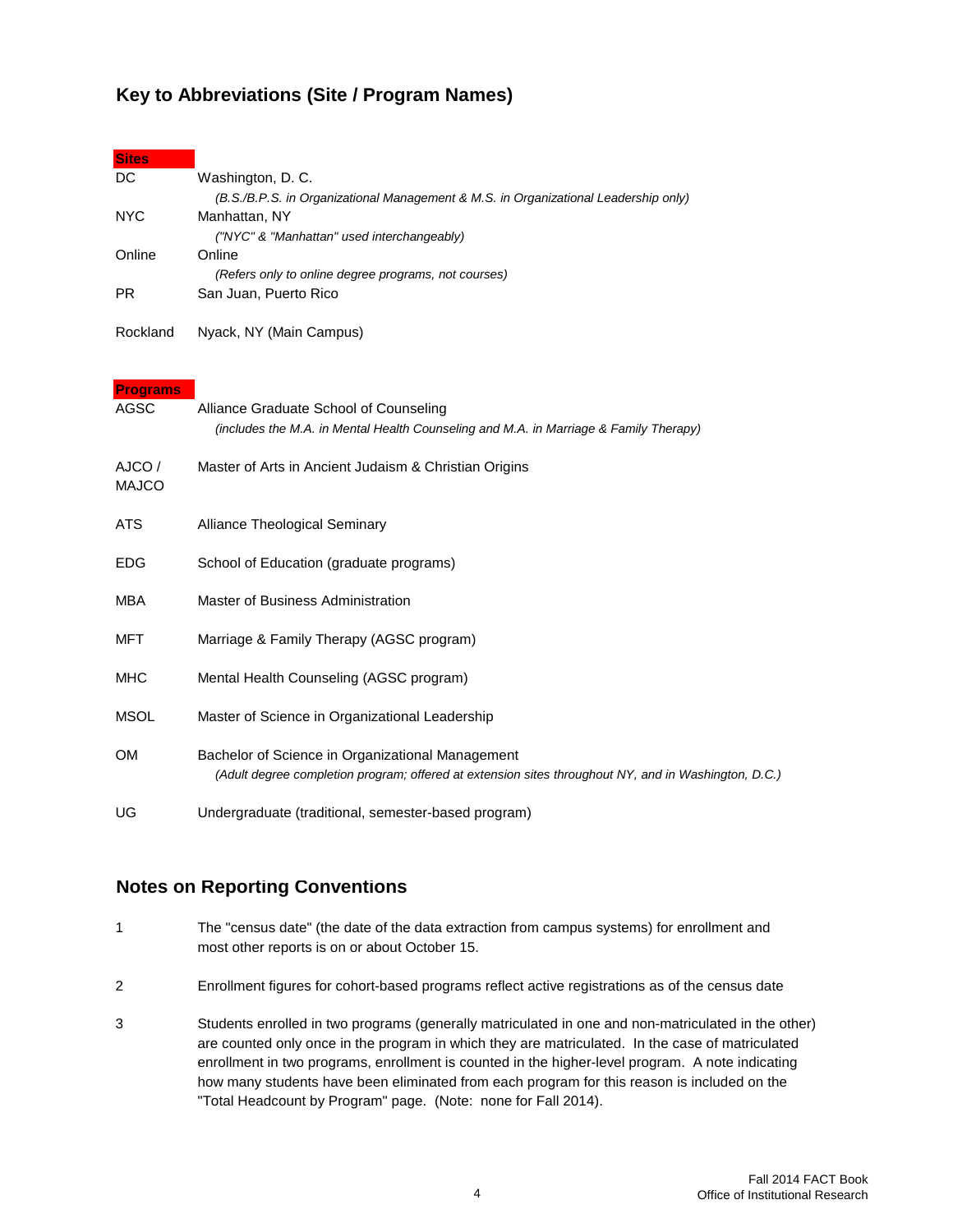## Key to Abbreviations (Site / Program Names)

**Sites**

| | |
|---|---|
| DC | Washington, D. C. *(B.S./B.P.S. in Organizational Management & M.S. in Organizational Leadership only)* |
| NYC | Manhattan, NY *("NYC" & "Manhattan" used interchangeably)* |
| Online | Online *(Refers only to online degree programs, not courses)* |
| PR | San Juan, Puerto Rico |
| Rockland | Nyack, NY (Main Campus) |

**Programs**

| | |
|---|---|
| AGSC | Alliance Graduate School of Counseling *(includes the M.A. in Mental Health Counseling and M.A. in Marriage & Family Therapy)* |
| AJCO / MAJCO | Master of Arts in Ancient Judaism & Christian Origins |
| ATS | Alliance Theological Seminary |
| EDG | School of Education (graduate programs) |
| MBA | Master of Business Administration |
| MFT | Marriage & Family Therapy (AGSC program) |
| MHC | Mental Health Counseling (AGSC program) |
| MSOL | Master of Science in Organizational Leadership |
| OM | Bachelor of Science in Organizational Management *(Adult degree completion program; offered at extension sites throughout NY, and in Washington, D.C.)* |
| UG | Undergraduate (traditional, semester-based program) |

## Notes on Reporting Conventions

1. The "census date" (the date of the data extraction from campus systems) for enrollment and most other reports is on or about October 15.

2. Enrollment figures for cohort-based programs reflect active registrations as of the census date

3. Students enrolled in two programs (generally matriculated in one and non-matriculated in the other) are counted only once in the program in which they are matriculated. In the case of matriculated enrollment in two programs, enrollment is counted in the higher-level program. A note indicating how many students have been eliminated from each program for this reason is included on the "Total Headcount by Program" page. (Note: none for Fall 2014).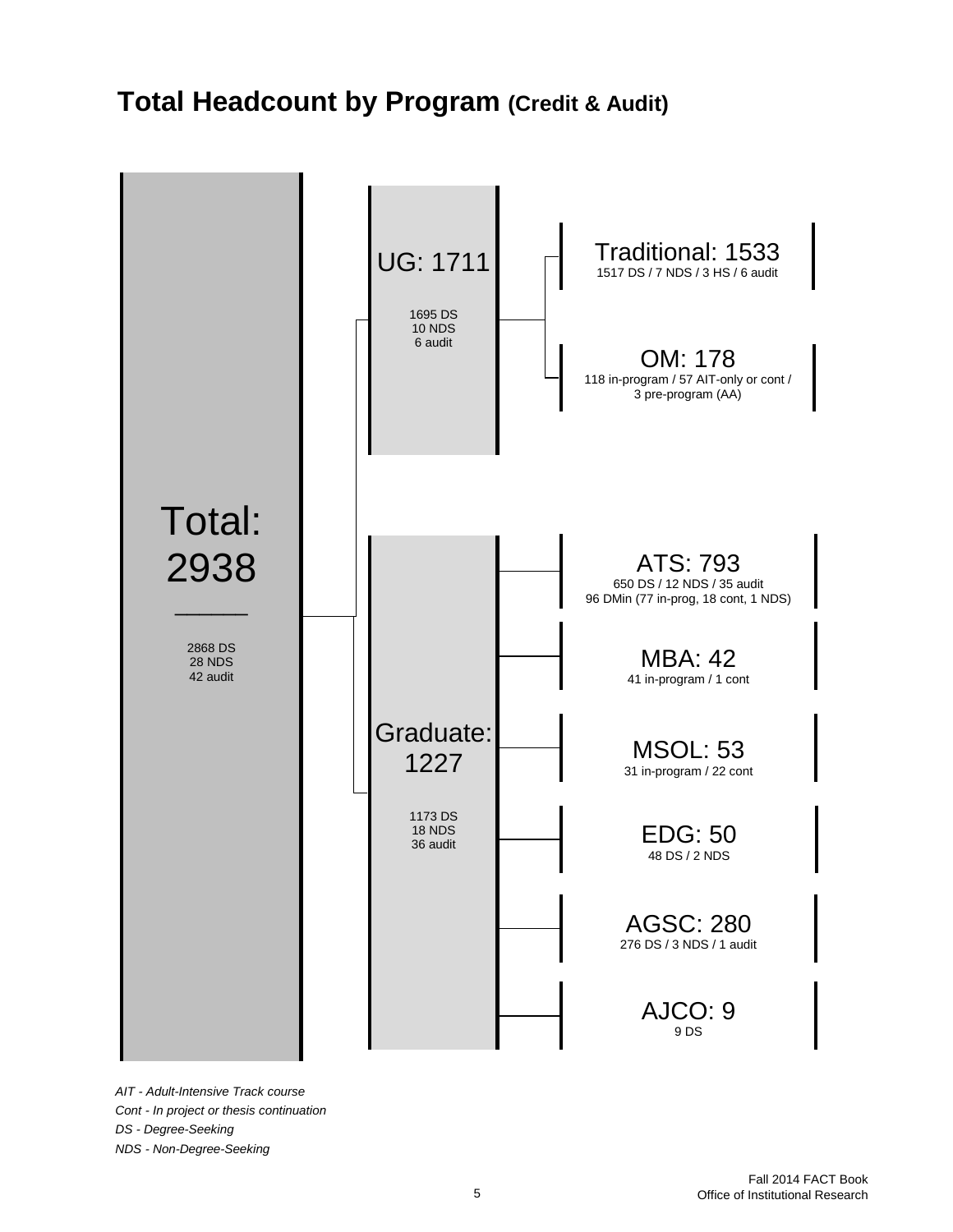# Total Headcount by Program (Credit & Audit)

**Total: 2938**

2868 DS
28 NDS
42 audit

**UG: 1711**

1695 DS
10 NDS
6 audit

- **Traditional: 1533**
  1517 DS / 7 NDS / 3 HS / 6 audit
- **OM: 178**
  118 in-program / 57 AIT-only or cont / 3 pre-program (AA)

**Graduate: 1227**

1173 DS
18 NDS
36 audit

- **ATS: 793**
  650 DS / 12 NDS / 35 audit
  96 DMin (77 in-prog, 18 cont, 1 NDS)
- **MBA: 42**
  41 in-program / 1 cont
- **MSOL: 53**
  31 in-program / 22 cont
- **EDG: 50**
  48 DS / 2 NDS
- **AGSC: 280**
  276 DS / 3 NDS / 1 audit
- **AJCO: 9**
  9 DS

*AIT - Adult-Intensive Track course*

*Cont - In project or thesis continuation*

*DS - Degree-Seeking*

*NDS - Non-Degree-Seeking*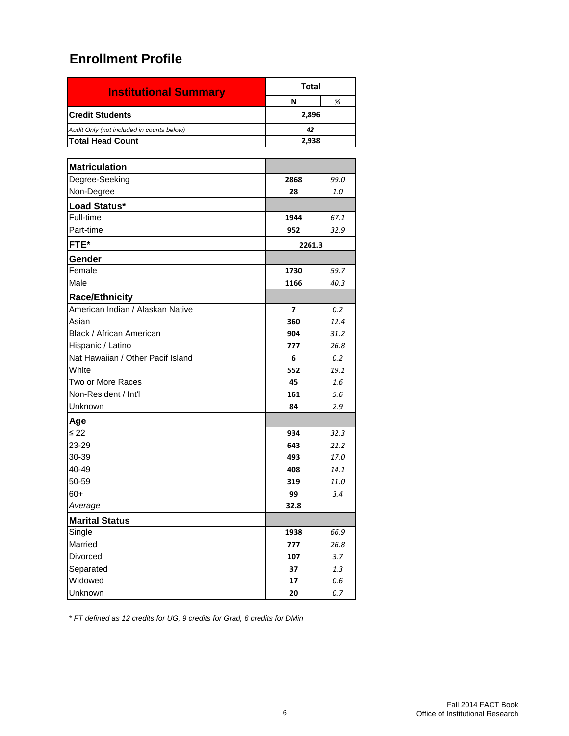## Enrollment Profile

| Institutional Summary | Total | |
|---|---|---|
| | N | % |
| **Credit Students** | **2,896** | |
| *Audit Only (not included in counts below)* | ***42*** | |
| **Total Head Count** | **2,938** | |

| | N | % |
|---|---|---|
| **Matriculation** | | |
| Degree-Seeking | **2868** | *99.0* |
| Non-Degree | **28** | *1.0* |
| **Load Status*** | | |
| Full-time | **1944** | *67.1* |
| Part-time | **952** | *32.9* |
| **FTE*** | **2261.3** | |
| **Gender** | | |
| Female | **1730** | *59.7* |
| Male | **1166** | *40.3* |
| **Race/Ethnicity** | | |
| American Indian / Alaskan Native | **7** | *0.2* |
| Asian | **360** | *12.4* |
| Black / African American | **904** | *31.2* |
| Hispanic / Latino | **777** | *26.8* |
| Nat Hawaiian / Other Pacif Island | **6** | *0.2* |
| White | **552** | *19.1* |
| Two or More Races | **45** | *1.6* |
| Non-Resident / Int'l | **161** | *5.6* |
| Unknown | **84** | *2.9* |
| **Age** | | |
| ≤ 22 | **934** | *32.3* |
| 23-29 | **643** | *22.2* |
| 30-39 | **493** | *17.0* |
| 40-49 | **408** | *14.1* |
| 50-59 | **319** | *11.0* |
| 60+ | **99** | *3.4* |
| *Average* | **32.8** | |
| **Marital Status** | | |
| Single | **1938** | *66.9* |
| Married | **777** | *26.8* |
| Divorced | **107** | *3.7* |
| Separated | **37** | *1.3* |
| Widowed | **17** | *0.6* |
| Unknown | **20** | *0.7* |

*\* FT defined as 12 credits for UG, 9 credits for Grad, 6 credits for DMin*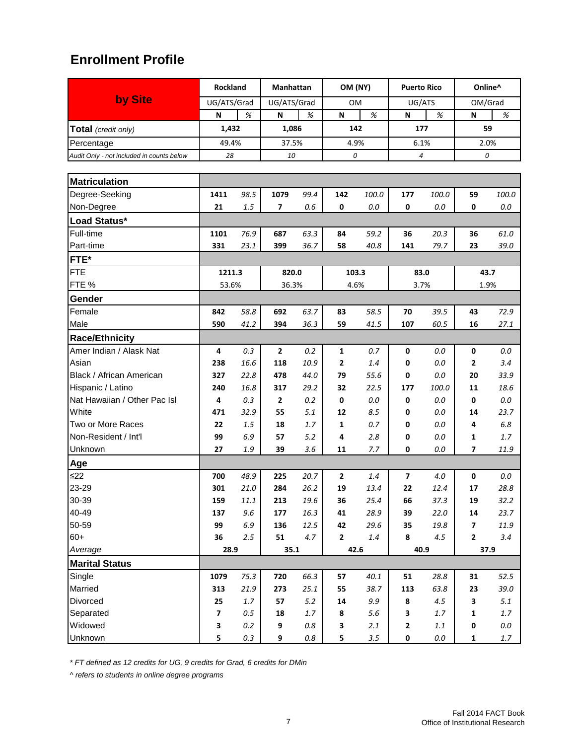# Enrollment Profile

| by Site | Rockland | | Manhattan | | OM (NY) | | Puerto Rico | | Online^ | |
|---|---|---|---|---|---|---|---|---|---|---|
| | UG/ATS/Grad | | UG/ATS/Grad | | OM | | UG/ATS | | OM/Grad | |
| | N | % | N | % | N | % | N | % | N | % |
| **Total** *(credit only)* | **1,432** | | **1,086** | | **142** | | **177** | | **59** | |
| Percentage | 49.4% | | 37.5% | | 4.9% | | 6.1% | | 2.0% | |
| *Audit Only - not included in counts below* | *28* | | *10* | | *0* | | *4* | | *0* | |
| **Matriculation** | | | | | | | | | | |
| Degree-Seeking | **1411** | *98.5* | **1079** | *99.4* | **142** | *100.0* | **177** | *100.0* | **59** | *100.0* |
| Non-Degree | **21** | *1.5* | **7** | *0.6* | **0** | *0.0* | **0** | *0.0* | **0** | *0.0* |
| **Load Status*** | | | | | | | | | | |
| Full-time | **1101** | *76.9* | **687** | *63.3* | **84** | *59.2* | **36** | *20.3* | **36** | *61.0* |
| Part-time | **331** | *23.1* | **399** | *36.7* | **58** | *40.8* | **141** | *79.7* | **23** | *39.0* |
| **FTE*** | | | | | | | | | | |
| FTE | **1211.3** | | **820.0** | | **103.3** | | **83.0** | | **43.7** | |
| FTE % | 53.6% | | 36.3% | | 4.6% | | 3.7% | | 1.9% | |
| **Gender** | | | | | | | | | | |
| Female | **842** | *58.8* | **692** | *63.7* | **83** | *58.5* | **70** | *39.5* | **43** | *72.9* |
| Male | **590** | *41.2* | **394** | *36.3* | **59** | *41.5* | **107** | *60.5* | **16** | *27.1* |
| **Race/Ethnicity** | | | | | | | | | | |
| Amer Indian / Alask Nat | **4** | *0.3* | **2** | *0.2* | **1** | *0.7* | **0** | *0.0* | **0** | *0.0* |
| Asian | **238** | *16.6* | **118** | *10.9* | **2** | *1.4* | **0** | *0.0* | **2** | *3.4* |
| Black / African American | **327** | *22.8* | **478** | *44.0* | **79** | *55.6* | **0** | *0.0* | **20** | *33.9* |
| Hispanic / Latino | **240** | *16.8* | **317** | *29.2* | **32** | *22.5* | **177** | *100.0* | **11** | *18.6* |
| Nat Hawaiian / Other Pac Isl | **4** | *0.3* | **2** | *0.2* | **0** | *0.0* | **0** | *0.0* | **0** | *0.0* |
| White | **471** | *32.9* | **55** | *5.1* | **12** | *8.5* | **0** | *0.0* | **14** | *23.7* |
| Two or More Races | **22** | *1.5* | **18** | *1.7* | **1** | *0.7* | **0** | *0.0* | **4** | *6.8* |
| Non-Resident / Int'l | **99** | *6.9* | **57** | *5.2* | **4** | *2.8* | **0** | *0.0* | **1** | *1.7* |
| Unknown | **27** | *1.9* | **39** | *3.6* | **11** | *7.7* | **0** | *0.0* | **7** | *11.9* |
| **Age** | | | | | | | | | | |
| ≤22 | **700** | *48.9* | **225** | *20.7* | **2** | *1.4* | **7** | *4.0* | **0** | *0.0* |
| 23-29 | **301** | *21.0* | **284** | *26.2* | **19** | *13.4* | **22** | *12.4* | **17** | *28.8* |
| 30-39 | **159** | *11.1* | **213** | *19.6* | **36** | *25.4* | **66** | *37.3* | **19** | *32.2* |
| 40-49 | **137** | *9.6* | **177** | *16.3* | **41** | *28.9* | **39** | *22.0* | **14** | *23.7* |
| 50-59 | **99** | *6.9* | **136** | *12.5* | **42** | *29.6* | **35** | *19.8* | **7** | *11.9* |
| 60+ | **36** | *2.5* | **51** | *4.7* | **2** | *1.4* | **8** | *4.5* | **2** | *3.4* |
| *Average* | **28.9** | | **35.1** | | **42.6** | | **40.9** | | **37.9** | |
| **Marital Status** | | | | | | | | | | |
| Single | **1079** | *75.3* | **720** | *66.3* | **57** | *40.1* | **51** | *28.8* | **31** | *52.5* |
| Married | **313** | *21.9* | **273** | *25.1* | **55** | *38.7* | **113** | *63.8* | **23** | *39.0* |
| Divorced | **25** | *1.7* | **57** | *5.2* | **14** | *9.9* | **8** | *4.5* | **3** | *5.1* |
| Separated | **7** | *0.5* | **18** | *1.7* | **8** | *5.6* | **3** | *1.7* | **1** | *1.7* |
| Widowed | **3** | *0.2* | **9** | *0.8* | **3** | *2.1* | **2** | *1.1* | **0** | *0.0* |
| Unknown | **5** | *0.3* | **9** | *0.8* | **5** | *3.5* | **0** | *0.0* | **1** | *1.7* |

*\* FT defined as 12 credits for UG, 9 credits for Grad, 6 credits for DMin*

*^ refers to students in online degree programs*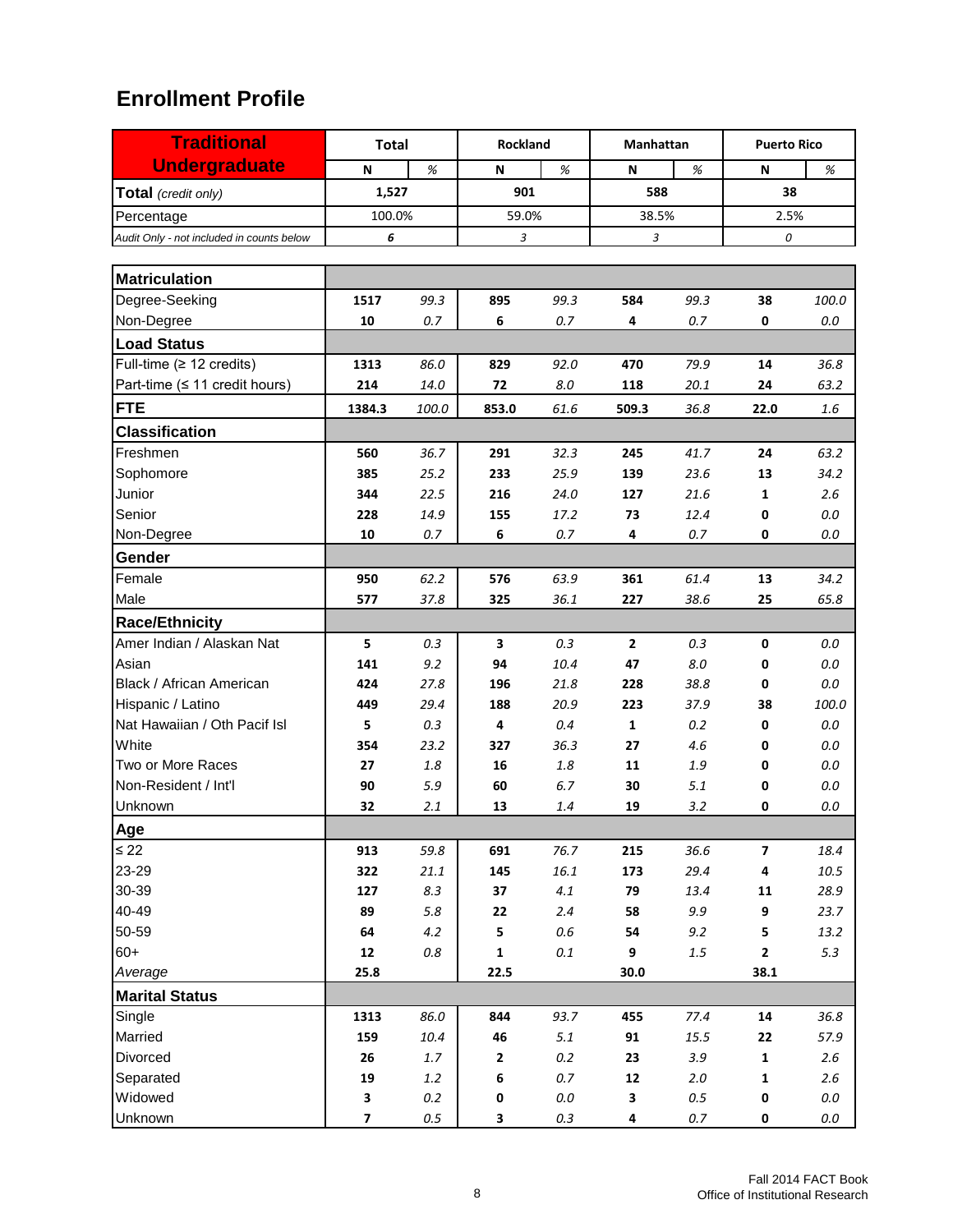# Enrollment Profile

| Traditional Undergraduate | Total | | Rockland | | Manhattan | | Puerto Rico | |
|---|---|---|---|---|---|---|---|---|
| | N | % | N | % | N | % | N | % |
| **Total** *(credit only)* | 1,527 | | 901 | | 588 | | 38 | |
| Percentage | 100.0% | | 59.0% | | 38.5% | | 2.5% | |
| *Audit Only - not included in counts below* | *6* | | *3* | | *3* | | *0* | |
| **Matriculation** | | | | | | | | |
| Degree-Seeking | **1517** | *99.3* | **895** | *99.3* | **584** | *99.3* | **38** | *100.0* |
| Non-Degree | **10** | *0.7* | **6** | *0.7* | **4** | *0.7* | **0** | *0.0* |
| **Load Status** | | | | | | | | |
| Full-time (≥ 12 credits) | **1313** | *86.0* | **829** | *92.0* | **470** | *79.9* | **14** | *36.8* |
| Part-time (≤ 11 credit hours) | **214** | *14.0* | **72** | *8.0* | **118** | *20.1* | **24** | *63.2* |
| **FTE** | **1384.3** | *100.0* | **853.0** | *61.6* | **509.3** | *36.8* | **22.0** | *1.6* |
| **Classification** | | | | | | | | |
| Freshmen | **560** | *36.7* | **291** | *32.3* | **245** | *41.7* | **24** | *63.2* |
| Sophomore | **385** | *25.2* | **233** | *25.9* | **139** | *23.6* | **13** | *34.2* |
| Junior | **344** | *22.5* | **216** | *24.0* | **127** | *21.6* | **1** | *2.6* |
| Senior | **228** | *14.9* | **155** | *17.2* | **73** | *12.4* | **0** | *0.0* |
| Non-Degree | **10** | *0.7* | **6** | *0.7* | **4** | *0.7* | **0** | *0.0* |
| **Gender** | | | | | | | | |
| Female | **950** | *62.2* | **576** | *63.9* | **361** | *61.4* | **13** | *34.2* |
| Male | **577** | *37.8* | **325** | *36.1* | **227** | *38.6* | **25** | *65.8* |
| **Race/Ethnicity** | | | | | | | | |
| Amer Indian / Alaskan Nat | **5** | *0.3* | **3** | *0.3* | **2** | *0.3* | **0** | *0.0* |
| Asian | **141** | *9.2* | **94** | *10.4* | **47** | *8.0* | **0** | *0.0* |
| Black / African American | **424** | *27.8* | **196** | *21.8* | **228** | *38.8* | **0** | *0.0* |
| Hispanic / Latino | **449** | *29.4* | **188** | *20.9* | **223** | *37.9* | **38** | *100.0* |
| Nat Hawaiian / Oth Pacif Isl | **5** | *0.3* | **4** | *0.4* | **1** | *0.2* | **0** | *0.0* |
| White | **354** | *23.2* | **327** | *36.3* | **27** | *4.6* | **0** | *0.0* |
| Two or More Races | **27** | *1.8* | **16** | *1.8* | **11** | *1.9* | **0** | *0.0* |
| Non-Resident / Int'l | **90** | *5.9* | **60** | *6.7* | **30** | *5.1* | **0** | *0.0* |
| Unknown | **32** | *2.1* | **13** | *1.4* | **19** | *3.2* | **0** | *0.0* |
| **Age** | | | | | | | | |
| ≤ 22 | **913** | *59.8* | **691** | *76.7* | **215** | *36.6* | **7** | *18.4* |
| 23-29 | **322** | *21.1* | **145** | *16.1* | **173** | *29.4* | **4** | *10.5* |
| 30-39 | **127** | *8.3* | **37** | *4.1* | **79** | *13.4* | **11** | *28.9* |
| 40-49 | **89** | *5.8* | **22** | *2.4* | **58** | *9.9* | **9** | *23.7* |
| 50-59 | **64** | *4.2* | **5** | *0.6* | **54** | *9.2* | **5** | *13.2* |
| 60+ | **12** | *0.8* | **1** | *0.1* | **9** | *1.5* | **2** | *5.3* |
| *Average* | **25.8** | | **22.5** | | **30.0** | | **38.1** | |
| **Marital Status** | | | | | | | | |
| Single | **1313** | *86.0* | **844** | *93.7* | **455** | *77.4* | **14** | *36.8* |
| Married | **159** | *10.4* | **46** | *5.1* | **91** | *15.5* | **22** | *57.9* |
| Divorced | **26** | *1.7* | **2** | *0.2* | **23** | *3.9* | **1** | *2.6* |
| Separated | **19** | *1.2* | **6** | *0.7* | **12** | *2.0* | **1** | *2.6* |
| Widowed | **3** | *0.2* | **0** | *0.0* | **3** | *0.5* | **0** | *0.0* |
| Unknown | **7** | *0.5* | **3** | *0.3* | **4** | *0.7* | **0** | *0.0* |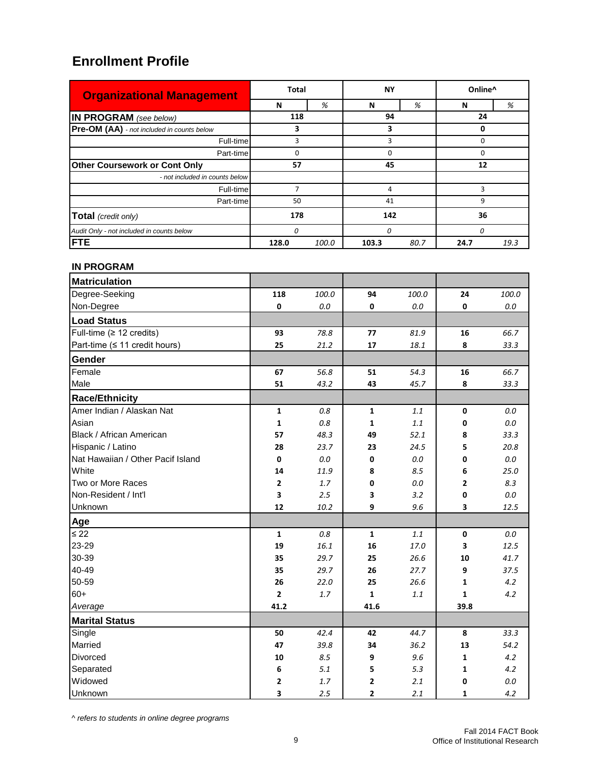## Enrollment Profile

| Organizational Management | Total | | NY | | Online^ | |
|---|---|---|---|---|---|---|
| | N | % | N | % | N | % |
| **IN PROGRAM** *(see below)* | 118 | | 94 | | 24 | |
| **Pre-OM (AA)** *- not included in counts below* | 3 | | 3 | | 0 | |
| Full-time | 3 | | 3 | | 0 | |
| Part-time | 0 | | 0 | | 0 | |
| **Other Coursework or Cont Only** | 57 | | 45 | | 12 | |
| *- not included in counts below* | | | | | | |
| Full-time | 7 | | 4 | | 3 | |
| Part-time | 50 | | 41 | | 9 | |
| **Total** *(credit only)* | 178 | | 142 | | 36 | |
| *Audit Only - not included in counts below* | *0* | | *0* | | *0* | |
| **FTE** | **128.0** | *100.0* | **103.3** | *80.7* | **24.7** | *19.3* |

### IN PROGRAM

| | Total N | Total % | NY N | NY % | Online^ N | Online^ % |
|---|---|---|---|---|---|---|
| **Matriculation** | | | | | | |
| Degree-Seeking | 118 | 100.0 | 94 | 100.0 | 24 | 100.0 |
| Non-Degree | 0 | 0.0 | 0 | 0.0 | 0 | 0.0 |
| **Load Status** | | | | | | |
| Full-time (≥ 12 credits) | 93 | 78.8 | 77 | 81.9 | 16 | 66.7 |
| Part-time (≤ 11 credit hours) | 25 | 21.2 | 17 | 18.1 | 8 | 33.3 |
| **Gender** | | | | | | |
| Female | 67 | 56.8 | 51 | 54.3 | 16 | 66.7 |
| Male | 51 | 43.2 | 43 | 45.7 | 8 | 33.3 |
| **Race/Ethnicity** | | | | | | |
| Amer Indian / Alaskan Nat | 1 | 0.8 | 1 | 1.1 | 0 | 0.0 |
| Asian | 1 | 0.8 | 1 | 1.1 | 0 | 0.0 |
| Black / African American | 57 | 48.3 | 49 | 52.1 | 8 | 33.3 |
| Hispanic / Latino | 28 | 23.7 | 23 | 24.5 | 5 | 20.8 |
| Nat Hawaiian / Other Pacif Island | 0 | 0.0 | 0 | 0.0 | 0 | 0.0 |
| White | 14 | 11.9 | 8 | 8.5 | 6 | 25.0 |
| Two or More Races | 2 | 1.7 | 0 | 0.0 | 2 | 8.3 |
| Non-Resident / Int'l | 3 | 2.5 | 3 | 3.2 | 0 | 0.0 |
| Unknown | 12 | 10.2 | 9 | 9.6 | 3 | 12.5 |
| **Age** | | | | | | |
| ≤ 22 | 1 | 0.8 | 1 | 1.1 | 0 | 0.0 |
| 23-29 | 19 | 16.1 | 16 | 17.0 | 3 | 12.5 |
| 30-39 | 35 | 29.7 | 25 | 26.6 | 10 | 41.7 |
| 40-49 | 35 | 29.7 | 26 | 27.7 | 9 | 37.5 |
| 50-59 | 26 | 22.0 | 25 | 26.6 | 1 | 4.2 |
| 60+ | 2 | 1.7 | 1 | 1.1 | 1 | 4.2 |
| *Average* | 41.2 | | 41.6 | | 39.8 | |
| **Marital Status** | | | | | | |
| Single | 50 | 42.4 | 42 | 44.7 | 8 | 33.3 |
| Married | 47 | 39.8 | 34 | 36.2 | 13 | 54.2 |
| Divorced | 10 | 8.5 | 9 | 9.6 | 1 | 4.2 |
| Separated | 6 | 5.1 | 5 | 5.3 | 1 | 4.2 |
| Widowed | 2 | 1.7 | 2 | 2.1 | 0 | 0.0 |
| Unknown | 3 | 2.5 | 2 | 2.1 | 1 | 4.2 |

*^ refers to students in online degree programs*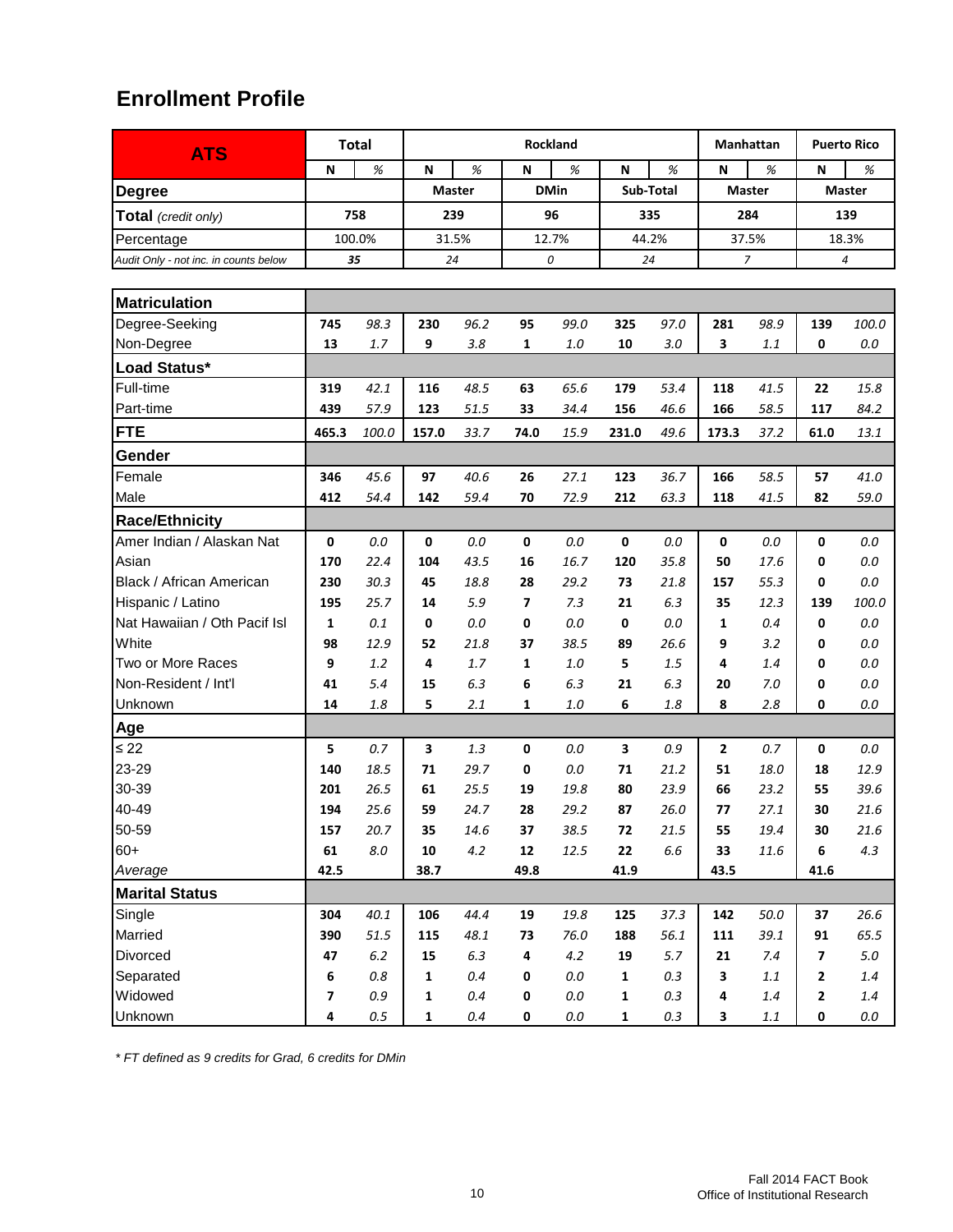# Enrollment Profile

| ATS | Total | | Rockland | | | | | | Manhattan | | Puerto Rico | |
|---|---|---|---|---|---|---|---|---|---|---|---|---|
| | N | % | N | % | N | % | N | % | N | % | N | % |
| **Degree** | | | Master | | DMin | | Sub-Total | | Master | | Master | |
| **Total** *(credit only)* | 758 | | 239 | | 96 | | 335 | | 284 | | 139 | |
| Percentage | 100.0% | | 31.5% | | 12.7% | | 44.2% | | 37.5% | | 18.3% | |
| *Audit Only - not inc. in counts below* | *35* | | *24* | | *0* | | *24* | | *7* | | *4* | |
| **Matriculation** | | | | | | | | | | | | |
| Degree-Seeking | 745 | 98.3 | 230 | 96.2 | 95 | 99.0 | 325 | 97.0 | 281 | 98.9 | 139 | 100.0 |
| Non-Degree | 13 | 1.7 | 9 | 3.8 | 1 | 1.0 | 10 | 3.0 | 3 | 1.1 | 0 | 0.0 |
| **Load Status*** | | | | | | | | | | | | |
| Full-time | 319 | 42.1 | 116 | 48.5 | 63 | 65.6 | 179 | 53.4 | 118 | 41.5 | 22 | 15.8 |
| Part-time | 439 | 57.9 | 123 | 51.5 | 33 | 34.4 | 156 | 46.6 | 166 | 58.5 | 117 | 84.2 |
| **FTE** | 465.3 | 100.0 | 157.0 | 33.7 | 74.0 | 15.9 | 231.0 | 49.6 | 173.3 | 37.2 | 61.0 | 13.1 |
| **Gender** | | | | | | | | | | | | |
| Female | 346 | 45.6 | 97 | 40.6 | 26 | 27.1 | 123 | 36.7 | 166 | 58.5 | 57 | 41.0 |
| Male | 412 | 54.4 | 142 | 59.4 | 70 | 72.9 | 212 | 63.3 | 118 | 41.5 | 82 | 59.0 |
| **Race/Ethnicity** | | | | | | | | | | | | |
| Amer Indian / Alaskan Nat | 0 | 0.0 | 0 | 0.0 | 0 | 0.0 | 0 | 0.0 | 0 | 0.0 | 0 | 0.0 |
| Asian | 170 | 22.4 | 104 | 43.5 | 16 | 16.7 | 120 | 35.8 | 50 | 17.6 | 0 | 0.0 |
| Black / African American | 230 | 30.3 | 45 | 18.8 | 28 | 29.2 | 73 | 21.8 | 157 | 55.3 | 0 | 0.0 |
| Hispanic / Latino | 195 | 25.7 | 14 | 5.9 | 7 | 7.3 | 21 | 6.3 | 35 | 12.3 | 139 | 100.0 |
| Nat Hawaiian / Oth Pacif Isl | 1 | 0.1 | 0 | 0.0 | 0 | 0.0 | 0 | 0.0 | 1 | 0.4 | 0 | 0.0 |
| White | 98 | 12.9 | 52 | 21.8 | 37 | 38.5 | 89 | 26.6 | 9 | 3.2 | 0 | 0.0 |
| Two or More Races | 9 | 1.2 | 4 | 1.7 | 1 | 1.0 | 5 | 1.5 | 4 | 1.4 | 0 | 0.0 |
| Non-Resident / Int'l | 41 | 5.4 | 15 | 6.3 | 6 | 6.3 | 21 | 6.3 | 20 | 7.0 | 0 | 0.0 |
| Unknown | 14 | 1.8 | 5 | 2.1 | 1 | 1.0 | 6 | 1.8 | 8 | 2.8 | 0 | 0.0 |
| **Age** | | | | | | | | | | | | |
| ≤ 22 | 5 | 0.7 | 3 | 1.3 | 0 | 0.0 | 3 | 0.9 | 2 | 0.7 | 0 | 0.0 |
| 23-29 | 140 | 18.5 | 71 | 29.7 | 0 | 0.0 | 71 | 21.2 | 51 | 18.0 | 18 | 12.9 |
| 30-39 | 201 | 26.5 | 61 | 25.5 | 19 | 19.8 | 80 | 23.9 | 66 | 23.2 | 55 | 39.6 |
| 40-49 | 194 | 25.6 | 59 | 24.7 | 28 | 29.2 | 87 | 26.0 | 77 | 27.1 | 30 | 21.6 |
| 50-59 | 157 | 20.7 | 35 | 14.6 | 37 | 38.5 | 72 | 21.5 | 55 | 19.4 | 30 | 21.6 |
| 60+ | 61 | 8.0 | 10 | 4.2 | 12 | 12.5 | 22 | 6.6 | 33 | 11.6 | 6 | 4.3 |
| *Average* | 42.5 | | 38.7 | | 49.8 | | 41.9 | | 43.5 | | 41.6 | |
| **Marital Status** | | | | | | | | | | | | |
| Single | 304 | 40.1 | 106 | 44.4 | 19 | 19.8 | 125 | 37.3 | 142 | 50.0 | 37 | 26.6 |
| Married | 390 | 51.5 | 115 | 48.1 | 73 | 76.0 | 188 | 56.1 | 111 | 39.1 | 91 | 65.5 |
| Divorced | 47 | 6.2 | 15 | 6.3 | 4 | 4.2 | 19 | 5.7 | 21 | 7.4 | 7 | 5.0 |
| Separated | 6 | 0.8 | 1 | 0.4 | 0 | 0.0 | 1 | 0.3 | 3 | 1.1 | 2 | 1.4 |
| Widowed | 7 | 0.9 | 1 | 0.4 | 0 | 0.0 | 1 | 0.3 | 4 | 1.4 | 2 | 1.4 |
| Unknown | 4 | 0.5 | 1 | 0.4 | 0 | 0.0 | 1 | 0.3 | 3 | 1.1 | 0 | 0.0 |

*\* FT defined as 9 credits for Grad, 6 credits for DMin*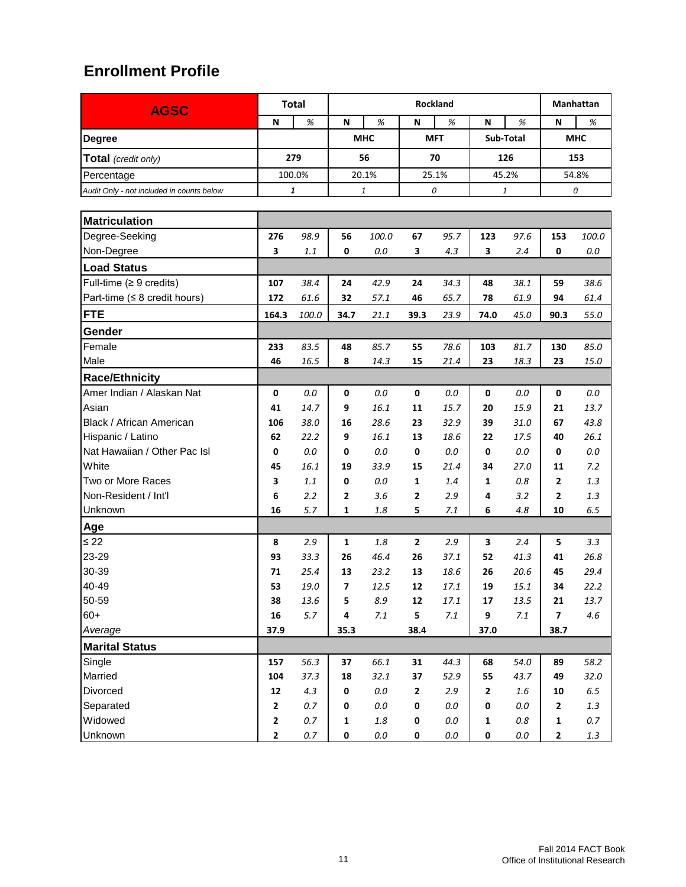# Enrollment Profile

| AGSC | Total | | Rockland | | | | | | Manhattan | |
|---|---|---|---|---|---|---|---|---|---|---|
| | N | % | N | % | N | % | N | % | N | % |
| **Degree** | | | MHC | | MFT | | Sub-Total | | MHC | |
| **Total** *(credit only)* | 279 | | 56 | | 70 | | 126 | | 153 | |
| Percentage | 100.0% | | 20.1% | | 25.1% | | 45.2% | | 54.8% | |
| *Audit Only - not included in counts below* | *1* | | *1* | | *0* | | *1* | | *0* | |
| **Matriculation** | | | | | | | | | | |
| Degree-Seeking | **276** | *98.9* | **56** | *100.0* | **67** | *95.7* | **123** | *97.6* | **153** | *100.0* |
| Non-Degree | **3** | *1.1* | **0** | *0.0* | **3** | *4.3* | **3** | *2.4* | **0** | *0.0* |
| **Load Status** | | | | | | | | | | |
| Full-time (≥ 9 credits) | **107** | *38.4* | **24** | *42.9* | **24** | *34.3* | **48** | *38.1* | **59** | *38.6* |
| Part-time (≤ 8 credit hours) | **172** | *61.6* | **32** | *57.1* | **46** | *65.7* | **78** | *61.9* | **94** | *61.4* |
| **FTE** | **164.3** | *100.0* | **34.7** | *21.1* | **39.3** | *23.9* | **74.0** | *45.0* | **90.3** | *55.0* |
| **Gender** | | | | | | | | | | |
| Female | **233** | *83.5* | **48** | *85.7* | **55** | *78.6* | **103** | *81.7* | **130** | *85.0* |
| Male | **46** | *16.5* | **8** | *14.3* | **15** | *21.4* | **23** | *18.3* | **23** | *15.0* |
| **Race/Ethnicity** | | | | | | | | | | |
| Amer Indian / Alaskan Nat | **0** | *0.0* | **0** | *0.0* | **0** | *0.0* | **0** | *0.0* | **0** | *0.0* |
| Asian | **41** | *14.7* | **9** | *16.1* | **11** | *15.7* | **20** | *15.9* | **21** | *13.7* |
| Black / African American | **106** | *38.0* | **16** | *28.6* | **23** | *32.9* | **39** | *31.0* | **67** | *43.8* |
| Hispanic / Latino | **62** | *22.2* | **9** | *16.1* | **13** | *18.6* | **22** | *17.5* | **40** | *26.1* |
| Nat Hawaiian / Other Pac Isl | **0** | *0.0* | **0** | *0.0* | **0** | *0.0* | **0** | *0.0* | **0** | *0.0* |
| White | **45** | *16.1* | **19** | *33.9* | **15** | *21.4* | **34** | *27.0* | **11** | *7.2* |
| Two or More Races | **3** | *1.1* | **0** | *0.0* | **1** | *1.4* | **1** | *0.8* | **2** | *1.3* |
| Non-Resident / Int'l | **6** | *2.2* | **2** | *3.6* | **2** | *2.9* | **4** | *3.2* | **2** | *1.3* |
| Unknown | **16** | *5.7* | **1** | *1.8* | **5** | *7.1* | **6** | *4.8* | **10** | *6.5* |
| **Age** | | | | | | | | | | |
| ≤ 22 | **8** | *2.9* | **1** | *1.8* | **2** | *2.9* | **3** | *2.4* | **5** | *3.3* |
| 23-29 | **93** | *33.3* | **26** | *46.4* | **26** | *37.1* | **52** | *41.3* | **41** | *26.8* |
| 30-39 | **71** | *25.4* | **13** | *23.2* | **13** | *18.6* | **26** | *20.6* | **45** | *29.4* |
| 40-49 | **53** | *19.0* | **7** | *12.5* | **12** | *17.1* | **19** | *15.1* | **34** | *22.2* |
| 50-59 | **38** | *13.6* | **5** | *8.9* | **12** | *17.1* | **17** | *13.5* | **21** | *13.7* |
| 60+ | **16** | *5.7* | **4** | *7.1* | **5** | *7.1* | **9** | *7.1* | **7** | *4.6* |
| *Average* | **37.9** | | **35.3** | | **38.4** | | **37.0** | | **38.7** | |
| **Marital Status** | | | | | | | | | | |
| Single | **157** | *56.3* | **37** | *66.1* | **31** | *44.3* | **68** | *54.0* | **89** | *58.2* |
| Married | **104** | *37.3* | **18** | *32.1* | **37** | *52.9* | **55** | *43.7* | **49** | *32.0* |
| Divorced | **12** | *4.3* | **0** | *0.0* | **2** | *2.9* | **2** | *1.6* | **10** | *6.5* |
| Separated | **2** | *0.7* | **0** | *0.0* | **0** | *0.0* | **0** | *0.0* | **2** | *1.3* |
| Widowed | **2** | *0.7* | **1** | *1.8* | **0** | *0.0* | **1** | *0.8* | **1** | *0.7* |
| Unknown | **2** | *0.7* | **0** | *0.0* | **0** | *0.0* | **0** | *0.0* | **2** | *1.3* |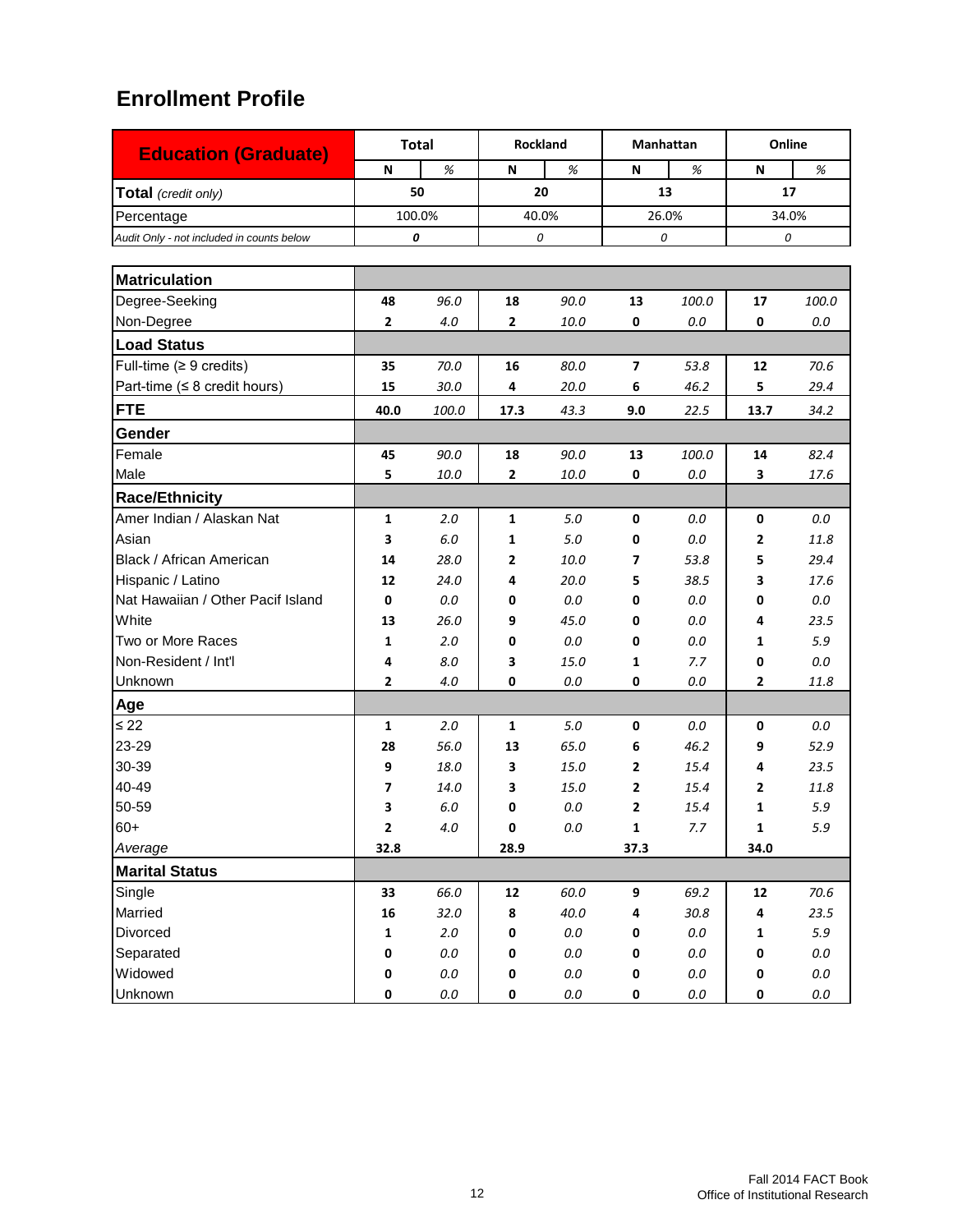## Enrollment Profile

| Education (Graduate) | Total | | Rockland | | Manhattan | | Online | |
|---|---|---|---|---|---|---|---|---|
| | N | % | N | % | N | % | N | % |
| **Total** *(credit only)* | 50 | | 20 | | 13 | | 17 | |
| Percentage | 100.0% | | 40.0% | | 26.0% | | 34.0% | |
| *Audit Only - not included in counts below* | *0* | | *0* | | *0* | | *0* | |

| | Total N | Total % | Rockland N | Rockland % | Manhattan N | Manhattan % | Online N | Online % |
|---|---|---|---|---|---|---|---|---|
| **Matriculation** | | | | | | | | |
| Degree-Seeking | 48 | 96.0 | 18 | 90.0 | 13 | 100.0 | 17 | 100.0 |
| Non-Degree | 2 | 4.0 | 2 | 10.0 | 0 | 0.0 | 0 | 0.0 |
| **Load Status** | | | | | | | | |
| Full-time (≥ 9 credits) | 35 | 70.0 | 16 | 80.0 | 7 | 53.8 | 12 | 70.6 |
| Part-time (≤ 8 credit hours) | 15 | 30.0 | 4 | 20.0 | 6 | 46.2 | 5 | 29.4 |
| **FTE** | 40.0 | 100.0 | 17.3 | 43.3 | 9.0 | 22.5 | 13.7 | 34.2 |
| **Gender** | | | | | | | | |
| Female | 45 | 90.0 | 18 | 90.0 | 13 | 100.0 | 14 | 82.4 |
| Male | 5 | 10.0 | 2 | 10.0 | 0 | 0.0 | 3 | 17.6 |
| **Race/Ethnicity** | | | | | | | | |
| Amer Indian / Alaskan Nat | 1 | 2.0 | 1 | 5.0 | 0 | 0.0 | 0 | 0.0 |
| Asian | 3 | 6.0 | 1 | 5.0 | 0 | 0.0 | 2 | 11.8 |
| Black / African American | 14 | 28.0 | 2 | 10.0 | 7 | 53.8 | 5 | 29.4 |
| Hispanic / Latino | 12 | 24.0 | 4 | 20.0 | 5 | 38.5 | 3 | 17.6 |
| Nat Hawaiian / Other Pacif Island | 0 | 0.0 | 0 | 0.0 | 0 | 0.0 | 0 | 0.0 |
| White | 13 | 26.0 | 9 | 45.0 | 0 | 0.0 | 4 | 23.5 |
| Two or More Races | 1 | 2.0 | 0 | 0.0 | 0 | 0.0 | 1 | 5.9 |
| Non-Resident / Int'l | 4 | 8.0 | 3 | 15.0 | 1 | 7.7 | 0 | 0.0 |
| Unknown | 2 | 4.0 | 0 | 0.0 | 0 | 0.0 | 2 | 11.8 |
| **Age** | | | | | | | | |
| ≤ 22 | 1 | 2.0 | 1 | 5.0 | 0 | 0.0 | 0 | 0.0 |
| 23-29 | 28 | 56.0 | 13 | 65.0 | 6 | 46.2 | 9 | 52.9 |
| 30-39 | 9 | 18.0 | 3 | 15.0 | 2 | 15.4 | 4 | 23.5 |
| 40-49 | 7 | 14.0 | 3 | 15.0 | 2 | 15.4 | 2 | 11.8 |
| 50-59 | 3 | 6.0 | 0 | 0.0 | 2 | 15.4 | 1 | 5.9 |
| 60+ | 2 | 4.0 | 0 | 0.0 | 1 | 7.7 | 1 | 5.9 |
| *Average* | 32.8 | | 28.9 | | 37.3 | | 34.0 | |
| **Marital Status** | | | | | | | | |
| Single | 33 | 66.0 | 12 | 60.0 | 9 | 69.2 | 12 | 70.6 |
| Married | 16 | 32.0 | 8 | 40.0 | 4 | 30.8 | 4 | 23.5 |
| Divorced | 1 | 2.0 | 0 | 0.0 | 0 | 0.0 | 1 | 5.9 |
| Separated | 0 | 0.0 | 0 | 0.0 | 0 | 0.0 | 0 | 0.0 |
| Widowed | 0 | 0.0 | 0 | 0.0 | 0 | 0.0 | 0 | 0.0 |
| Unknown | 0 | 0.0 | 0 | 0.0 | 0 | 0.0 | 0 | 0.0 |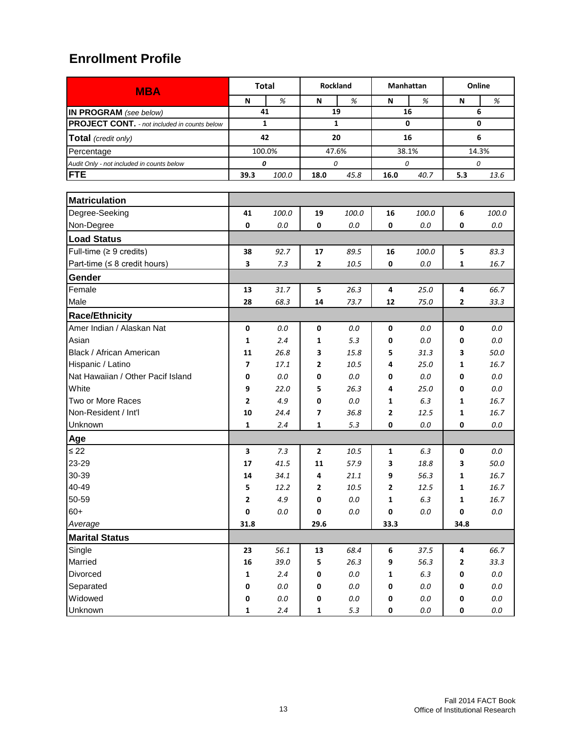## Enrollment Profile

| MBA | Total | | Rockland | | Manhattan | | Online | |
|---|---|---|---|---|---|---|---|---|
| | N | % | N | % | N | % | N | % |
| **IN PROGRAM** *(see below)* | 41 | | 19 | | 16 | | 6 | |
| **PROJECT CONT.** *- not included in counts below* | 1 | | 1 | | 0 | | 0 | |
| **Total** *(credit only)* | 42 | | 20 | | 16 | | 6 | |
| Percentage | 100.0% | | 47.6% | | 38.1% | | 14.3% | |
| *Audit Only - not included in counts below* | 0 | | 0 | | 0 | | 0 | |
| **FTE** | 39.3 | 100.0 | 18.0 | 45.8 | 16.0 | 40.7 | 5.3 | 13.6 |

| | Total N | Total % | Rockland N | Rockland % | Manhattan N | Manhattan % | Online N | Online % |
|---|---|---|---|---|---|---|---|---|
| **Matriculation** | | | | | | | | |
| Degree-Seeking | 41 | 100.0 | 19 | 100.0 | 16 | 100.0 | 6 | 100.0 |
| Non-Degree | 0 | 0.0 | 0 | 0.0 | 0 | 0.0 | 0 | 0.0 |
| **Load Status** | | | | | | | | |
| Full-time (≥ 9 credits) | 38 | 92.7 | 17 | 89.5 | 16 | 100.0 | 5 | 83.3 |
| Part-time (≤ 8 credit hours) | 3 | 7.3 | 2 | 10.5 | 0 | 0.0 | 1 | 16.7 |
| **Gender** | | | | | | | | |
| Female | 13 | 31.7 | 5 | 26.3 | 4 | 25.0 | 4 | 66.7 |
| Male | 28 | 68.3 | 14 | 73.7 | 12 | 75.0 | 2 | 33.3 |
| **Race/Ethnicity** | | | | | | | | |
| Amer Indian / Alaskan Nat | 0 | 0.0 | 0 | 0.0 | 0 | 0.0 | 0 | 0.0 |
| Asian | 1 | 2.4 | 1 | 5.3 | 0 | 0.0 | 0 | 0.0 |
| Black / African American | 11 | 26.8 | 3 | 15.8 | 5 | 31.3 | 3 | 50.0 |
| Hispanic / Latino | 7 | 17.1 | 2 | 10.5 | 4 | 25.0 | 1 | 16.7 |
| Nat Hawaiian / Other Pacif Island | 0 | 0.0 | 0 | 0.0 | 0 | 0.0 | 0 | 0.0 |
| White | 9 | 22.0 | 5 | 26.3 | 4 | 25.0 | 0 | 0.0 |
| Two or More Races | 2 | 4.9 | 0 | 0.0 | 1 | 6.3 | 1 | 16.7 |
| Non-Resident / Int'l | 10 | 24.4 | 7 | 36.8 | 2 | 12.5 | 1 | 16.7 |
| Unknown | 1 | 2.4 | 1 | 5.3 | 0 | 0.0 | 0 | 0.0 |
| **Age** | | | | | | | | |
| ≤ 22 | 3 | 7.3 | 2 | 10.5 | 1 | 6.3 | 0 | 0.0 |
| 23-29 | 17 | 41.5 | 11 | 57.9 | 3 | 18.8 | 3 | 50.0 |
| 30-39 | 14 | 34.1 | 4 | 21.1 | 9 | 56.3 | 1 | 16.7 |
| 40-49 | 5 | 12.2 | 2 | 10.5 | 2 | 12.5 | 1 | 16.7 |
| 50-59 | 2 | 4.9 | 0 | 0.0 | 1 | 6.3 | 1 | 16.7 |
| 60+ | 0 | 0.0 | 0 | 0.0 | 0 | 0.0 | 0 | 0.0 |
| *Average* | 31.8 | | 29.6 | | 33.3 | | 34.8 | |
| **Marital Status** | | | | | | | | |
| Single | 23 | 56.1 | 13 | 68.4 | 6 | 37.5 | 4 | 66.7 |
| Married | 16 | 39.0 | 5 | 26.3 | 9 | 56.3 | 2 | 33.3 |
| Divorced | 1 | 2.4 | 0 | 0.0 | 1 | 6.3 | 0 | 0.0 |
| Separated | 0 | 0.0 | 0 | 0.0 | 0 | 0.0 | 0 | 0.0 |
| Widowed | 0 | 0.0 | 0 | 0.0 | 0 | 0.0 | 0 | 0.0 |
| Unknown | 1 | 2.4 | 1 | 5.3 | 0 | 0.0 | 0 | 0.0 |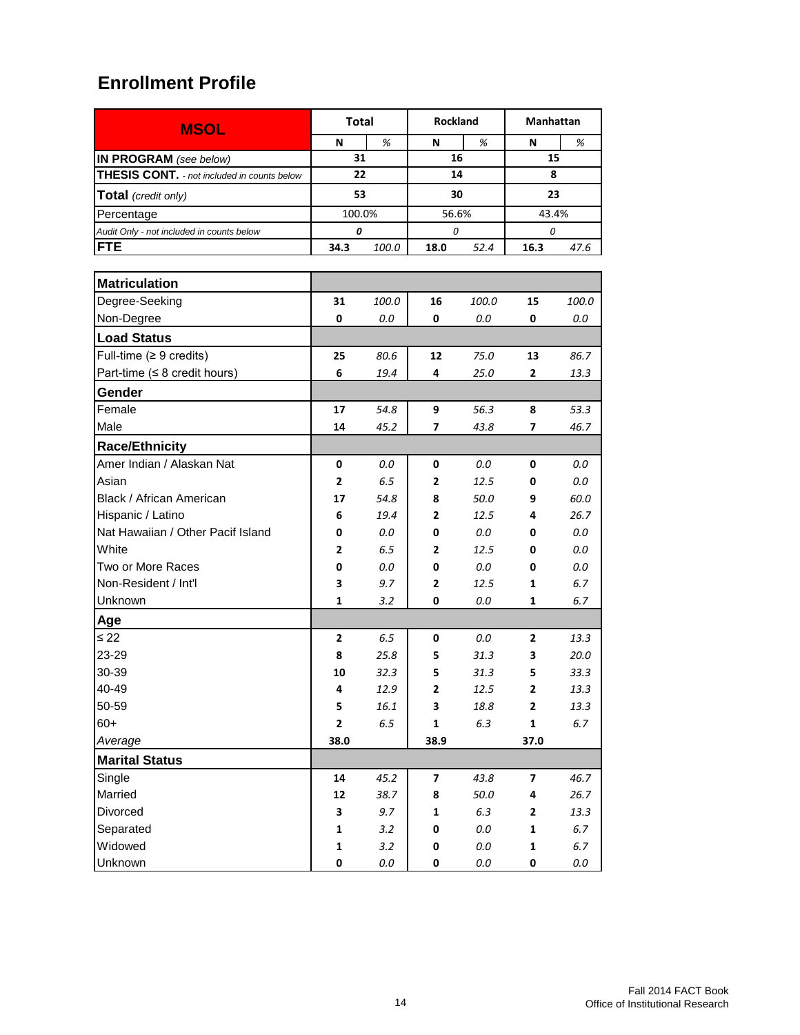# Enrollment Profile

| MSOL | Total | | Rockland | | Manhattan | |
|---|---|---|---|---|---|---|
| | N | % | N | % | N | % |
| **IN PROGRAM** *(see below)* | 31 | | 16 | | 15 | |
| **THESIS CONT.** *- not included in counts below* | 22 | | 14 | | 8 | |
| **Total** *(credit only)* | 53 | | 30 | | 23 | |
| Percentage | 100.0% | | 56.6% | | 43.4% | |
| *Audit Only - not included in counts below* | *0* | | *0* | | *0* | |
| **FTE** | 34.3 | *100.0* | 18.0 | *52.4* | 16.3 | *47.6* |

| | Total N | Total % | Rockland N | Rockland % | Manhattan N | Manhattan % |
|---|---|---|---|---|---|---|
| **Matriculation** | | | | | | |
| Degree-Seeking | 31 | *100.0* | 16 | *100.0* | 15 | *100.0* |
| Non-Degree | 0 | *0.0* | 0 | *0.0* | 0 | *0.0* |
| **Load Status** | | | | | | |
| Full-time (≥ 9 credits) | 25 | *80.6* | 12 | *75.0* | 13 | *86.7* |
| Part-time (≤ 8 credit hours) | 6 | *19.4* | 4 | *25.0* | 2 | *13.3* |
| **Gender** | | | | | | |
| Female | 17 | *54.8* | 9 | *56.3* | 8 | *53.3* |
| Male | 14 | *45.2* | 7 | *43.8* | 7 | *46.7* |
| **Race/Ethnicity** | | | | | | |
| Amer Indian / Alaskan Nat | 0 | *0.0* | 0 | *0.0* | 0 | *0.0* |
| Asian | 2 | *6.5* | 2 | *12.5* | 0 | *0.0* |
| Black / African American | 17 | *54.8* | 8 | *50.0* | 9 | *60.0* |
| Hispanic / Latino | 6 | *19.4* | 2 | *12.5* | 4 | *26.7* |
| Nat Hawaiian / Other Pacif Island | 0 | *0.0* | 0 | *0.0* | 0 | *0.0* |
| White | 2 | *6.5* | 2 | *12.5* | 0 | *0.0* |
| Two or More Races | 0 | *0.0* | 0 | *0.0* | 0 | *0.0* |
| Non-Resident / Int'l | 3 | *9.7* | 2 | *12.5* | 1 | *6.7* |
| Unknown | 1 | *3.2* | 0 | *0.0* | 1 | *6.7* |
| **Age** | | | | | | |
| ≤ 22 | 2 | *6.5* | 0 | *0.0* | 2 | *13.3* |
| 23-29 | 8 | *25.8* | 5 | *31.3* | 3 | *20.0* |
| 30-39 | 10 | *32.3* | 5 | *31.3* | 5 | *33.3* |
| 40-49 | 4 | *12.9* | 2 | *12.5* | 2 | *13.3* |
| 50-59 | 5 | *16.1* | 3 | *18.8* | 2 | *13.3* |
| 60+ | 2 | *6.5* | 1 | *6.3* | 1 | *6.7* |
| *Average* | 38.0 | | 38.9 | | 37.0 | |
| **Marital Status** | | | | | | |
| Single | 14 | *45.2* | 7 | *43.8* | 7 | *46.7* |
| Married | 12 | *38.7* | 8 | *50.0* | 4 | *26.7* |
| Divorced | 3 | *9.7* | 1 | *6.3* | 2 | *13.3* |
| Separated | 1 | *3.2* | 0 | *0.0* | 1 | *6.7* |
| Widowed | 1 | *3.2* | 0 | *0.0* | 1 | *6.7* |
| Unknown | 0 | *0.0* | 0 | *0.0* | 0 | *0.0* |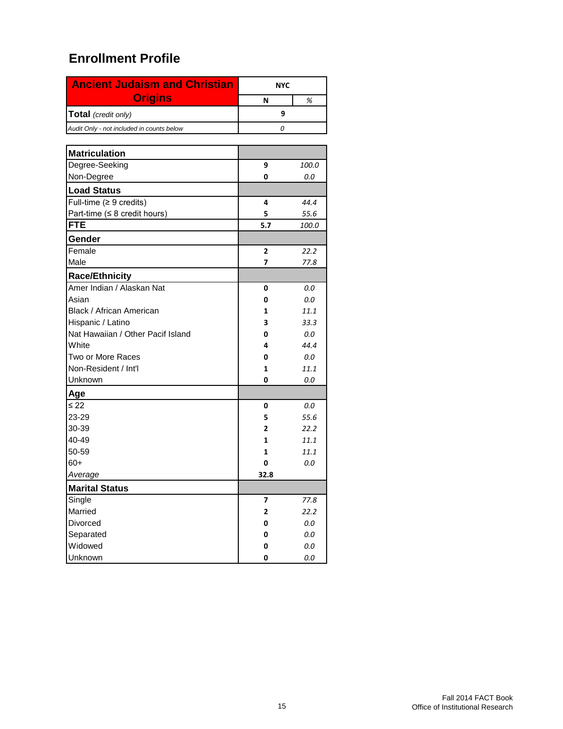# Enrollment Profile

| Ancient Judaism and Christian Origins | NYC | |
|---|---|---|
| | N | % |
| **Total** *(credit only)* | 9 | |
| *Audit Only - not included in counts below* | *0* | |

| | | |
|---|---|---|
| **Matriculation** | | |
| Degree-Seeking | **9** | *100.0* |
| Non-Degree | **0** | *0.0* |
| **Load Status** | | |
| Full-time (≥ 9 credits) | **4** | *44.4* |
| Part-time (≤ 8 credit hours) | **5** | *55.6* |
| **FTE** | **5.7** | *100.0* |
| **Gender** | | |
| Female | **2** | *22.2* |
| Male | **7** | *77.8* |
| **Race/Ethnicity** | | |
| Amer Indian / Alaskan Nat | **0** | *0.0* |
| Asian | **0** | *0.0* |
| Black / African American | **1** | *11.1* |
| Hispanic / Latino | **3** | *33.3* |
| Nat Hawaiian / Other Pacif Island | **0** | *0.0* |
| White | **4** | *44.4* |
| Two or More Races | **0** | *0.0* |
| Non-Resident / Int'l | **1** | *11.1* |
| Unknown | **0** | *0.0* |
| **Age** | | |
| ≤ 22 | **0** | *0.0* |
| 23-29 | **5** | *55.6* |
| 30-39 | **2** | *22.2* |
| 40-49 | **1** | *11.1* |
| 50-59 | **1** | *11.1* |
| 60+ | **0** | *0.0* |
| *Average* | **32.8** | |
| **Marital Status** | | |
| Single | **7** | *77.8* |
| Married | **2** | *22.2* |
| Divorced | **0** | *0.0* |
| Separated | **0** | *0.0* |
| Widowed | **0** | *0.0* |
| Unknown | **0** | *0.0* |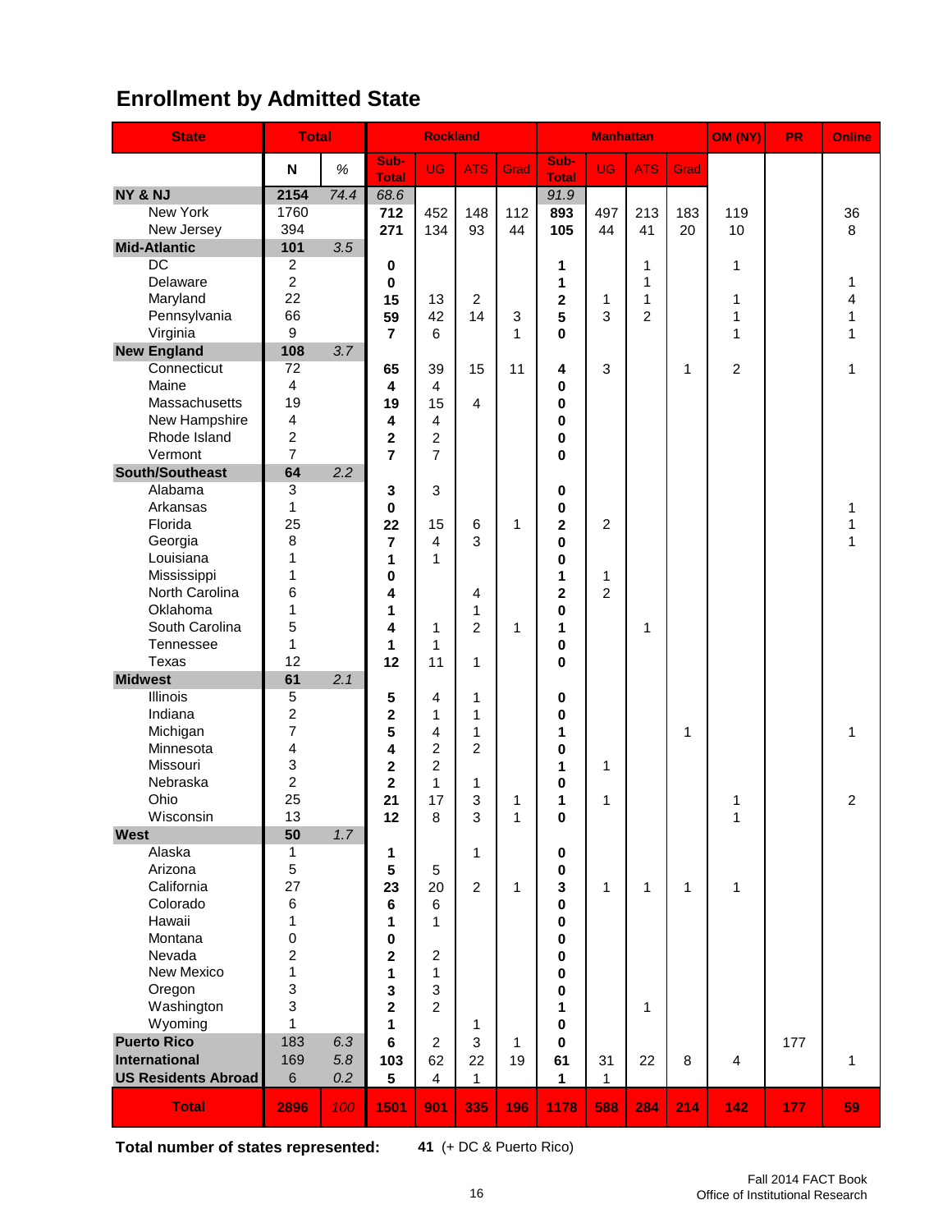## Enrollment by Admitted State

| State | Total | | Rockland | | | | Manhattan | | | | OM (NY) | PR | Online |
|---|---|---|---|---|---|---|---|---|---|---|---|---|---|
| | N | % | Sub-Total | UG | ATS | Grad | Sub-Total | UG | ATS | Grad | | | |
| **NY & NJ** | **2154** | *74.4* | *68.6* | | | | *91.9* | | | | | | |
| New York | 1760 | | **712** | 452 | 148 | 112 | **893** | 497 | 213 | 183 | 119 | | 36 |
| New Jersey | 394 | | **271** | 134 | 93 | 44 | **105** | 44 | 41 | 20 | 10 | | 8 |
| **Mid-Atlantic** | **101** | *3.5* | | | | | | | | | | | |
| DC | 2 | | **0** | | | | **1** | | 1 | | 1 | | |
| Delaware | 2 | | **0** | | | | **1** | | 1 | | | | 1 |
| Maryland | 22 | | **15** | 13 | 2 | | **2** | 1 | 1 | | 1 | | 4 |
| Pennsylvania | 66 | | **59** | 42 | 14 | 3 | **5** | 3 | 2 | | 1 | | 1 |
| Virginia | 9 | | **7** | 6 | | 1 | **0** | | | | 1 | | 1 |
| **New England** | **108** | *3.7* | | | | | | | | | | | |
| Connecticut | 72 | | **65** | 39 | 15 | 11 | **4** | 3 | | 1 | 2 | | 1 |
| Maine | 4 | | **4** | 4 | | | **0** | | | | | | |
| Massachusetts | 19 | | **19** | 15 | 4 | | **0** | | | | | | |
| New Hampshire | 4 | | **4** | 4 | | | **0** | | | | | | |
| Rhode Island | 2 | | **2** | 2 | | | **0** | | | | | | |
| Vermont | 7 | | **7** | 7 | | | **0** | | | | | | |
| **South/Southeast** | **64** | *2.2* | | | | | | | | | | | |
| Alabama | 3 | | **3** | 3 | | | **0** | | | | | | |
| Arkansas | 1 | | **0** | | | | **0** | | | | | | 1 |
| Florida | 25 | | **22** | 15 | 6 | 1 | **2** | 2 | | | | | 1 |
| Georgia | 8 | | **7** | 4 | 3 | | **0** | | | | | | 1 |
| Louisiana | 1 | | **1** | 1 | | | **0** | | | | | | |
| Mississippi | 1 | | **0** | | | | **1** | 1 | | | | | |
| North Carolina | 6 | | **4** | | 4 | | **2** | 2 | | | | | |
| Oklahoma | 1 | | **1** | | 1 | | **0** | | | | | | |
| South Carolina | 5 | | **4** | 1 | 2 | 1 | **1** | | 1 | | | | |
| Tennessee | 1 | | **1** | 1 | | | **0** | | | | | | |
| Texas | 12 | | **12** | 11 | 1 | | **0** | | | | | | |
| **Midwest** | **61** | *2.1* | | | | | | | | | | | |
| Illinois | 5 | | **5** | 4 | 1 | | **0** | | | | | | |
| Indiana | 2 | | **2** | 1 | 1 | | **0** | | | | | | |
| Michigan | 7 | | **5** | 4 | 1 | | **1** | | | 1 | | | 1 |
| Minnesota | 4 | | **4** | 2 | 2 | | **0** | | | | | | |
| Missouri | 3 | | **2** | 2 | | | **1** | 1 | | | | | |
| Nebraska | 2 | | **2** | 1 | 1 | | **0** | | | | | | |
| Ohio | 25 | | **21** | 17 | 3 | 1 | **1** | 1 | | | 1 | | 2 |
| Wisconsin | 13 | | **12** | 8 | 3 | 1 | **0** | | | | 1 | | |
| **West** | **50** | *1.7* | | | | | | | | | | | |
| Alaska | 1 | | **1** | | 1 | | **0** | | | | | | |
| Arizona | 5 | | **5** | 5 | | | **0** | | | | | | |
| California | 27 | | **23** | 20 | 2 | 1 | **3** | 1 | 1 | 1 | 1 | | |
| Colorado | 6 | | **6** | 6 | | | **0** | | | | | | |
| Hawaii | 1 | | **1** | 1 | | | **0** | | | | | | |
| Montana | 0 | | **0** | | | | **0** | | | | | | |
| Nevada | 2 | | **2** | 2 | | | **0** | | | | | | |
| New Mexico | 1 | | **1** | 1 | | | **0** | | | | | | |
| Oregon | 3 | | **3** | 3 | | | **0** | | | | | | |
| Washington | 3 | | **2** | 2 | | | **1** | | 1 | | | | |
| Wyoming | 1 | | **1** | | 1 | | **0** | | | | | | |
| **Puerto Rico** | 183 | *6.3* | **6** | 2 | 3 | 1 | **0** | | | | | 177 | |
| **International** | 169 | *5.8* | **103** | 62 | 22 | 19 | **61** | 31 | 22 | 8 | 4 | | 1 |
| **US Residents Abroad** | 6 | *0.2* | **5** | 4 | 1 | | **1** | 1 | | | | | |
| **Total** | **2896** | *100* | **1501** | **901** | **335** | **196** | **1178** | **588** | **284** | **214** | **142** | **177** | **59** |

**Total number of states represented:** **41** (+ DC & Puerto Rico)

Fall 2014 FACT Book
Office of Institutional Research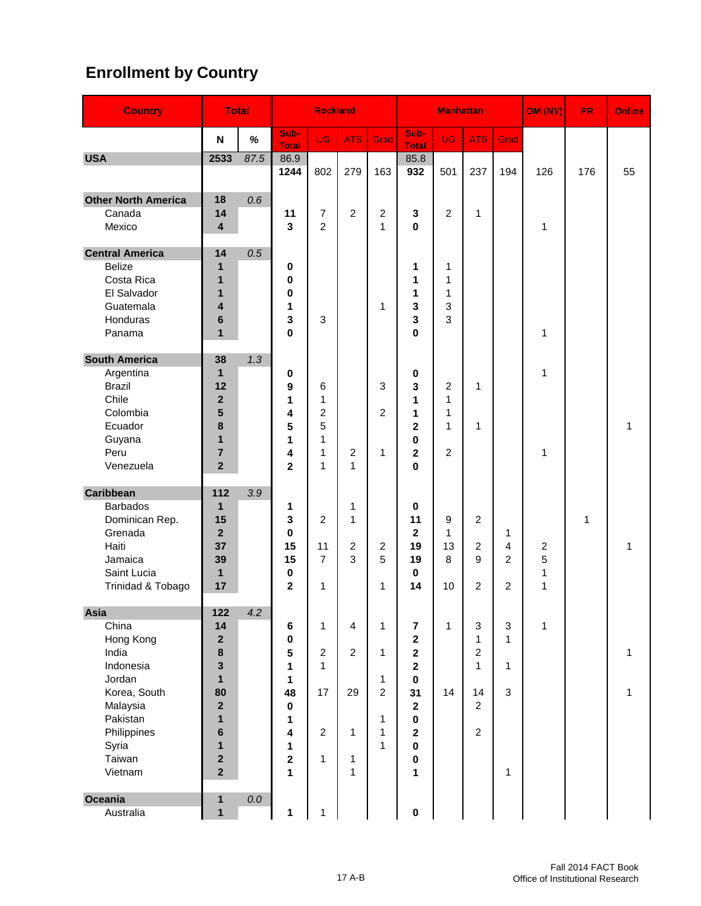## Enrollment by Country

| Country | Total | | Rockland | | | | Manhattan | | | | OM (NY) | PR | Online |
|---|---|---|---|---|---|---|---|---|---|---|---|---|---|
| | N | % | Sub-Total | UG | ATS | Grad | Sub-Total | UG | ATS | Grad | | | |
| **USA** | **2533** | *87.5* | 86.9 | | | | 85.8 | | | | | | |
| | | | **1244** | 802 | 279 | 163 | **932** | 501 | 237 | 194 | 126 | 176 | 55 |
| **Other North America** | **18** | *0.6* | | | | | | | | | | | |
| Canada | **14** | | **11** | 7 | 2 | 2 | **3** | 2 | 1 | | | | |
| Mexico | **4** | | **3** | 2 | | 1 | **0** | | | | 1 | | |
| **Central America** | **14** | *0.5* | | | | | | | | | | | |
| Belize | **1** | | **0** | | | | **1** | 1 | | | | | |
| Costa Rica | **1** | | **0** | | | | **1** | 1 | | | | | |
| El Salvador | **1** | | **0** | | | | **1** | 1 | | | | | |
| Guatemala | **4** | | **1** | | | 1 | **3** | 3 | | | | | |
| Honduras | **6** | | **3** | 3 | | | **3** | 3 | | | | | |
| Panama | **1** | | **0** | | | | **0** | | | | 1 | | |
| **South America** | **38** | *1.3* | | | | | | | | | | | |
| Argentina | **1** | | **0** | | | | **0** | | | | 1 | | |
| Brazil | **12** | | **9** | 6 | | 3 | **3** | 2 | 1 | | | | |
| Chile | **2** | | **1** | 1 | | | **1** | 1 | | | | | |
| Colombia | **5** | | **4** | 2 | | 2 | **1** | 1 | | | | | |
| Ecuador | **8** | | **5** | 5 | | | **2** | 1 | 1 | | | | 1 |
| Guyana | **1** | | **1** | 1 | | | **0** | | | | | | |
| Peru | **7** | | **4** | 1 | 2 | 1 | **2** | 2 | | | 1 | | |
| Venezuela | **2** | | **2** | 1 | 1 | | **0** | | | | | | |
| **Caribbean** | **112** | *3.9* | | | | | | | | | | | |
| Barbados | **1** | | **1** | | 1 | | **0** | | | | | | |
| Dominican Rep. | **15** | | **3** | 2 | 1 | | **11** | 9 | 2 | | | 1 | |
| Grenada | **2** | | **0** | | | | **2** | 1 | | 1 | | | |
| Haiti | **37** | | **15** | 11 | 2 | 2 | **19** | 13 | 2 | 4 | 2 | | 1 |
| Jamaica | **39** | | **15** | 7 | 3 | 5 | **19** | 8 | 9 | 2 | 5 | | |
| Saint Lucia | **1** | | **0** | | | | **0** | | | | 1 | | |
| Trinidad & Tobago | **17** | | **2** | 1 | | 1 | **14** | 10 | 2 | 2 | 1 | | |
| **Asia** | **122** | *4.2* | | | | | | | | | | | |
| China | **14** | | **6** | 1 | 4 | 1 | **7** | 1 | 3 | 3 | 1 | | |
| Hong Kong | **2** | | **0** | | | | **2** | | 1 | 1 | | | |
| India | **8** | | **5** | 2 | 2 | 1 | **2** | | 2 | | | | 1 |
| Indonesia | **3** | | **1** | 1 | | | **2** | | 1 | 1 | | | |
| Jordan | **1** | | **1** | | | 1 | **0** | | | | | | |
| Korea, South | **80** | | **48** | 17 | 29 | 2 | **31** | 14 | 14 | 3 | | | 1 |
| Malaysia | **2** | | **0** | | | | **2** | | 2 | | | | |
| Pakistan | **1** | | **1** | | | 1 | **0** | | | | | | |
| Philippines | **6** | | **4** | 2 | 1 | 1 | **2** | | 2 | | | | |
| Syria | **1** | | **1** | | | 1 | **0** | | | | | | |
| Taiwan | **2** | | **2** | 1 | 1 | | **0** | | | | | | |
| Vietnam | **2** | | **1** | | 1 | | **1** | | | 1 | | | |
| **Oceania** | **1** | *0.0* | | | | | | | | | | | |
| Australia | **1** | | **1** | 1 | | | **0** | | | | | | |

17 A-B

Fall 2014 FACT Book
Office of Institutional Research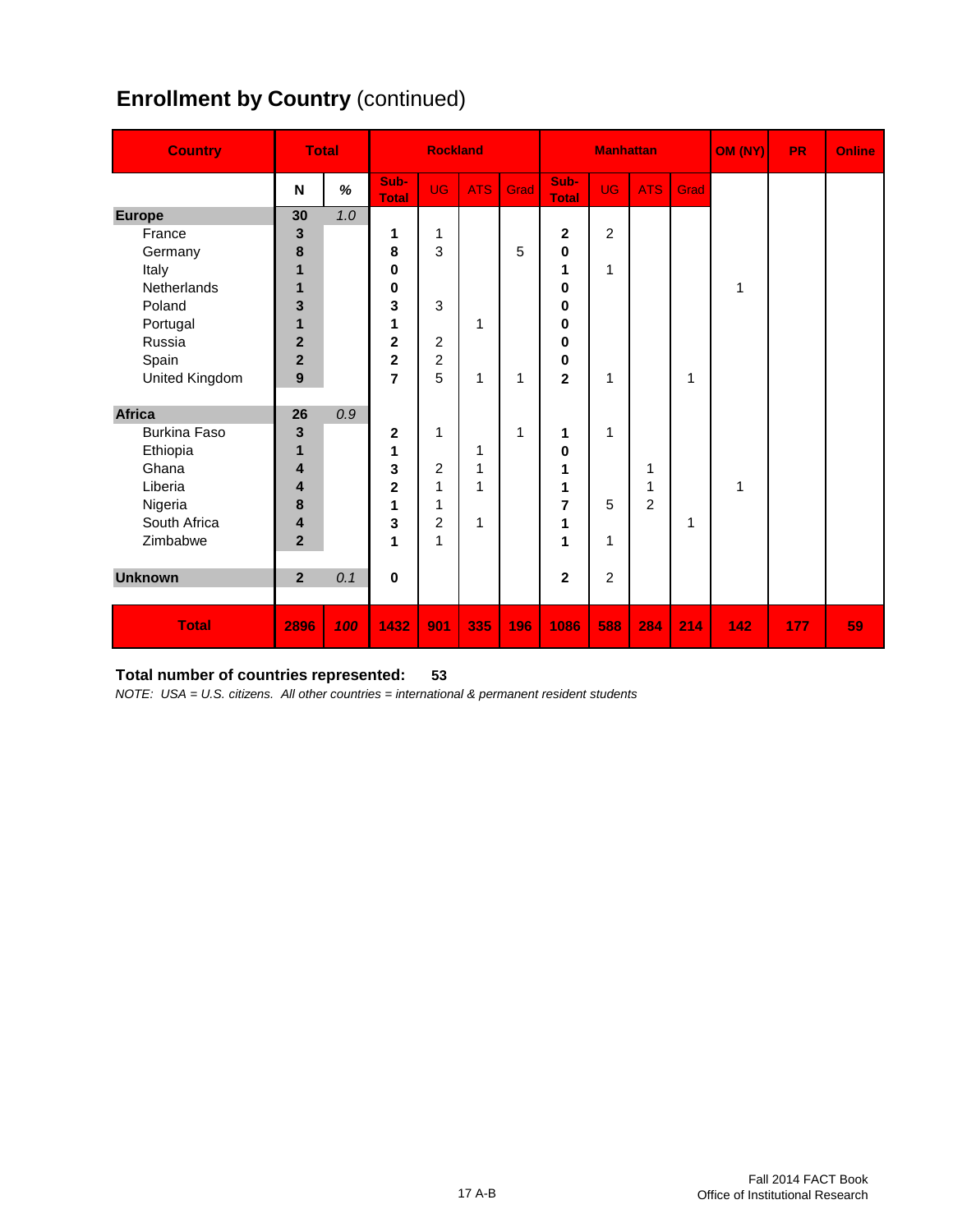## **Enrollment by Country** (continued)

| Country | Total | | Rockland | | | | Manhattan | | | | OM (NY) | PR | Online |
|---|---|---|---|---|---|---|---|---|---|---|---|---|---|
| | N | % | Sub-Total | UG | ATS | Grad | Sub-Total | UG | ATS | Grad | | | |
| **Europe** | **30** | *1.0* | | | | | | | | | | | |
| France | **3** | | **1** | 1 | | | **2** | 2 | | | | | |
| Germany | **8** | | **8** | 3 | | 5 | **0** | | | | | | |
| Italy | **1** | | **0** | | | | **1** | 1 | | | | | |
| Netherlands | **1** | | **0** | | | | **0** | | | | 1 | | |
| Poland | **3** | | **3** | 3 | | | **0** | | | | | | |
| Portugal | **1** | | **1** | | 1 | | **0** | | | | | | |
| Russia | **2** | | **2** | 2 | | | **0** | | | | | | |
| Spain | **2** | | **2** | 2 | | | **0** | | | | | | |
| United Kingdom | **9** | | **7** | 5 | 1 | 1 | **2** | 1 | | 1 | | | |
| **Africa** | **26** | *0.9* | | | | | | | | | | | |
| Burkina Faso | **3** | | **2** | 1 | | 1 | **1** | 1 | | | | | |
| Ethiopia | **1** | | **1** | | 1 | | **0** | | | | | | |
| Ghana | **4** | | **3** | 2 | 1 | | **1** | | 1 | | | | |
| Liberia | **4** | | **2** | 1 | 1 | | **1** | | 1 | | 1 | | |
| Nigeria | **8** | | **1** | 1 | | | **7** | 5 | 2 | | | | |
| South Africa | **4** | | **3** | 2 | 1 | | **1** | | | 1 | | | |
| Zimbabwe | **2** | | **1** | 1 | | | **1** | 1 | | | | | |
| **Unknown** | **2** | *0.1* | **0** | | | | **2** | 2 | | | | | |
| **Total** | **2896** | ***100*** | **1432** | **901** | **335** | **196** | **1086** | **588** | **284** | **214** | **142** | **177** | **59** |

**Total number of countries represented: 53**

*NOTE: USA = U.S. citizens. All other countries = international & permanent resident students*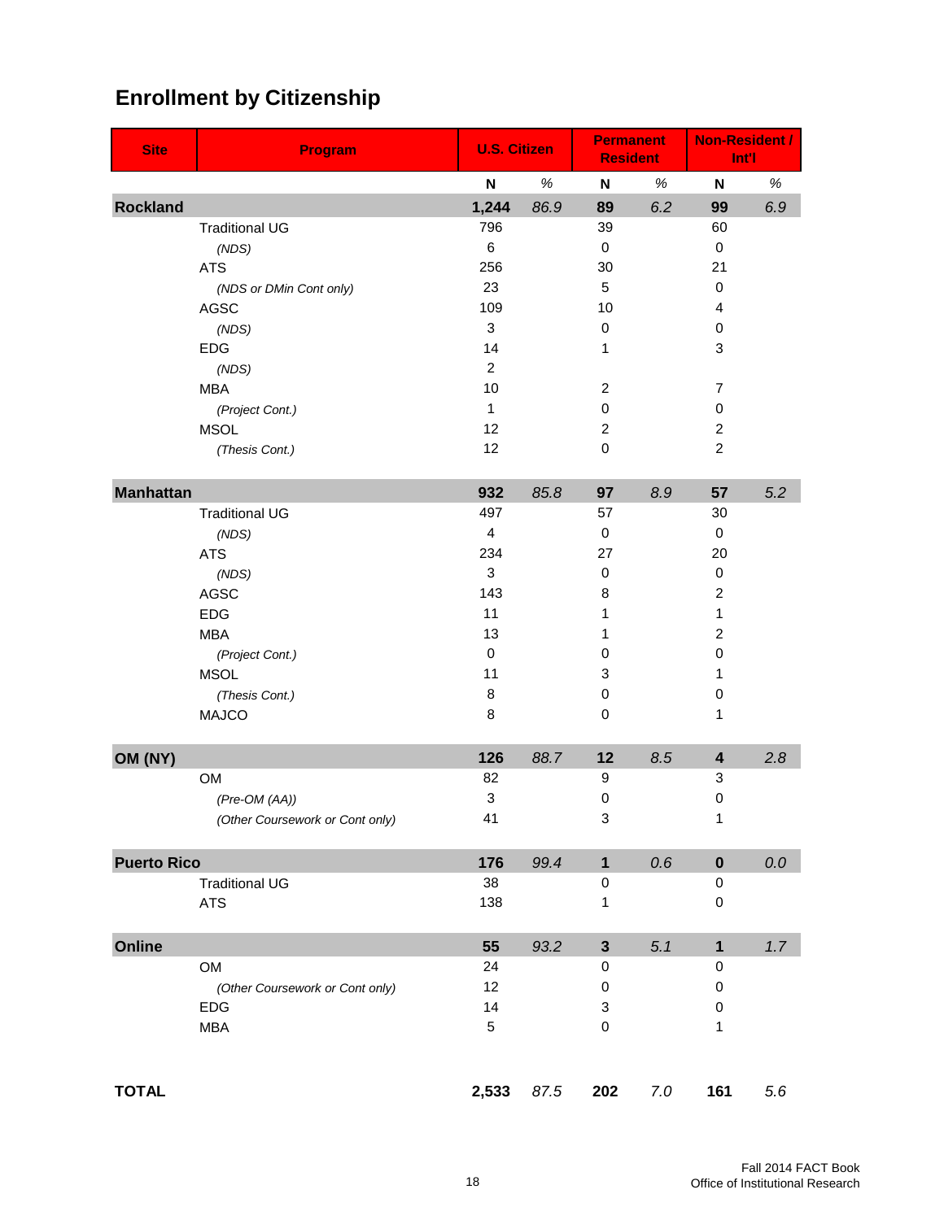# Enrollment by Citizenship

| Site | Program | U.S. Citizen | | Permanent Resident | | Non-Resident / Int'l | |
|---|---|---|---|---|---|---|---|
| | | N | % | N | % | N | % |
| **Rockland** | | **1,244** | *86.9* | **89** | *6.2* | **99** | *6.9* |
| | Traditional UG | 796 | | 39 | | 60 | |
| | *(NDS)* | 6 | | 0 | | 0 | |
| | ATS | 256 | | 30 | | 21 | |
| | *(NDS or DMin Cont only)* | 23 | | 5 | | 0 | |
| | AGSC | 109 | | 10 | | 4 | |
| | *(NDS)* | 3 | | 0 | | 0 | |
| | EDG | 14 | | 1 | | 3 | |
| | *(NDS)* | 2 | | | | | |
| | MBA | 10 | | 2 | | 7 | |
| | *(Project Cont.)* | 1 | | 0 | | 0 | |
| | MSOL | 12 | | 2 | | 2 | |
| | *(Thesis Cont.)* | 12 | | 0 | | 2 | |
| **Manhattan** | | **932** | *85.8* | **97** | *8.9* | **57** | *5.2* |
| | Traditional UG | 497 | | 57 | | 30 | |
| | *(NDS)* | 4 | | 0 | | 0 | |
| | ATS | 234 | | 27 | | 20 | |
| | *(NDS)* | 3 | | 0 | | 0 | |
| | AGSC | 143 | | 8 | | 2 | |
| | EDG | 11 | | 1 | | 1 | |
| | MBA | 13 | | 1 | | 2 | |
| | *(Project Cont.)* | 0 | | 0 | | 0 | |
| | MSOL | 11 | | 3 | | 1 | |
| | *(Thesis Cont.)* | 8 | | 0 | | 0 | |
| | MAJCO | 8 | | 0 | | 1 | |
| **OM (NY)** | | **126** | *88.7* | **12** | *8.5* | **4** | *2.8* |
| | OM | 82 | | 9 | | 3 | |
| | *(Pre-OM (AA))* | 3 | | 0 | | 0 | |
| | *(Other Coursework or Cont only)* | 41 | | 3 | | 1 | |
| **Puerto Rico** | | **176** | *99.4* | **1** | *0.6* | **0** | *0.0* |
| | Traditional UG | 38 | | 0 | | 0 | |
| | ATS | 138 | | 1 | | 0 | |
| **Online** | | **55** | *93.2* | **3** | *5.1* | **1** | *1.7* |
| | OM | 24 | | 0 | | 0 | |
| | *(Other Coursework or Cont only)* | 12 | | 0 | | 0 | |
| | EDG | 14 | | 3 | | 0 | |
| | MBA | 5 | | 0 | | 1 | |
| **TOTAL** | | **2,533** | *87.5* | **202** | *7.0* | **161** | *5.6* |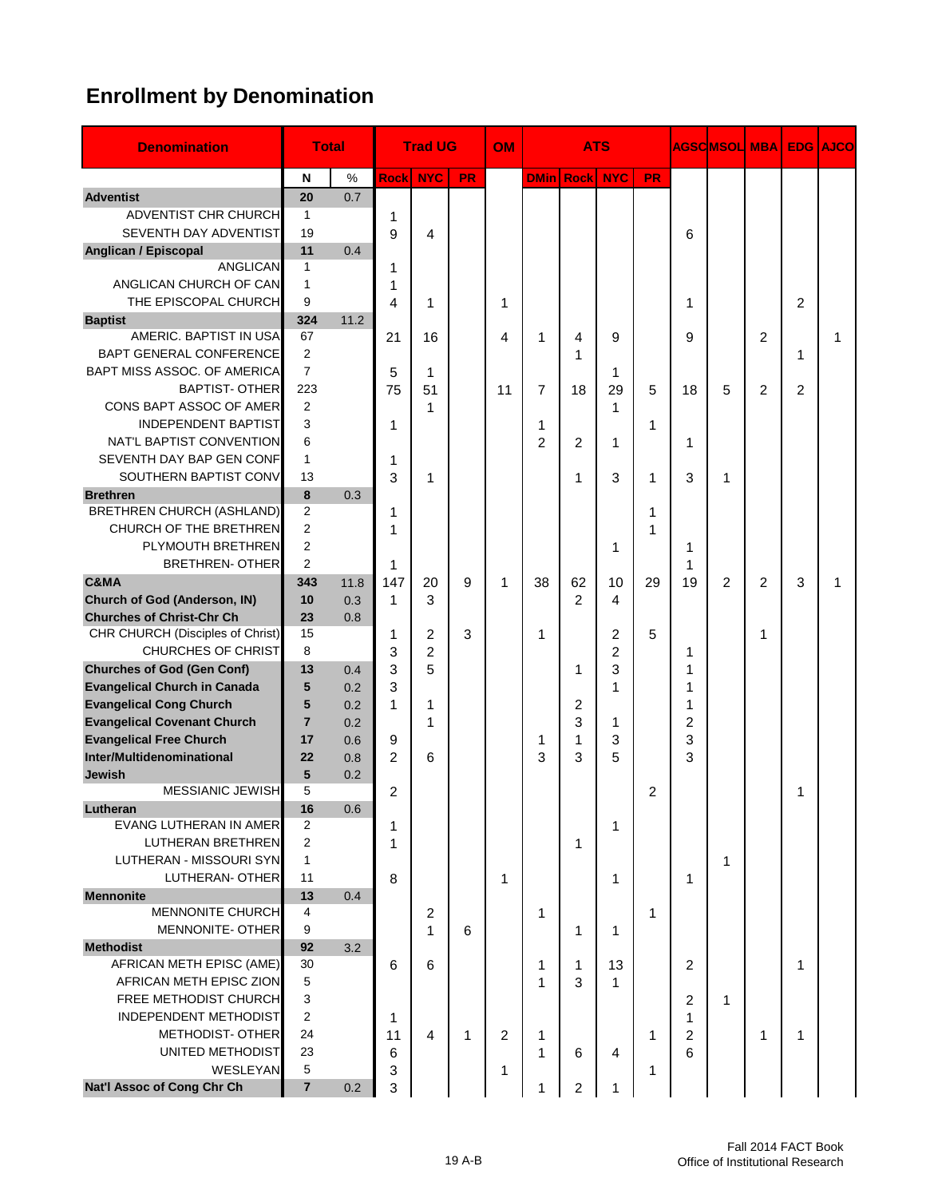# Enrollment by Denomination

| Denomination | Total | | Trad UG | | | OM | ATS | | | | AGSC | MSOL | MBA | EDG | AJCO |
|---|---|---|---|---|---|---|---|---|---|---|---|---|---|---|---|
| | N | % | Rock | NYC | PR | | DMin | Rock | NYC | PR | | | | | |
| **Adventist** | **20** | 0.7 | | | | | | | | | | | | | |
| ADVENTIST CHR CHURCH | 1 | | 1 | | | | | | | | | | | | |
| SEVENTH DAY ADVENTIST | 19 | | 9 | 4 | | | | | | | 6 | | | | |
| **Anglican / Episcopal** | **11** | 0.4 | | | | | | | | | | | | | |
| ANGLICAN | 1 | | 1 | | | | | | | | | | | | |
| ANGLICAN CHURCH OF CAN | 1 | | 1 | | | | | | | | | | | | |
| THE EPISCOPAL CHURCH | 9 | | 4 | 1 | | 1 | | | | | 1 | | | 2 | |
| **Baptist** | **324** | 11.2 | | | | | | | | | | | | | |
| AMERIC. BAPTIST IN USA | 67 | | 21 | 16 | | 4 | 1 | 4 | 9 | | 9 | | 2 | | 1 |
| BAPT GENERAL CONFERENCE | 2 | | | | | | | 1 | | | | | | 1 | |
| BAPT MISS ASSOC. OF AMERICA | 7 | | 5 | 1 | | | | | 1 | | | | | | |
| BAPTIST- OTHER | 223 | | 75 | 51 | | 11 | 7 | 18 | 29 | 5 | 18 | 5 | 2 | 2 | |
| CONS BAPT ASSOC OF AMER | 2 | | | 1 | | | | | 1 | | | | | | |
| INDEPENDENT BAPTIST | 3 | | 1 | | | | 1 | | | 1 | | | | | |
| NAT'L BAPTIST CONVENTION | 6 | | | | | | 2 | 2 | 1 | | 1 | | | | |
| SEVENTH DAY BAP GEN CONF | 1 | | 1 | | | | | | | | | | | | |
| SOUTHERN BAPTIST CONV | 13 | | 3 | 1 | | | | 1 | 3 | 1 | 3 | 1 | | | |
| **Brethren** | **8** | 0.3 | | | | | | | | | | | | | |
| BRETHREN CHURCH (ASHLAND) | 2 | | 1 | | | | | | | 1 | | | | | |
| CHURCH OF THE BRETHREN | 2 | | 1 | | | | | | | 1 | | | | | |
| PLYMOUTH BRETHREN | 2 | | | | | | | | 1 | | 1 | | | | |
| BRETHREN- OTHER | 2 | | 1 | | | | | | | | 1 | | | | |
| **C&MA** | **343** | 11.8 | 147 | 20 | 9 | 1 | 38 | 62 | 10 | 29 | 19 | 2 | 2 | 3 | 1 |
| **Church of God (Anderson, IN)** | **10** | 0.3 | 1 | 3 | | | | 2 | 4 | | | | | | |
| **Churches of Christ-Chr Ch** | **23** | 0.8 | | | | | | | | | | | | | |
| CHR CHURCH (Disciples of Christ) | 15 | | 1 | 2 | 3 | | 1 | | 2 | 5 | | | 1 | | |
| CHURCHES OF CHRIST | 8 | | 3 | 2 | | | | | 2 | | 1 | | | | |
| **Churches of God (Gen Conf)** | **13** | 0.4 | 3 | 5 | | | | 1 | 3 | | 1 | | | | |
| **Evangelical Church in Canada** | **5** | 0.2 | 3 | | | | | | 1 | | 1 | | | | |
| **Evangelical Cong Church** | **5** | 0.2 | 1 | 1 | | | | 2 | | | 1 | | | | |
| **Evangelical Covenant Church** | **7** | 0.2 | | 1 | | | | 3 | 1 | | 2 | | | | |
| **Evangelical Free Church** | **17** | 0.6 | 9 | | | | 1 | 1 | 3 | | 3 | | | | |
| **Inter/Multidenominational** | **22** | 0.8 | 2 | 6 | | | 3 | 3 | 5 | | 3 | | | | |
| **Jewish** | **5** | 0.2 | | | | | | | | | | | | | |
| MESSIANIC JEWISH | 5 | | 2 | | | | | | | 2 | | | | 1 | |
| **Lutheran** | **16** | 0.6 | | | | | | | | | | | | | |
| EVANG LUTHERAN IN AMER | 2 | | 1 | | | | | | 1 | | | | | | |
| LUTHERAN BRETHREN | 2 | | 1 | | | | | 1 | | | | | | | |
| LUTHERAN - MISSOURI SYN | 1 | | | | | | | | | | | 1 | | | |
| LUTHERAN- OTHER | 11 | | 8 | | | 1 | | | 1 | | 1 | | | | |
| **Mennonite** | **13** | 0.4 | | | | | | | | | | | | | |
| MENNONITE CHURCH | 4 | | | 2 | | | 1 | | | 1 | | | | | |
| MENNONITE- OTHER | 9 | | | 1 | 6 | | | 1 | 1 | | | | | | |
| **Methodist** | **92** | 3.2 | | | | | | | | | | | | | |
| AFRICAN METH EPISC (AME) | 30 | | 6 | 6 | | | 1 | 1 | 13 | | 2 | | | 1 | |
| AFRICAN METH EPISC ZION | 5 | | | | | | 1 | 3 | 1 | | | | | | |
| FREE METHODIST CHURCH | 3 | | | | | | | | | | 2 | 1 | | | |
| INDEPENDENT METHODIST | 2 | | 1 | | | | | | | | 1 | | | | |
| METHODIST- OTHER | 24 | | 11 | 4 | 1 | 2 | 1 | | | 1 | 2 | | 1 | 1 | |
| UNITED METHODIST | 23 | | 6 | | | | 1 | 6 | 4 | | 6 | | | | |
| WESLEYAN | 5 | | 3 | | | 1 | | | | 1 | | | | | |
| **Nat'l Assoc of Cong Chr Ch** | **7** | 0.2 | 3 | | | | 1 | 2 | 1 | | | | | | |

Fall 2014 FACT Book
Office of Institutional Research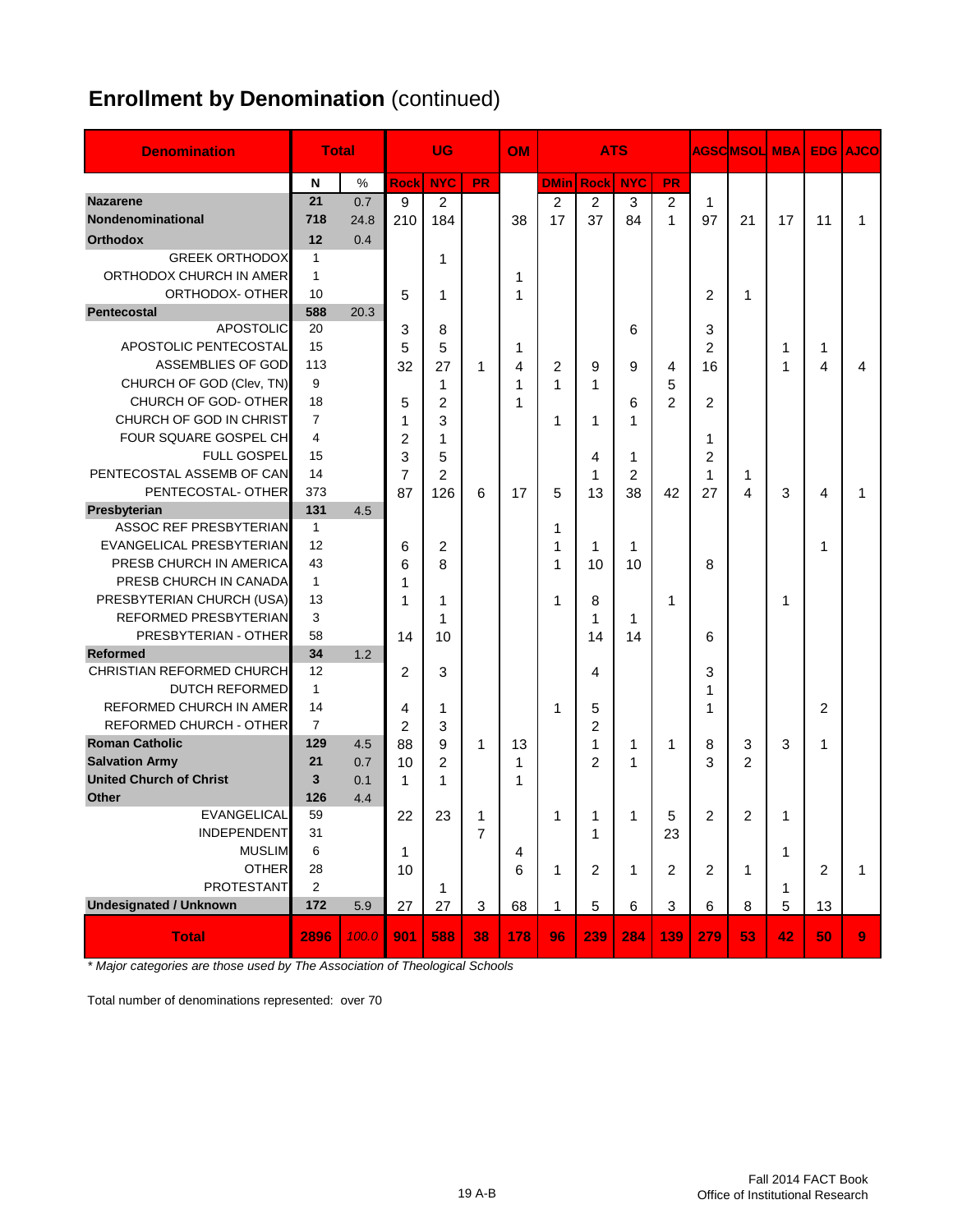# Enrollment by Denomination (continued)

| Denomination | Total | | UG | | | OM | ATS | | | | AGSC | MSOL | MBA | EDG | AJCO |
|---|---|---|---|---|---|---|---|---|---|---|---|---|---|---|---|
| | N | % | Rock | NYC | PR | | DMin | Rock | NYC | PR | | | | | |
| **Nazarene** | **21** | 0.7 | 9 | 2 | | | 2 | 2 | 3 | 2 | 1 | | | | |
| **Nondenominational** | **718** | 24.8 | 210 | 184 | | 38 | 17 | 37 | 84 | 1 | 97 | 21 | 17 | 11 | 1 |
| **Orthodox** | **12** | 0.4 | | | | | | | | | | | | | |
| GREEK ORTHODOX | 1 | | | 1 | | | | | | | | | | | |
| ORTHODOX CHURCH IN AMER | 1 | | | | | 1 | | | | | | | | | |
| ORTHODOX- OTHER | 10 | | 5 | 1 | | 1 | | | | | 2 | 1 | | | |
| **Pentecostal** | **588** | 20.3 | | | | | | | | | | | | | |
| APOSTOLIC | 20 | | 3 | 8 | | | | | 6 | | 3 | | | | |
| APOSTOLIC PENTECOSTAL | 15 | | 5 | 5 | | 1 | | | | | 2 | | 1 | 1 | |
| ASSEMBLIES OF GOD | 113 | | 32 | 27 | 1 | 4 | 2 | 9 | 9 | 4 | 16 | | 1 | 4 | 4 |
| CHURCH OF GOD (Clev, TN) | 9 | | | 1 | | 1 | 1 | 1 | | 5 | | | | | |
| CHURCH OF GOD- OTHER | 18 | | 5 | 2 | | 1 | | | 6 | 2 | 2 | | | | |
| CHURCH OF GOD IN CHRIST | 7 | | 1 | 3 | | | 1 | 1 | 1 | | | | | | |
| FOUR SQUARE GOSPEL CH | 4 | | 2 | 1 | | | | | | | 1 | | | | |
| FULL GOSPEL | 15 | | 3 | 5 | | | | 4 | 1 | | 2 | | | | |
| PENTECOSTAL ASSEMB OF CAN | 14 | | 7 | 2 | | | | 1 | 2 | | 1 | 1 | | | |
| PENTECOSTAL- OTHER | 373 | | 87 | 126 | 6 | 17 | 5 | 13 | 38 | 42 | 27 | 4 | 3 | 4 | 1 |
| **Presbyterian** | **131** | 4.5 | | | | | | | | | | | | | |
| ASSOC REF PRESBYTERIAN | 1 | | | | | | 1 | | | | | | | | |
| EVANGELICAL PRESBYTERIAN | 12 | | 6 | 2 | | | 1 | 1 | 1 | | | | | 1 | |
| PRESB CHURCH IN AMERICA | 43 | | 6 | 8 | | | 1 | 10 | 10 | | 8 | | | | |
| PRESB CHURCH IN CANADA | 1 | | 1 | | | | | | | | | | | | |
| PRESBYTERIAN CHURCH (USA) | 13 | | 1 | 1 | | | 1 | 8 | | 1 | | | 1 | | |
| REFORMED PRESBYTERIAN | 3 | | | 1 | | | | 1 | 1 | | | | | | |
| PRESBYTERIAN - OTHER | 58 | | 14 | 10 | | | | 14 | 14 | | 6 | | | | |
| **Reformed** | **34** | 1.2 | | | | | | | | | | | | | |
| CHRISTIAN REFORMED CHURCH | 12 | | 2 | 3 | | | | 4 | | | 3 | | | | |
| DUTCH REFORMED | 1 | | | | | | | | | | 1 | | | | |
| REFORMED CHURCH IN AMER | 14 | | 4 | 1 | | | 1 | 5 | | | 1 | | | 2 | |
| REFORMED CHURCH - OTHER | 7 | | 2 | 3 | | | | 2 | | | | | | | |
| **Roman Catholic** | **129** | 4.5 | 88 | 9 | 1 | 13 | | 1 | 1 | 1 | 8 | 3 | 3 | 1 | |
| **Salvation Army** | **21** | 0.7 | 10 | 2 | | 1 | | 2 | 1 | | 3 | 2 | | | |
| **United Church of Christ** | **3** | 0.1 | 1 | 1 | | 1 | | | | | | | | | |
| **Other** | **126** | 4.4 | | | | | | | | | | | | | |
| EVANGELICAL | 59 | | 22 | 23 | 1 | | 1 | 1 | 1 | 5 | 2 | 2 | 1 | | |
| INDEPENDENT | 31 | | | | 7 | | | 1 | | 23 | | | | | |
| MUSLIM | 6 | | 1 | | | 4 | | | | | | | 1 | | |
| OTHER | 28 | | 10 | | | 6 | 1 | 2 | 1 | 2 | 2 | 1 | | 2 | 1 |
| PROTESTANT | 2 | | | 1 | | | | | | | | | 1 | | |
| **Undesignated / Unknown** | **172** | 5.9 | 27 | 27 | 3 | 68 | 1 | 5 | 6 | 3 | 6 | 8 | 5 | 13 | |
| **Total** | **2896** | *100.0* | **901** | **588** | **38** | **178** | **96** | **239** | **284** | **139** | **279** | **53** | **42** | **50** | **9** |

*\* Major categories are those used by The Association of Theological Schools*

Total number of denominations represented: over 70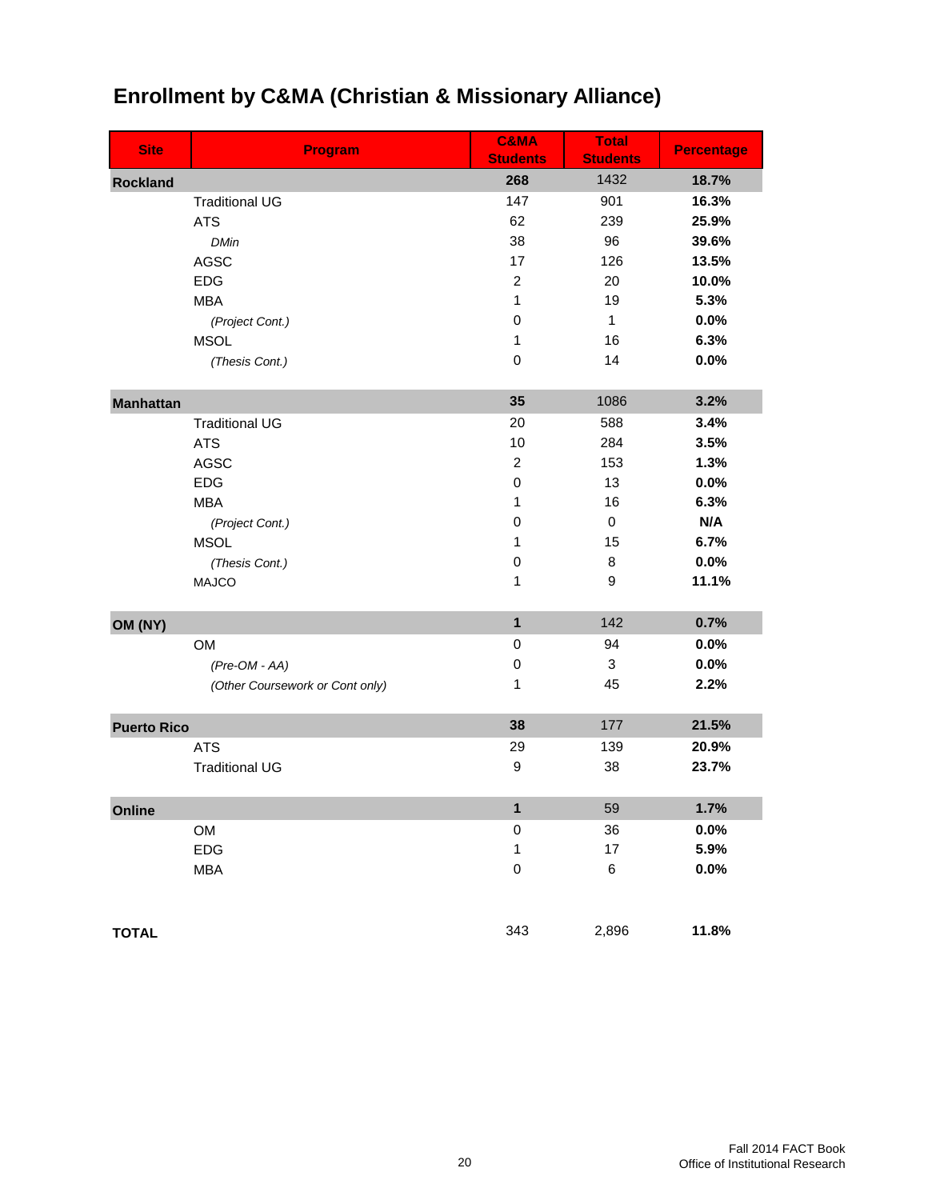# Enrollment by C&MA (Christian & Missionary Alliance)

| Site | Program | C&MA Students | Total Students | Percentage |
|---|---|---|---|---|
| **Rockland** | | **268** | 1432 | **18.7%** |
| | Traditional UG | 147 | 901 | **16.3%** |
| | ATS | 62 | 239 | **25.9%** |
| | *DMin* | 38 | 96 | **39.6%** |
| | AGSC | 17 | 126 | **13.5%** |
| | EDG | 2 | 20 | **10.0%** |
| | MBA | 1 | 19 | **5.3%** |
| | *(Project Cont.)* | 0 | 1 | **0.0%** |
| | MSOL | 1 | 16 | **6.3%** |
| | *(Thesis Cont.)* | 0 | 14 | **0.0%** |
| **Manhattan** | | **35** | 1086 | **3.2%** |
| | Traditional UG | 20 | 588 | **3.4%** |
| | ATS | 10 | 284 | **3.5%** |
| | AGSC | 2 | 153 | **1.3%** |
| | EDG | 0 | 13 | **0.0%** |
| | MBA | 1 | 16 | **6.3%** |
| | *(Project Cont.)* | 0 | 0 | **N/A** |
| | MSOL | 1 | 15 | **6.7%** |
| | *(Thesis Cont.)* | 0 | 8 | **0.0%** |
| | MAJCO | 1 | 9 | **11.1%** |
| **OM (NY)** | | **1** | 142 | **0.7%** |
| | OM | 0 | 94 | **0.0%** |
| | *(Pre-OM - AA)* | 0 | 3 | **0.0%** |
| | *(Other Coursework or Cont only)* | 1 | 45 | **2.2%** |
| **Puerto Rico** | | **38** | 177 | **21.5%** |
| | ATS | 29 | 139 | **20.9%** |
| | Traditional UG | 9 | 38 | **23.7%** |
| **Online** | | **1** | 59 | **1.7%** |
| | OM | 0 | 36 | **0.0%** |
| | EDG | 1 | 17 | **5.9%** |
| | MBA | 0 | 6 | **0.0%** |
| **TOTAL** | | 343 | 2,896 | **11.8%** |

Fall 2014 FACT Book
Office of Institutional Research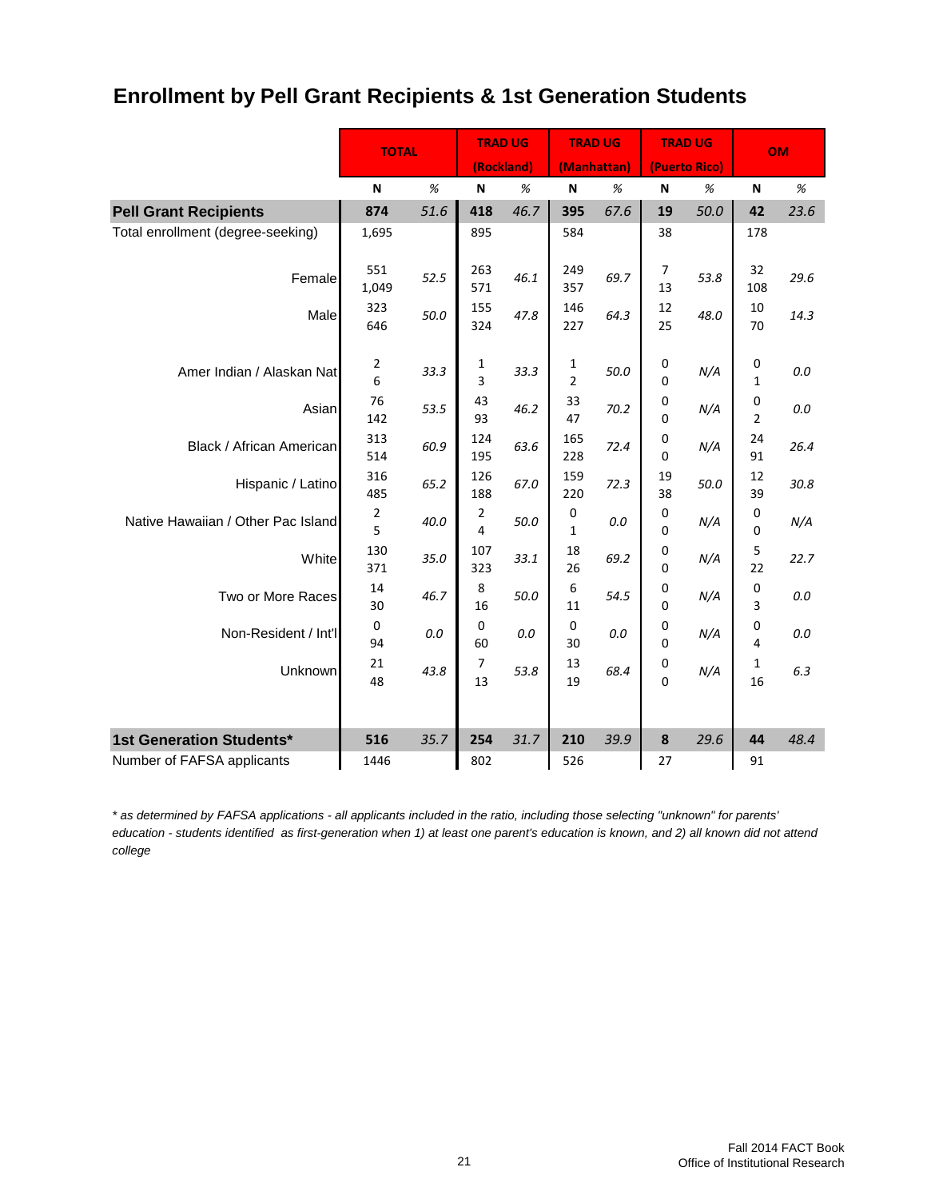# Enrollment by Pell Grant Recipients & 1st Generation Students

| | TOTAL | | TRAD UG (Rockland) | | TRAD UG (Manhattan) | | TRAD UG (Puerto Rico) | | OM | |
|---|---|---|---|---|---|---|---|---|---|---|
| | N | % | N | % | N | % | N | % | N | % |
| **Pell Grant Recipients** | **874** | *51.6* | **418** | *46.7* | **395** | *67.6* | **19** | *50.0* | **42** | *23.6* |
| Total enrollment (degree-seeking) | 1,695 | | 895 | | 584 | | 38 | | 178 | |
| Female | 551<br>1,049 | *52.5* | 263<br>571 | *46.1* | 249<br>357 | *69.7* | 7<br>13 | *53.8* | 32<br>108 | *29.6* |
| Male | 323<br>646 | *50.0* | 155<br>324 | *47.8* | 146<br>227 | *64.3* | 12<br>25 | *48.0* | 10<br>70 | *14.3* |
| Amer Indian / Alaskan Nat | 2<br>6 | *33.3* | 1<br>3 | *33.3* | 1<br>2 | *50.0* | 0<br>0 | *N/A* | 0<br>1 | *0.0* |
| Asian | 76<br>142 | *53.5* | 43<br>93 | *46.2* | 33<br>47 | *70.2* | 0<br>0 | *N/A* | 0<br>2 | *0.0* |
| Black / African American | 313<br>514 | *60.9* | 124<br>195 | *63.6* | 165<br>228 | *72.4* | 0<br>0 | *N/A* | 24<br>91 | *26.4* |
| Hispanic / Latino | 316<br>485 | *65.2* | 126<br>188 | *67.0* | 159<br>220 | *72.3* | 19<br>38 | *50.0* | 12<br>39 | *30.8* |
| Native Hawaiian / Other Pac Island | 2<br>5 | *40.0* | 2<br>4 | *50.0* | 0<br>1 | *0.0* | 0<br>0 | *N/A* | 0<br>0 | *N/A* |
| White | 130<br>371 | *35.0* | 107<br>323 | *33.1* | 18<br>26 | *69.2* | 0<br>0 | *N/A* | 5<br>22 | *22.7* |
| Two or More Races | 14<br>30 | *46.7* | 8<br>16 | *50.0* | 6<br>11 | *54.5* | 0<br>0 | *N/A* | 0<br>3 | *0.0* |
| Non-Resident / Int'l | 0<br>94 | *0.0* | 0<br>60 | *0.0* | 0<br>30 | *0.0* | 0<br>0 | *N/A* | 0<br>4 | *0.0* |
| Unknown | 21<br>48 | *43.8* | 7<br>13 | *53.8* | 13<br>19 | *68.4* | 0<br>0 | *N/A* | 1<br>16 | *6.3* |
| **1st Generation Students*** | **516** | *35.7* | **254** | *31.7* | **210** | *39.9* | **8** | *29.6* | **44** | *48.4* |
| Number of FAFSA applicants | 1446 | | 802 | | 526 | | 27 | | 91 | |

*\* as determined by FAFSA applications - all applicants included in the ratio, including those selecting "unknown" for parents' education - students identified as first-generation when 1) at least one parent's education is known, and 2) all known did not attend college*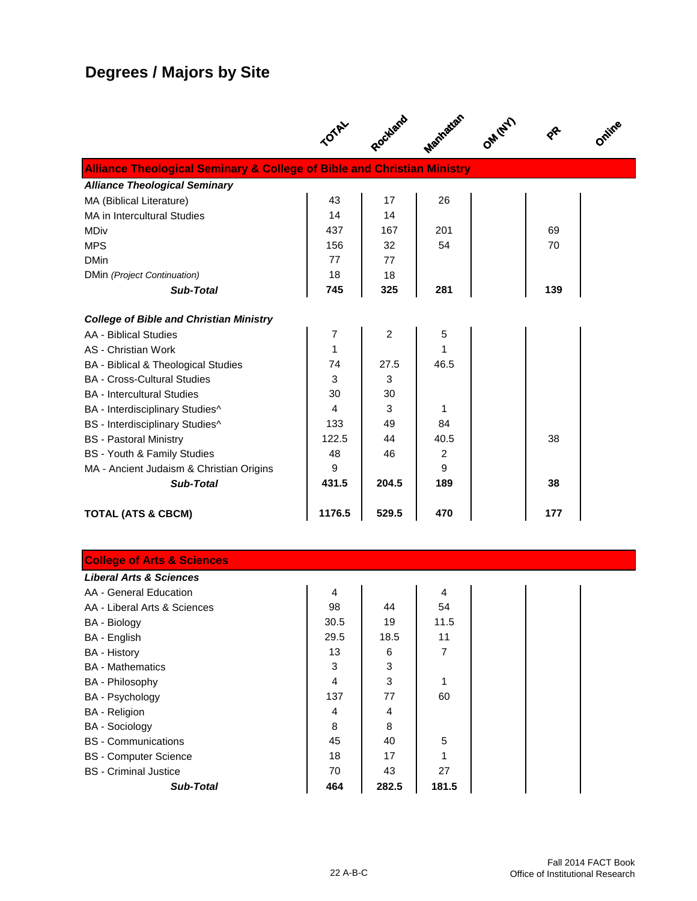# Degrees / Majors by Site

| | TOTAL | Rockland | Manhattan | OM (NY) | PR | Online |
|---|---|---|---|---|---|---|
| **Alliance Theological Seminary & College of Bible and Christian Ministry** | | | | | | |
| ***Alliance Theological Seminary*** | | | | | | |
| MA (Biblical Literature) | 43 | 17 | 26 | | | |
| MA in Intercultural Studies | 14 | 14 | | | | |
| MDiv | 437 | 167 | 201 | | 69 | |
| MPS | 156 | 32 | 54 | | 70 | |
| DMin | 77 | 77 | | | | |
| DMin *(Project Continuation)* | 18 | 18 | | | | |
| ***Sub-Total*** | **745** | **325** | **281** | | **139** | |
| ***College of Bible and Christian Ministry*** | | | | | | |
| AA - Biblical Studies | 7 | 2 | 5 | | | |
| AS - Christian Work | 1 | | 1 | | | |
| BA - Biblical & Theological Studies | 74 | 27.5 | 46.5 | | | |
| BA - Cross-Cultural Studies | 3 | 3 | | | | |
| BA - Intercultural Studies | 30 | 30 | | | | |
| BA - Interdisciplinary Studies^ | 4 | 3 | 1 | | | |
| BS - Interdisciplinary Studies^ | 133 | 49 | 84 | | | |
| BS - Pastoral Ministry | 122.5 | 44 | 40.5 | | 38 | |
| BS - Youth & Family Studies | 48 | 46 | 2 | | | |
| MA - Ancient Judaism & Christian Origins | 9 | | 9 | | | |
| ***Sub-Total*** | **431.5** | **204.5** | **189** | | **38** | |
| **TOTAL (ATS & CBCM)** | **1176.5** | **529.5** | **470** | | **177** | |

| | TOTAL | Rockland | Manhattan | OM (NY) | PR | Online |
|---|---|---|---|---|---|---|
| **College of Arts & Sciences** | | | | | | |
| ***Liberal Arts & Sciences*** | | | | | | |
| AA - General Education | 4 | | 4 | | | |
| AA - Liberal Arts & Sciences | 98 | 44 | 54 | | | |
| BA - Biology | 30.5 | 19 | 11.5 | | | |
| BA - English | 29.5 | 18.5 | 11 | | | |
| BA - History | 13 | 6 | 7 | | | |
| BA - Mathematics | 3 | 3 | | | | |
| BA - Philosophy | 4 | 3 | 1 | | | |
| BA - Psychology | 137 | 77 | 60 | | | |
| BA - Religion | 4 | 4 | | | | |
| BA - Sociology | 8 | 8 | | | | |
| BS - Communications | 45 | 40 | 5 | | | |
| BS - Computer Science | 18 | 17 | 1 | | | |
| BS - Criminal Justice | 70 | 43 | 27 | | | |
| ***Sub-Total*** | **464** | **282.5** | **181.5** | | | |

22 A-B-C

Fall 2014 FACT Book
Office of Institutional Research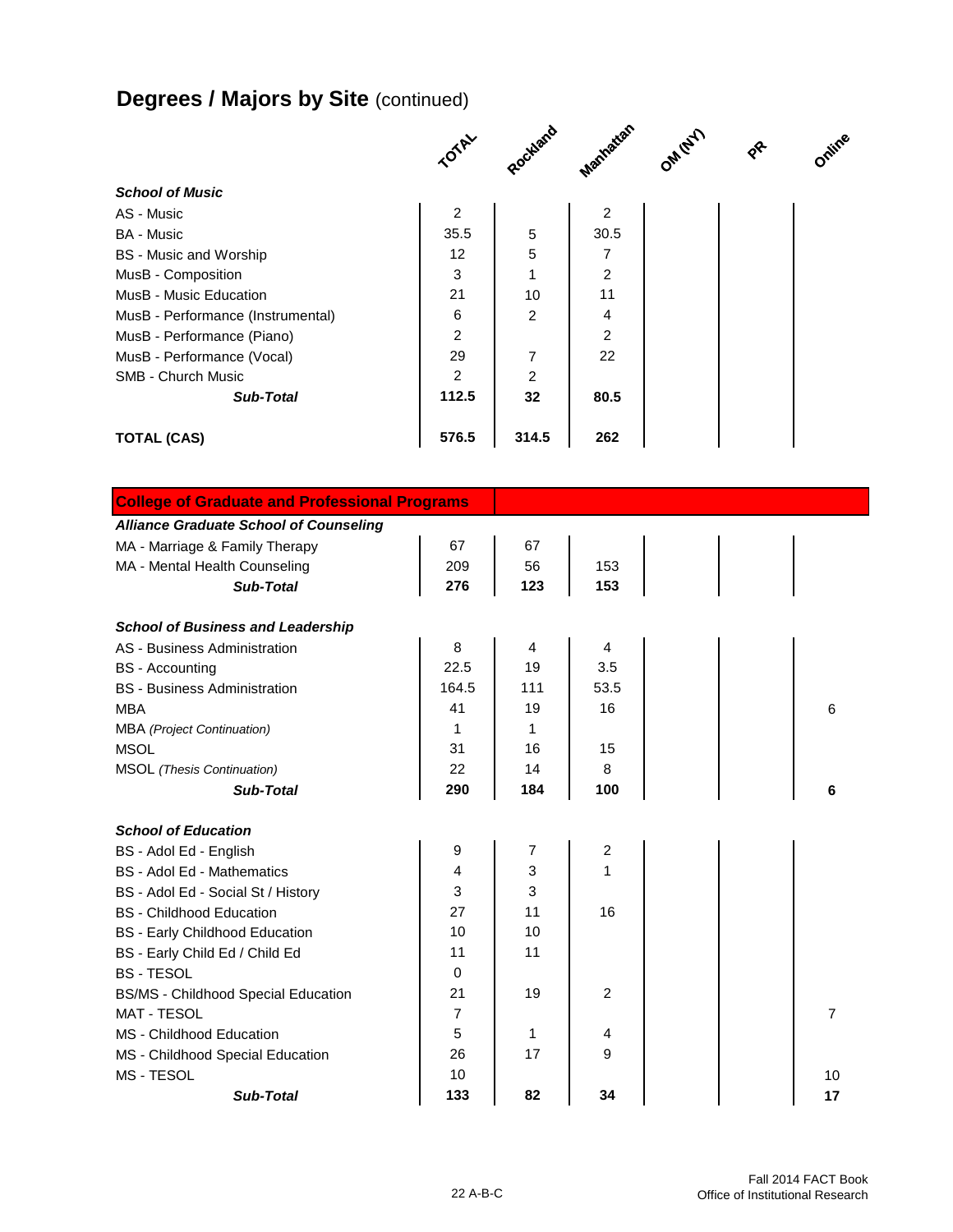## **Degrees / Majors by Site** (continued)

| | TOTAL | Rockland | Manhattan | OM (NY) | PR | Online |
|---|---|---|---|---|---|---|
| ***School of Music*** | | | | | | |
| AS - Music | 2 | | 2 | | | |
| BA - Music | 35.5 | 5 | 30.5 | | | |
| BS - Music and Worship | 12 | 5 | 7 | | | |
| MusB - Composition | 3 | 1 | 2 | | | |
| MusB - Music Education | 21 | 10 | 11 | | | |
| MusB - Performance (Instrumental) | 6 | 2 | 4 | | | |
| MusB - Performance (Piano) | 2 | | 2 | | | |
| MusB - Performance (Vocal) | 29 | 7 | 22 | | | |
| SMB - Church Music | 2 | 2 | | | | |
| ***Sub-Total*** | **112.5** | **32** | **80.5** | | | |
| **TOTAL (CAS)** | **576.5** | **314.5** | **262** | | | |

| **College of Graduate and Professional Programs** | TOTAL | Rockland | Manhattan | OM (NY) | PR | Online |
|---|---|---|---|---|---|---|
| ***Alliance Graduate School of Counseling*** | | | | | | |
| MA - Marriage & Family Therapy | 67 | 67 | | | | |
| MA - Mental Health Counseling | 209 | 56 | 153 | | | |
| ***Sub-Total*** | **276** | **123** | **153** | | | |
| ***School of Business and Leadership*** | | | | | | |
| AS - Business Administration | 8 | 4 | 4 | | | |
| BS - Accounting | 22.5 | 19 | 3.5 | | | |
| BS - Business Administration | 164.5 | 111 | 53.5 | | | |
| MBA | 41 | 19 | 16 | | | 6 |
| MBA *(Project Continuation)* | 1 | 1 | | | | |
| MSOL | 31 | 16 | 15 | | | |
| MSOL *(Thesis Continuation)* | 22 | 14 | 8 | | | |
| ***Sub-Total*** | **290** | **184** | **100** | | | **6** |
| ***School of Education*** | | | | | | |
| BS - Adol Ed - English | 9 | 7 | 2 | | | |
| BS - Adol Ed - Mathematics | 4 | 3 | 1 | | | |
| BS - Adol Ed - Social St / History | 3 | 3 | | | | |
| BS - Childhood Education | 27 | 11 | 16 | | | |
| BS - Early Childhood Education | 10 | 10 | | | | |
| BS - Early Child Ed / Child Ed | 11 | 11 | | | | |
| BS - TESOL | 0 | | | | | |
| BS/MS - Childhood Special Education | 21 | 19 | 2 | | | |
| MAT - TESOL | 7 | | | | | 7 |
| MS - Childhood Education | 5 | 1 | 4 | | | |
| MS - Childhood Special Education | 26 | 17 | 9 | | | |
| MS - TESOL | 10 | | | | | 10 |
| ***Sub-Total*** | **133** | **82** | **34** | | | **17** |

22 A-B-C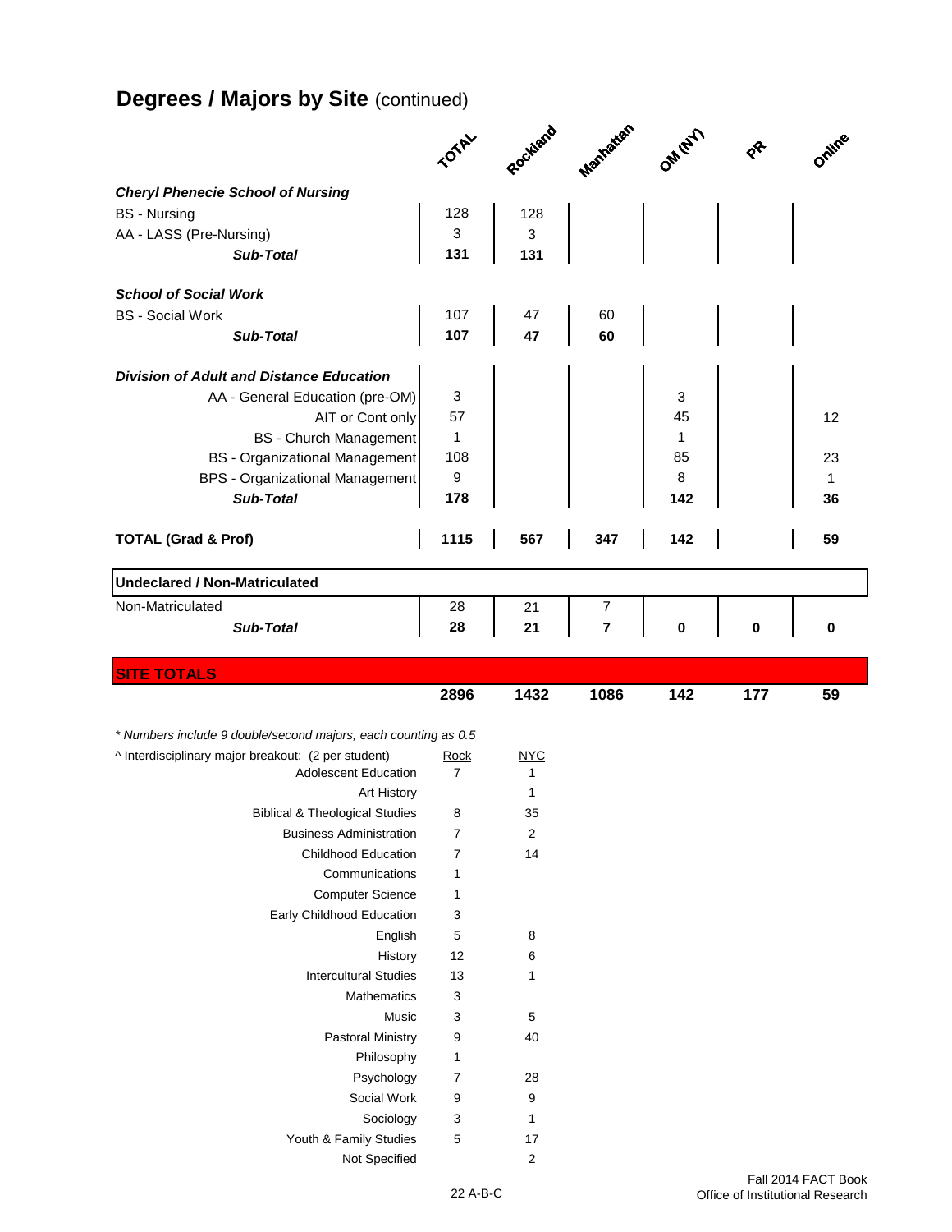## Degrees / Majors by Site (continued)

| | TOTAL | Rockland | Manhattan | OM (NY) | PR | Online |
|---|---|---|---|---|---|---|
| ***Cheryl Phenecie School of Nursing*** | | | | | | |
| BS - Nursing | 128 | 128 | | | | |
| AA - LASS (Pre-Nursing) | 3 | 3 | | | | |
| ***Sub-Total*** | **131** | **131** | | | | |
| ***School of Social Work*** | | | | | | |
| BS - Social Work | 107 | 47 | 60 | | | |
| ***Sub-Total*** | **107** | **47** | **60** | | | |
| ***Division of Adult and Distance Education*** | | | | | | |
| AA - General Education (pre-OM) | 3 | | | 3 | | |
| AIT or Cont only | 57 | | | 45 | | 12 |
| BS - Church Management | 1 | | | 1 | | |
| BS - Organizational Management | 108 | | | 85 | | 23 |
| BPS - Organizational Management | 9 | | | 8 | | 1 |
| ***Sub-Total*** | **178** | | | **142** | | **36** |
| **TOTAL (Grad & Prof)** | **1115** | **567** | **347** | **142** | | **59** |
| **Undeclared / Non-Matriculated** | | | | | | |
| Non-Matriculated | 28 | 21 | 7 | | | |
| ***Sub-Total*** | **28** | **21** | **7** | **0** | **0** | **0** |
| **SITE TOTALS** | **2896** | **1432** | **1086** | **142** | **177** | **59** |

*\* Numbers include 9 double/second majors, each counting as 0.5*

^ Interdisciplinary major breakout: (2 per student)

| | Rock | NYC |
|---|---|---|
| Adolescent Education | 7 | 1 |
| Art History | | 1 |
| Biblical & Theological Studies | 8 | 35 |
| Business Administration | 7 | 2 |
| Childhood Education | 7 | 14 |
| Communications | 1 | |
| Computer Science | 1 | |
| Early Childhood Education | 3 | |
| English | 5 | 8 |
| History | 12 | 6 |
| Intercultural Studies | 13 | 1 |
| Mathematics | 3 | |
| Music | 3 | 5 |
| Pastoral Ministry | 9 | 40 |
| Philosophy | 1 | |
| Psychology | 7 | 28 |
| Social Work | 9 | 9 |
| Sociology | 3 | 1 |
| Youth & Family Studies | 5 | 17 |
| Not Specified | | 2 |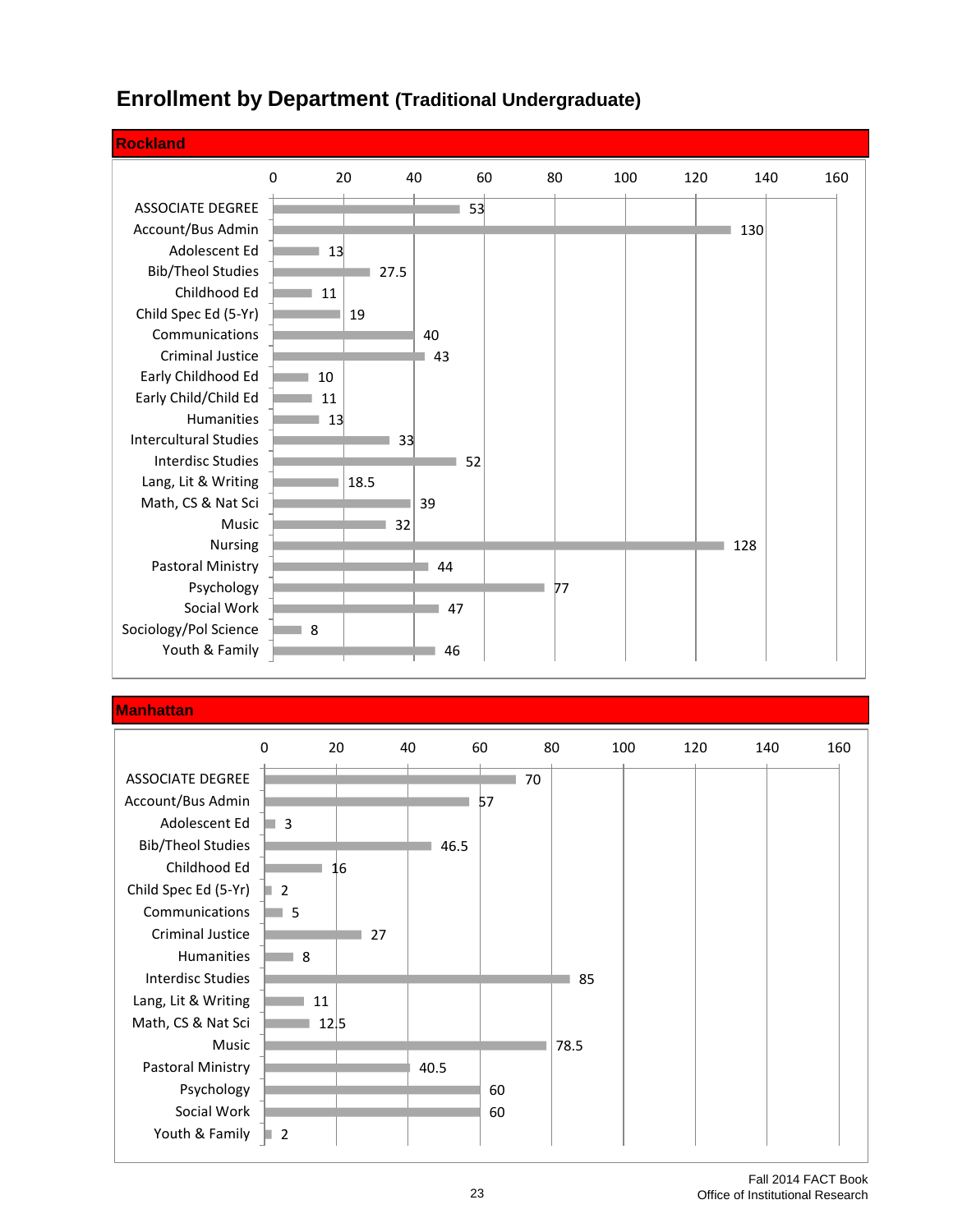# Enrollment by Department (Traditional Undergraduate)

## Rockland

| Department | Enrollment |
|---|---|
| ASSOCIATE DEGREE | 53 |
| Account/Bus Admin | 130 |
| Adolescent Ed | 13 |
| Bib/Theol Studies | 27.5 |
| Childhood Ed | 11 |
| Child Spec Ed (5-Yr) | 19 |
| Communications | 40 |
| Criminal Justice | 43 |
| Early Childhood Ed | 10 |
| Early Child/Child Ed | 11 |
| Humanities | 13 |
| Intercultural Studies | 33 |
| Interdisc Studies | 52 |
| Lang, Lit & Writing | 18.5 |
| Math, CS & Nat Sci | 39 |
| Music | 32 |
| Nursing | 128 |
| Pastoral Ministry | 44 |
| Psychology | 77 |
| Social Work | 47 |
| Sociology/Pol Science | 8 |
| Youth & Family | 46 |

## Manhattan

| Department | Enrollment |
|---|---|
| ASSOCIATE DEGREE | 70 |
| Account/Bus Admin | 57 |
| Adolescent Ed | 3 |
| Bib/Theol Studies | 46.5 |
| Childhood Ed | 16 |
| Child Spec Ed (5-Yr) | 2 |
| Communications | 5 |
| Criminal Justice | 27 |
| Humanities | 8 |
| Interdisc Studies | 85 |
| Lang, Lit & Writing | 11 |
| Math, CS & Nat Sci | 12.5 |
| Music | 78.5 |
| Pastoral Ministry | 40.5 |
| Psychology | 60 |
| Social Work | 60 |
| Youth & Family | 2 |

Fall 2014 FACT Book
Office of Institutional Research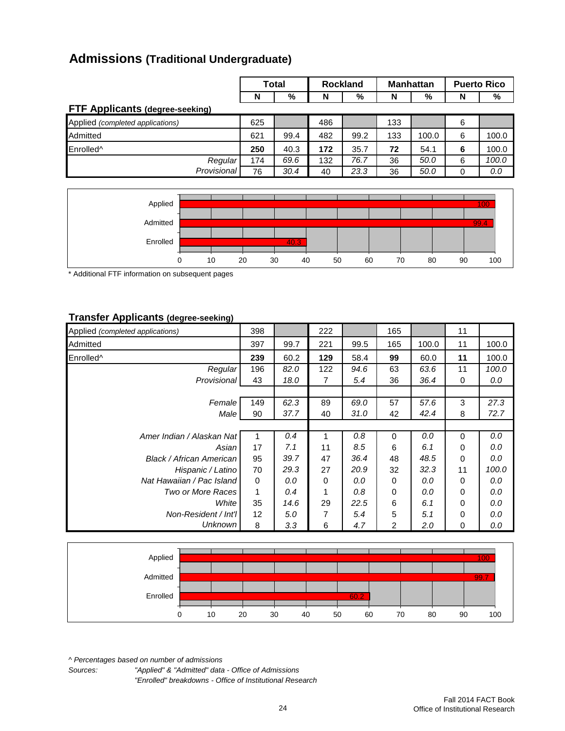# Admissions (Traditional Undergraduate)

## FTF Applicants (degree-seeking)

| | Total | | Rockland | | Manhattan | | Puerto Rico | |
|---|---|---|---|---|---|---|---|---|
| | N | % | N | % | N | % | N | % |
| Applied *(completed applications)* | 625 | | 486 | | 133 | | 6 | |
| Admitted | 621 | 99.4 | 482 | 99.2 | 133 | 100.0 | 6 | 100.0 |
| Enrolled^ | **250** | 40.3 | **172** | 35.7 | **72** | 54.1 | **6** | 100.0 |
| *Regular* | 174 | *69.6* | 132 | *76.7* | 36 | *50.0* | 6 | *100.0* |
| *Provisional* | 76 | *30.4* | 40 | *23.3* | 36 | *50.0* | 0 | *0.0* |

| | % |
|---|---|
| Applied | 100 |
| Admitted | 99.4 |
| Enrolled | 40.3 |

\* Additional FTF information on subsequent pages

## Transfer Applicants (degree-seeking)

| | Total | | Rockland | | Manhattan | | Puerto Rico | |
|---|---|---|---|---|---|---|---|---|
| | N | % | N | % | N | % | N | % |
| Applied *(completed applications)* | 398 | | 222 | | 165 | | 11 | |
| Admitted | 397 | 99.7 | 221 | 99.5 | 165 | 100.0 | 11 | 100.0 |
| Enrolled^ | **239** | 60.2 | **129** | 58.4 | **99** | 60.0 | **11** | 100.0 |
| *Regular* | 196 | *82.0* | 122 | *94.6* | 63 | *63.6* | 11 | *100.0* |
| *Provisional* | 43 | *18.0* | 7 | *5.4* | 36 | *36.4* | 0 | *0.0* |
| | | | | | | | | |
| *Female* | 149 | *62.3* | 89 | *69.0* | 57 | *57.6* | 3 | *27.3* |
| *Male* | 90 | *37.7* | 40 | *31.0* | 42 | *42.4* | 8 | *72.7* |
| | | | | | | | | |
| *Amer Indian / Alaskan Nat* | 1 | *0.4* | 1 | *0.8* | 0 | *0.0* | 0 | *0.0* |
| *Asian* | 17 | *7.1* | 11 | *8.5* | 6 | *6.1* | 0 | *0.0* |
| *Black / African American* | 95 | *39.7* | 47 | *36.4* | 48 | *48.5* | 0 | *0.0* |
| *Hispanic / Latino* | 70 | *29.3* | 27 | *20.9* | 32 | *32.3* | 11 | *100.0* |
| *Nat Hawaiian / Pac Island* | 0 | *0.0* | 0 | *0.0* | 0 | *0.0* | 0 | *0.0* |
| *Two or More Races* | 1 | *0.4* | 1 | *0.8* | 0 | *0.0* | 0 | *0.0* |
| *White* | 35 | *14.6* | 29 | *22.5* | 6 | *6.1* | 0 | *0.0* |
| *Non-Resident / Int'l* | 12 | *5.0* | 7 | *5.4* | 5 | *5.1* | 0 | *0.0* |
| *Unknown* | 8 | *3.3* | 6 | *4.7* | 2 | *2.0* | 0 | *0.0* |

| | % |
|---|---|
| Applied | 100 |
| Admitted | 99.7 |
| Enrolled | 60.2 |

*^ Percentages based on number of admissions*

*Sources:* *"Applied" & "Admitted" data - Office of Admissions*
*"Enrolled" breakdowns - Office of Institutional Research*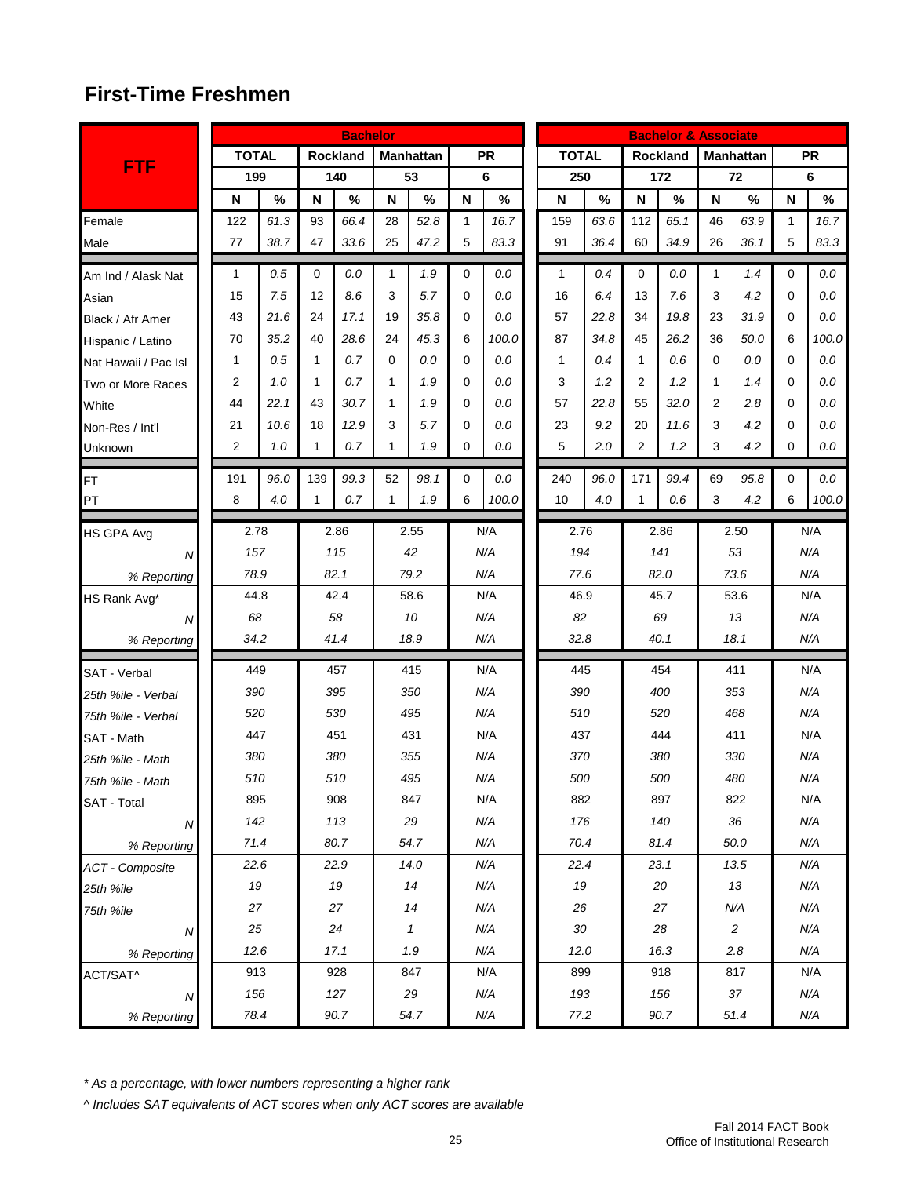# First-Time Freshmen

| FTF | Bachelor | | | | | | | | Bachelor & Associate | | | | | | | |
|---|---|---|---|---|---|---|---|---|---|---|---|---|---|---|---|---|
| | TOTAL | | Rockland | | Manhattan | | PR | | TOTAL | | Rockland | | Manhattan | | PR | |
| | 199 | | 140 | | 53 | | 6 | | 250 | | 172 | | 72 | | 6 | |
| | N | % | N | % | N | % | N | % | N | % | N | % | N | % | N | % |
| Female | 122 | 61.3 | 93 | 66.4 | 28 | 52.8 | 1 | 16.7 | 159 | 63.6 | 112 | 65.1 | 46 | 63.9 | 1 | 16.7 |
| Male | 77 | 38.7 | 47 | 33.6 | 25 | 47.2 | 5 | 83.3 | 91 | 36.4 | 60 | 34.9 | 26 | 36.1 | 5 | 83.3 |
| Am Ind / Alask Nat | 1 | 0.5 | 0 | 0.0 | 1 | 1.9 | 0 | 0.0 | 1 | 0.4 | 0 | 0.0 | 1 | 1.4 | 0 | 0.0 |
| Asian | 15 | 7.5 | 12 | 8.6 | 3 | 5.7 | 0 | 0.0 | 16 | 6.4 | 13 | 7.6 | 3 | 4.2 | 0 | 0.0 |
| Black / Afr Amer | 43 | 21.6 | 24 | 17.1 | 19 | 35.8 | 0 | 0.0 | 57 | 22.8 | 34 | 19.8 | 23 | 31.9 | 0 | 0.0 |
| Hispanic / Latino | 70 | 35.2 | 40 | 28.6 | 24 | 45.3 | 6 | 100.0 | 87 | 34.8 | 45 | 26.2 | 36 | 50.0 | 6 | 100.0 |
| Nat Hawaii / Pac Isl | 1 | 0.5 | 1 | 0.7 | 0 | 0.0 | 0 | 0.0 | 1 | 0.4 | 1 | 0.6 | 0 | 0.0 | 0 | 0.0 |
| Two or More Races | 2 | 1.0 | 1 | 0.7 | 1 | 1.9 | 0 | 0.0 | 3 | 1.2 | 2 | 1.2 | 1 | 1.4 | 0 | 0.0 |
| White | 44 | 22.1 | 43 | 30.7 | 1 | 1.9 | 0 | 0.0 | 57 | 22.8 | 55 | 32.0 | 2 | 2.8 | 0 | 0.0 |
| Non-Res / Int'l | 21 | 10.6 | 18 | 12.9 | 3 | 5.7 | 0 | 0.0 | 23 | 9.2 | 20 | 11.6 | 3 | 4.2 | 0 | 0.0 |
| Unknown | 2 | 1.0 | 1 | 0.7 | 1 | 1.9 | 0 | 0.0 | 5 | 2.0 | 2 | 1.2 | 3 | 4.2 | 0 | 0.0 |
| FT | 191 | 96.0 | 139 | 99.3 | 52 | 98.1 | 0 | 0.0 | 240 | 96.0 | 171 | 99.4 | 69 | 95.8 | 0 | 0.0 |
| PT | 8 | 4.0 | 1 | 0.7 | 1 | 1.9 | 6 | 100.0 | 10 | 4.0 | 1 | 0.6 | 3 | 4.2 | 6 | 100.0 |
| HS GPA Avg | 2.78 | | 2.86 | | 2.55 | | N/A | | 2.76 | | 2.86 | | 2.50 | | N/A | |
| *N* | *157* | | *115* | | *42* | | *N/A* | | *194* | | *141* | | *53* | | *N/A* | |
| *% Reporting* | *78.9* | | *82.1* | | *79.2* | | *N/A* | | *77.6* | | *82.0* | | *73.6* | | *N/A* | |
| HS Rank Avg* | 44.8 | | 42.4 | | 58.6 | | N/A | | 46.9 | | 45.7 | | 53.6 | | N/A | |
| *N* | *68* | | *58* | | *10* | | *N/A* | | *82* | | *69* | | *13* | | *N/A* | |
| *% Reporting* | *34.2* | | *41.4* | | *18.9* | | *N/A* | | *32.8* | | *40.1* | | *18.1* | | *N/A* | |
| SAT - Verbal | 449 | | 457 | | 415 | | N/A | | 445 | | 454 | | 411 | | N/A | |
| *25th %ile - Verbal* | *390* | | *395* | | *350* | | *N/A* | | *390* | | *400* | | *353* | | *N/A* | |
| *75th %ile - Verbal* | *520* | | *530* | | *495* | | *N/A* | | *510* | | *520* | | *468* | | *N/A* | |
| SAT - Math | 447 | | 451 | | 431 | | N/A | | 437 | | 444 | | 411 | | N/A | |
| *25th %ile - Math* | *380* | | *380* | | *355* | | *N/A* | | *370* | | *380* | | *330* | | *N/A* | |
| *75th %ile - Math* | *510* | | *510* | | *495* | | *N/A* | | *500* | | *500* | | *480* | | *N/A* | |
| SAT - Total | 895 | | 908 | | 847 | | N/A | | 882 | | 897 | | 822 | | N/A | |
| *N* | *142* | | *113* | | *29* | | *N/A* | | *176* | | *140* | | *36* | | *N/A* | |
| *% Reporting* | *71.4* | | *80.7* | | *54.7* | | *N/A* | | *70.4* | | *81.4* | | *50.0* | | *N/A* | |
| *ACT - Composite* | *22.6* | | *22.9* | | *14.0* | | *N/A* | | *22.4* | | *23.1* | | *13.5* | | *N/A* | |
| *25th %ile* | *19* | | *19* | | *14* | | *N/A* | | *19* | | *20* | | *13* | | *N/A* | |
| *75th %ile* | *27* | | *27* | | *14* | | *N/A* | | *26* | | *27* | | *N/A* | | *N/A* | |
| *N* | *25* | | *24* | | *1* | | *N/A* | | *30* | | *28* | | *2* | | *N/A* | |
| *% Reporting* | *12.6* | | *17.1* | | *1.9* | | *N/A* | | *12.0* | | *16.3* | | *2.8* | | *N/A* | |
| ACT/SAT^ | 913 | | 928 | | 847 | | N/A | | 899 | | 918 | | 817 | | N/A | |
| *N* | *156* | | *127* | | *29* | | *N/A* | | *193* | | *156* | | *37* | | *N/A* | |
| *% Reporting* | *78.4* | | *90.7* | | *54.7* | | *N/A* | | *77.2* | | *90.7* | | *51.4* | | *N/A* | |

*\* As a percentage, with lower numbers representing a higher rank*

*^ Includes SAT equivalents of ACT scores when only ACT scores are available*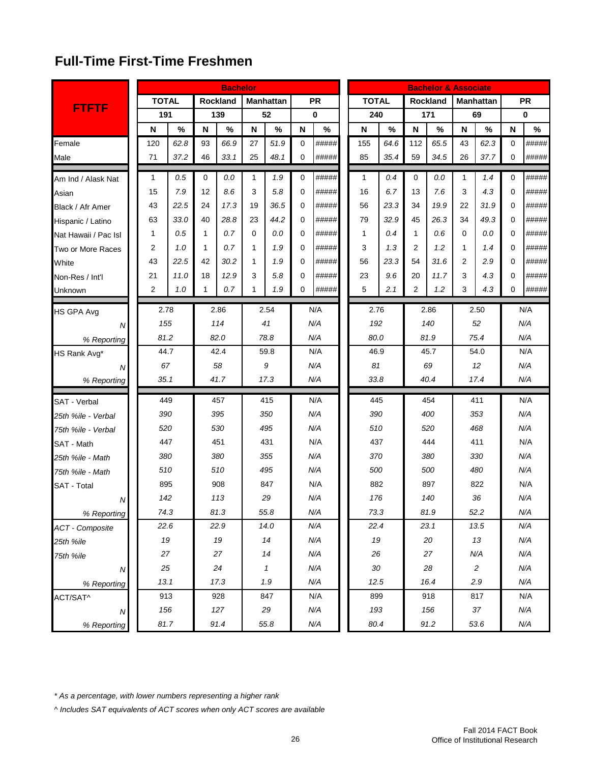## Full-Time First-Time Freshmen

| FTFTF | Bachelor | | | | | | | | Bachelor & Associate | | | | | | | |
|---|---|---|---|---|---|---|---|---|---|---|---|---|---|---|---|---|
| | TOTAL | | Rockland | | Manhattan | | PR | | TOTAL | | Rockland | | Manhattan | | PR | |
| | 191 | | 139 | | 52 | | 0 | | 240 | | 171 | | 69 | | 0 | |
| | N | % | N | % | N | % | N | % | N | % | N | % | N | % | N | % |
| Female | 120 | 62.8 | 93 | 66.9 | 27 | 51.9 | 0 | ##### | 155 | 64.6 | 112 | 65.5 | 43 | 62.3 | 0 | ##### |
| Male | 71 | 37.2 | 46 | 33.1 | 25 | 48.1 | 0 | ##### | 85 | 35.4 | 59 | 34.5 | 26 | 37.7 | 0 | ##### |
| Am Ind / Alask Nat | 1 | 0.5 | 0 | 0.0 | 1 | 1.9 | 0 | ##### | 1 | 0.4 | 0 | 0.0 | 1 | 1.4 | 0 | ##### |
| Asian | 15 | 7.9 | 12 | 8.6 | 3 | 5.8 | 0 | ##### | 16 | 6.7 | 13 | 7.6 | 3 | 4.3 | 0 | ##### |
| Black / Afr Amer | 43 | 22.5 | 24 | 17.3 | 19 | 36.5 | 0 | ##### | 56 | 23.3 | 34 | 19.9 | 22 | 31.9 | 0 | ##### |
| Hispanic / Latino | 63 | 33.0 | 40 | 28.8 | 23 | 44.2 | 0 | ##### | 79 | 32.9 | 45 | 26.3 | 34 | 49.3 | 0 | ##### |
| Nat Hawaii / Pac Isl | 1 | 0.5 | 1 | 0.7 | 0 | 0.0 | 0 | ##### | 1 | 0.4 | 1 | 0.6 | 0 | 0.0 | 0 | ##### |
| Two or More Races | 2 | 1.0 | 1 | 0.7 | 1 | 1.9 | 0 | ##### | 3 | 1.3 | 2 | 1.2 | 1 | 1.4 | 0 | ##### |
| White | 43 | 22.5 | 42 | 30.2 | 1 | 1.9 | 0 | ##### | 56 | 23.3 | 54 | 31.6 | 2 | 2.9 | 0 | ##### |
| Non-Res / Int'l | 21 | 11.0 | 18 | 12.9 | 3 | 5.8 | 0 | ##### | 23 | 9.6 | 20 | 11.7 | 3 | 4.3 | 0 | ##### |
| Unknown | 2 | 1.0 | 1 | 0.7 | 1 | 1.9 | 0 | ##### | 5 | 2.1 | 2 | 1.2 | 3 | 4.3 | 0 | ##### |
| HS GPA Avg | 2.78 | | 2.86 | | 2.54 | | N/A | | 2.76 | | 2.86 | | 2.50 | | N/A | |
| *N* | *155* | | *114* | | *41* | | *N/A* | | *192* | | *140* | | *52* | | *N/A* | |
| *% Reporting* | *81.2* | | *82.0* | | *78.8* | | *N/A* | | *80.0* | | *81.9* | | *75.4* | | *N/A* | |
| HS Rank Avg* | 44.7 | | 42.4 | | 59.8 | | N/A | | 46.9 | | 45.7 | | 54.0 | | N/A | |
| *N* | *67* | | *58* | | *9* | | *N/A* | | *81* | | *69* | | *12* | | *N/A* | |
| *% Reporting* | *35.1* | | *41.7* | | *17.3* | | *N/A* | | *33.8* | | *40.4* | | *17.4* | | *N/A* | |
| SAT - Verbal | 449 | | 457 | | 415 | | N/A | | 445 | | 454 | | 411 | | N/A | |
| *25th %ile - Verbal* | *390* | | *395* | | *350* | | *N/A* | | *390* | | *400* | | *353* | | *N/A* | |
| *75th %ile - Verbal* | *520* | | *530* | | *495* | | *N/A* | | *510* | | *520* | | *468* | | *N/A* | |
| SAT - Math | 447 | | 451 | | 431 | | N/A | | 437 | | 444 | | 411 | | N/A | |
| *25th %ile - Math* | *380* | | *380* | | *355* | | *N/A* | | *370* | | *380* | | *330* | | *N/A* | |
| *75th %ile - Math* | *510* | | *510* | | *495* | | *N/A* | | *500* | | *500* | | *480* | | *N/A* | |
| SAT - Total | 895 | | 908 | | 847 | | N/A | | 882 | | 897 | | 822 | | N/A | |
| *N* | *142* | | *113* | | *29* | | *N/A* | | *176* | | *140* | | *36* | | *N/A* | |
| *% Reporting* | *74.3* | | *81.3* | | *55.8* | | *N/A* | | *73.3* | | *81.9* | | *52.2* | | *N/A* | |
| *ACT - Composite* | *22.6* | | *22.9* | | *14.0* | | *N/A* | | *22.4* | | *23.1* | | *13.5* | | *N/A* | |
| *25th %ile* | *19* | | *19* | | *14* | | *N/A* | | *19* | | *20* | | *13* | | *N/A* | |
| *75th %ile* | *27* | | *27* | | *14* | | *N/A* | | *26* | | *27* | | *N/A* | | *N/A* | |
| *N* | *25* | | *24* | | *1* | | *N/A* | | *30* | | *28* | | *2* | | *N/A* | |
| *% Reporting* | *13.1* | | *17.3* | | *1.9* | | *N/A* | | *12.5* | | *16.4* | | *2.9* | | *N/A* | |
| ACT/SAT^ | 913 | | 928 | | 847 | | N/A | | 899 | | 918 | | 817 | | N/A | |
| *N* | *156* | | *127* | | *29* | | *N/A* | | *193* | | *156* | | *37* | | *N/A* | |
| *% Reporting* | *81.7* | | *91.4* | | *55.8* | | *N/A* | | *80.4* | | *91.2* | | *53.6* | | *N/A* | |

*\* As a percentage, with lower numbers representing a higher rank*

*^ Includes SAT equivalents of ACT scores when only ACT scores are available*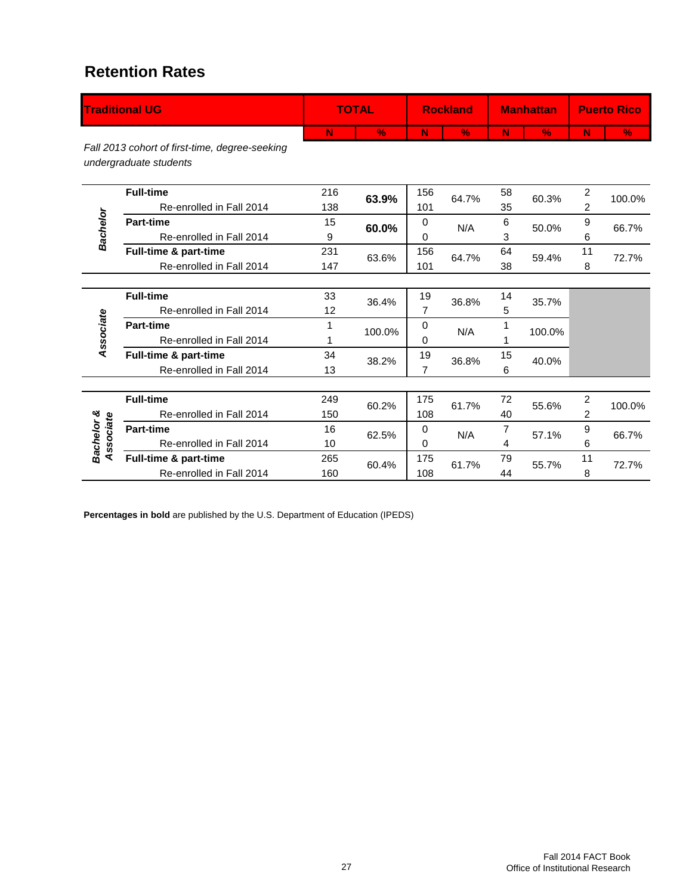## Retention Rates

| Traditional UG | | TOTAL | | Rockland | | Manhattan | | Puerto Rico | |
|---|---|---|---|---|---|---|---|---|---|
| | | N | % | N | % | N | % | N | % |
| *Fall 2013 cohort of first-time, degree-seeking undergraduate students* | | | | | | | | | |
| ***Bachelor*** | **Full-time** | 216 | **63.9%** | 156 | 64.7% | 58 | 60.3% | 2 | 100.0% |
| | Re-enrolled in Fall 2014 | 138 | | 101 | | 35 | | 2 | |
| | **Part-time** | 15 | **60.0%** | 0 | N/A | 6 | 50.0% | 9 | 66.7% |
| | Re-enrolled in Fall 2014 | 9 | | 0 | | 3 | | 6 | |
| | **Full-time & part-time** | 231 | 63.6% | 156 | 64.7% | 64 | 59.4% | 11 | 72.7% |
| | Re-enrolled in Fall 2014 | 147 | | 101 | | 38 | | 8 | |
| ***Associate*** | **Full-time** | 33 | 36.4% | 19 | 36.8% | 14 | 35.7% | | |
| | Re-enrolled in Fall 2014 | 12 | | 7 | | 5 | | | |
| | **Part-time** | 1 | 100.0% | 0 | N/A | 1 | 100.0% | | |
| | Re-enrolled in Fall 2014 | 1 | | 0 | | 1 | | | |
| | **Full-time & part-time** | 34 | 38.2% | 19 | 36.8% | 15 | 40.0% | | |
| | Re-enrolled in Fall 2014 | 13 | | 7 | | 6 | | | |
| ***Bachelor & Associate*** | **Full-time** | 249 | 60.2% | 175 | 61.7% | 72 | 55.6% | 2 | 100.0% |
| | Re-enrolled in Fall 2014 | 150 | | 108 | | 40 | | 2 | |
| | **Part-time** | 16 | 62.5% | 0 | N/A | 7 | 57.1% | 9 | 66.7% |
| | Re-enrolled in Fall 2014 | 10 | | 0 | | 4 | | 6 | |
| | **Full-time & part-time** | 265 | 60.4% | 175 | 61.7% | 79 | 55.7% | 11 | 72.7% |
| | Re-enrolled in Fall 2014 | 160 | | 108 | | 44 | | 8 | |

**Percentages in bold** are published by the U.S. Department of Education (IPEDS)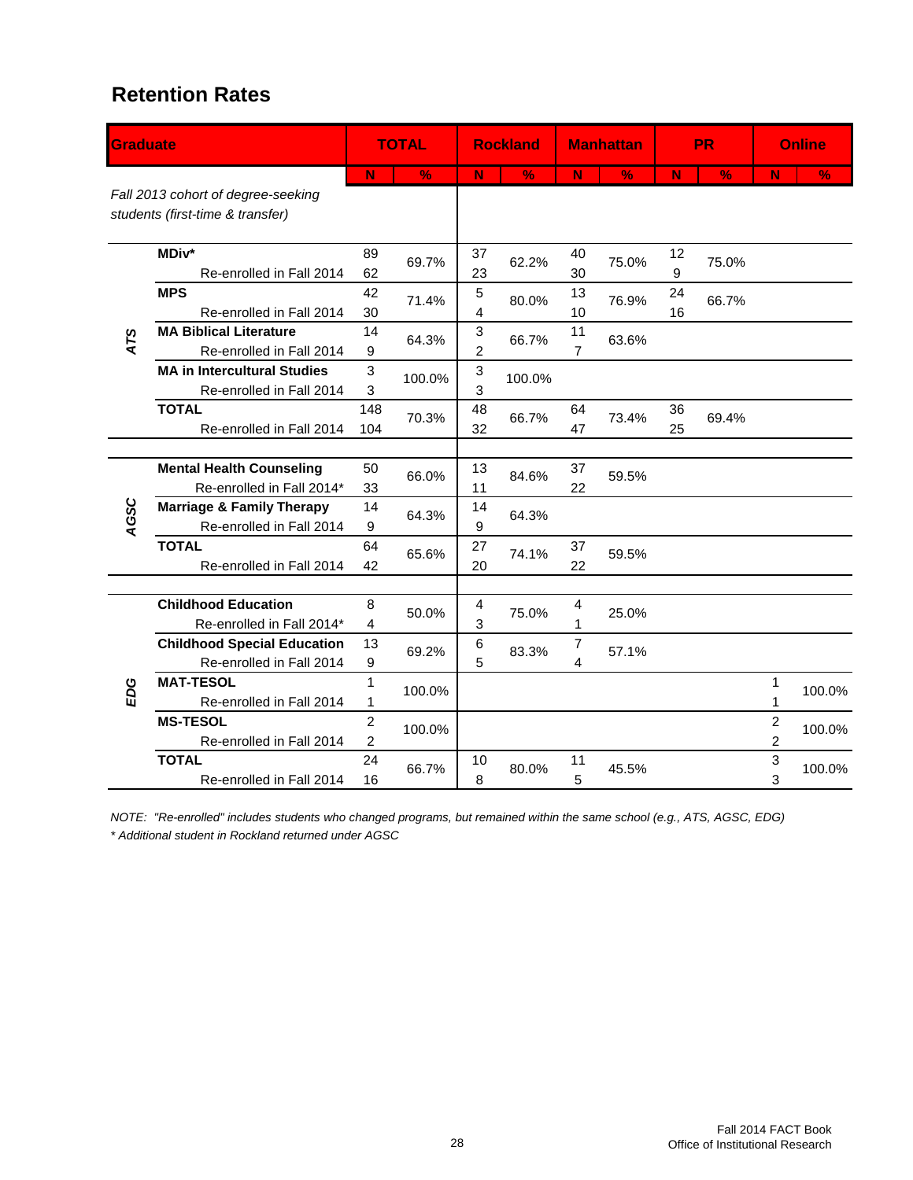## Retention Rates

| Graduate | | TOTAL | | Rockland | | Manhattan | | PR | | Online | |
|---|---|---|---|---|---|---|---|---|---|---|---|
| | | N | % | N | % | N | % | N | % | N | % |
| *Fall 2013 cohort of degree-seeking students (first-time & transfer)* | | | | | | | | | | | |
| ATS | **MDiv*** | 89 | 69.7% | 37 | 62.2% | 40 | 75.0% | 12 | 75.0% | | |
| | Re-enrolled in Fall 2014 | 62 | | 23 | | 30 | | 9 | | | |
| | **MPS** | 42 | 71.4% | 5 | 80.0% | 13 | 76.9% | 24 | 66.7% | | |
| | Re-enrolled in Fall 2014 | 30 | | 4 | | 10 | | 16 | | | |
| | **MA Biblical Literature** | 14 | 64.3% | 3 | 66.7% | 11 | 63.6% | | | | |
| | Re-enrolled in Fall 2014 | 9 | | 2 | | 7 | | | | | |
| | **MA in Intercultural Studies** | 3 | 100.0% | 3 | 100.0% | | | | | | |
| | Re-enrolled in Fall 2014 | 3 | | 3 | | | | | | | |
| | **TOTAL** | 148 | 70.3% | 48 | 66.7% | 64 | 73.4% | 36 | 69.4% | | |
| | Re-enrolled in Fall 2014 | 104 | | 32 | | 47 | | 25 | | | |
| AGSC | **Mental Health Counseling** | 50 | 66.0% | 13 | 84.6% | 37 | 59.5% | | | | |
| | Re-enrolled in Fall 2014* | 33 | | 11 | | 22 | | | | | |
| | **Marriage & Family Therapy** | 14 | 64.3% | 14 | 64.3% | | | | | | |
| | Re-enrolled in Fall 2014 | 9 | | 9 | | | | | | | |
| | **TOTAL** | 64 | 65.6% | 27 | 74.1% | 37 | 59.5% | | | | |
| | Re-enrolled in Fall 2014 | 42 | | 20 | | 22 | | | | | |
| EDG | **Childhood Education** | 8 | 50.0% | 4 | 75.0% | 4 | 25.0% | | | | |
| | Re-enrolled in Fall 2014* | 4 | | 3 | | 1 | | | | | |
| | **Childhood Special Education** | 13 | 69.2% | 6 | 83.3% | 7 | 57.1% | | | | |
| | Re-enrolled in Fall 2014 | 9 | | 5 | | 4 | | | | | |
| | **MAT-TESOL** | 1 | 100.0% | | | | | | | 1 | 100.0% |
| | Re-enrolled in Fall 2014 | 1 | | | | | | | | 1 | |
| | **MS-TESOL** | 2 | 100.0% | | | | | | | 2 | 100.0% |
| | Re-enrolled in Fall 2014 | 2 | | | | | | | | 2 | |
| | **TOTAL** | 24 | 66.7% | 10 | 80.0% | 11 | 45.5% | | | 3 | 100.0% |
| | Re-enrolled in Fall 2014 | 16 | | 8 | | 5 | | | | 3 | |

*NOTE: "Re-enrolled" includes students who changed programs, but remained within the same school (e.g., ATS, AGSC, EDG)*

*\* Additional student in Rockland returned under AGSC*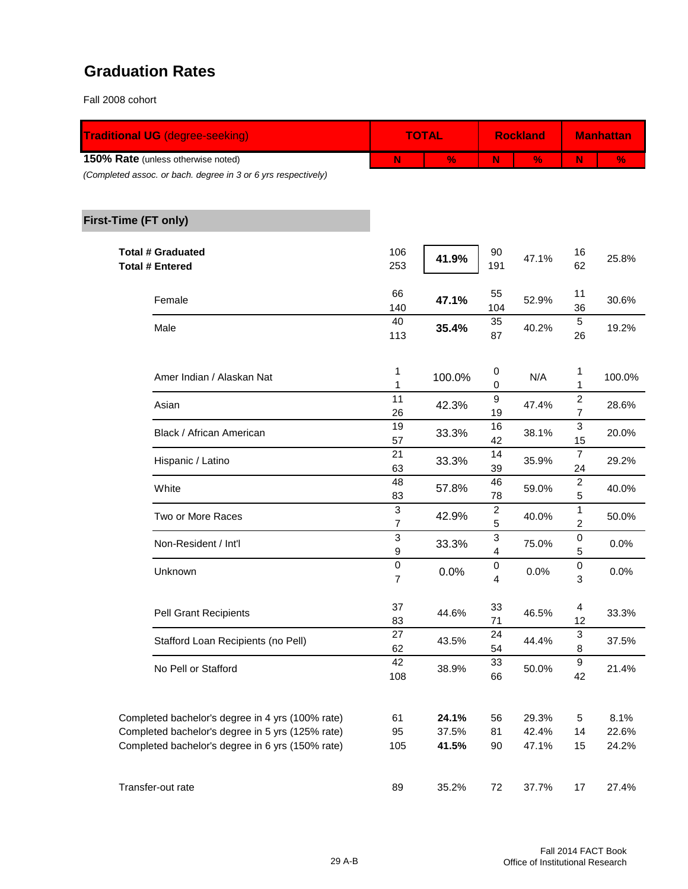# Graduation Rates

Fall 2008 cohort

| **Traditional UG** (degree-seeking) | TOTAL | | Rockland | | Manhattan | |
|---|---|---|---|---|---|---|
| **150% Rate** (unless otherwise noted) | N | % | N | % | N | % |
| *(Completed assoc. or bach. degree in 3 or 6 yrs respectively)* | | | | | | |
| **First-Time (FT only)** | | | | | | |
| **Total # Graduated** | 106 | **41.9%** | 90 | 47.1% | 16 | 25.8% |
| **Total # Entered** | 253 | | 191 | | 62 | |
| Female | 66 / 140 | **47.1%** | 55 / 104 | 52.9% | 11 / 36 | 30.6% |
| Male | 40 / 113 | **35.4%** | 35 / 87 | 40.2% | 5 / 26 | 19.2% |
| Amer Indian / Alaskan Nat | 1 / 1 | 100.0% | 0 / 0 | N/A | 1 / 1 | 100.0% |
| Asian | 11 / 26 | 42.3% | 9 / 19 | 47.4% | 2 / 7 | 28.6% |
| Black / African American | 19 / 57 | 33.3% | 16 / 42 | 38.1% | 3 / 15 | 20.0% |
| Hispanic / Latino | 21 / 63 | 33.3% | 14 / 39 | 35.9% | 7 / 24 | 29.2% |
| White | 48 / 83 | 57.8% | 46 / 78 | 59.0% | 2 / 5 | 40.0% |
| Two or More Races | 3 / 7 | 42.9% | 2 / 5 | 40.0% | 1 / 2 | 50.0% |
| Non-Resident / Int'l | 3 / 9 | 33.3% | 3 / 4 | 75.0% | 0 / 5 | 0.0% |
| Unknown | 0 / 7 | 0.0% | 0 / 4 | 0.0% | 0 / 3 | 0.0% |
| Pell Grant Recipients | 37 / 83 | 44.6% | 33 / 71 | 46.5% | 4 / 12 | 33.3% |
| Stafford Loan Recipients (no Pell) | 27 / 62 | 43.5% | 24 / 54 | 44.4% | 3 / 8 | 37.5% |
| No Pell or Stafford | 42 / 108 | 38.9% | 33 / 66 | 50.0% | 9 / 42 | 21.4% |
| Completed bachelor's degree in 4 yrs (100% rate) | 61 | **24.1%** | 56 | 29.3% | 5 | 8.1% |
| Completed bachelor's degree in 5 yrs (125% rate) | 95 | 37.5% | 81 | 42.4% | 14 | 22.6% |
| Completed bachelor's degree in 6 yrs (150% rate) | 105 | **41.5%** | 90 | 47.1% | 15 | 24.2% |
| Transfer-out rate | 89 | 35.2% | 72 | 37.7% | 17 | 27.4% |

29 A-B

Fall 2014 FACT Book
Office of Institutional Research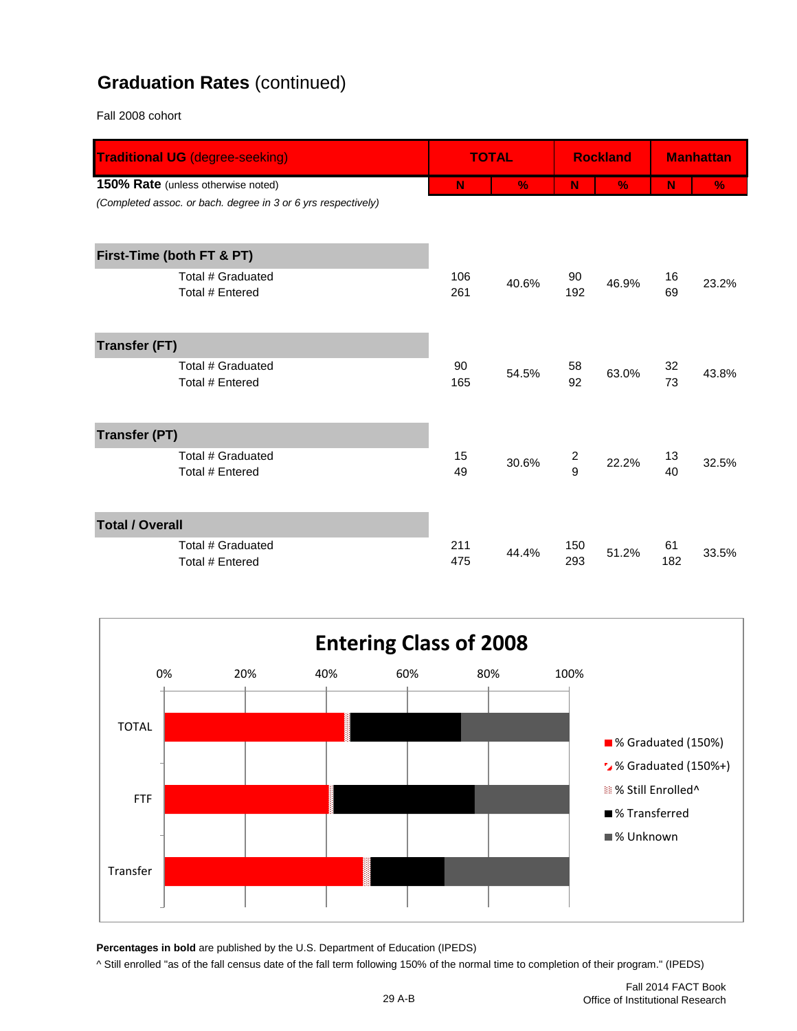## **Graduation Rates** (continued)

Fall 2008 cohort

| **Traditional UG** (degree-seeking) | **TOTAL** | | **Rockland** | | **Manhattan** | |
|---|---|---|---|---|---|---|
| **150% Rate** (unless otherwise noted) *(Completed assoc. or bach. degree in 3 or 6 yrs respectively)* | **N** | **%** | **N** | **%** | **N** | **%** |
| **First-Time (both FT & PT)** | | | | | | |
| Total # Graduated | 106 | 40.6% | 90 | 46.9% | 16 | 23.2% |
| Total # Entered | 261 | | 192 | | 69 | |
| **Transfer (FT)** | | | | | | |
| Total # Graduated | 90 | 54.5% | 58 | 63.0% | 32 | 43.8% |
| Total # Entered | 165 | | 92 | | 73 | |
| **Transfer (PT)** | | | | | | |
| Total # Graduated | 15 | 30.6% | 2 | 22.2% | 13 | 32.5% |
| Total # Entered | 49 | | 9 | | 40 | |
| **Total / Overall** | | | | | | |
| Total # Graduated | 211 | 44.4% | 150 | 51.2% | 61 | 33.5% |
| Total # Entered | 475 | | 293 | | 182 | |

**Percentages in bold** are published by the U.S. Department of Education (IPEDS)

^ Still enrolled "as of the fall census date of the fall term following 150% of the normal time to completion of their program." (IPEDS)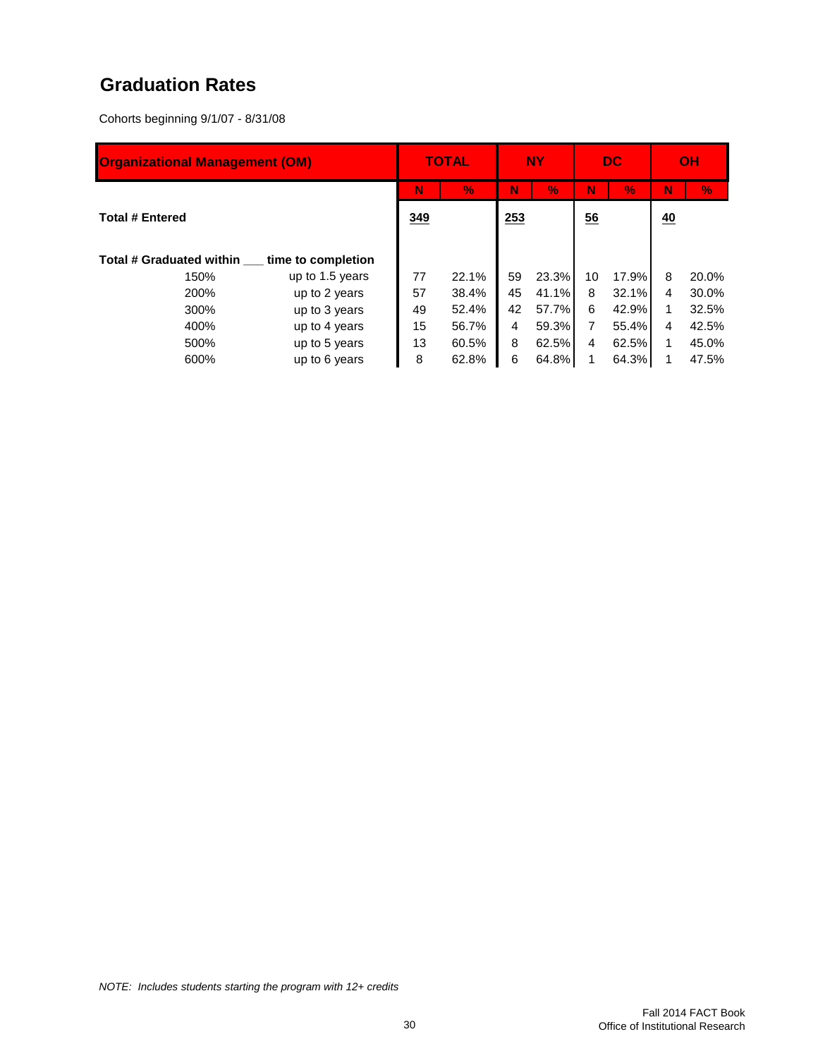## Graduation Rates

Cohorts beginning 9/1/07 - 8/31/08

| Organizational Management (OM) | | TOTAL | | NY | | DC | | OH | |
|---|---|---|---|---|---|---|---|---|---|
| | | N | % | N | % | N | % | N | % |
| **Total # Entered** | | **349** | | **253** | | **56** | | **40** | |
| **Total # Graduated within ___ time to completion** | | | | | | | | | |
| 150% | up to 1.5 years | 77 | 22.1% | 59 | 23.3% | 10 | 17.9% | 8 | 20.0% |
| 200% | up to 2 years | 57 | 38.4% | 45 | 41.1% | 8 | 32.1% | 4 | 30.0% |
| 300% | up to 3 years | 49 | 52.4% | 42 | 57.7% | 6 | 42.9% | 1 | 32.5% |
| 400% | up to 4 years | 15 | 56.7% | 4 | 59.3% | 7 | 55.4% | 4 | 42.5% |
| 500% | up to 5 years | 13 | 60.5% | 8 | 62.5% | 4 | 62.5% | 1 | 45.0% |
| 600% | up to 6 years | 8 | 62.8% | 6 | 64.8% | 1 | 64.3% | 1 | 47.5% |

*NOTE: Includes students starting the program with 12+ credits*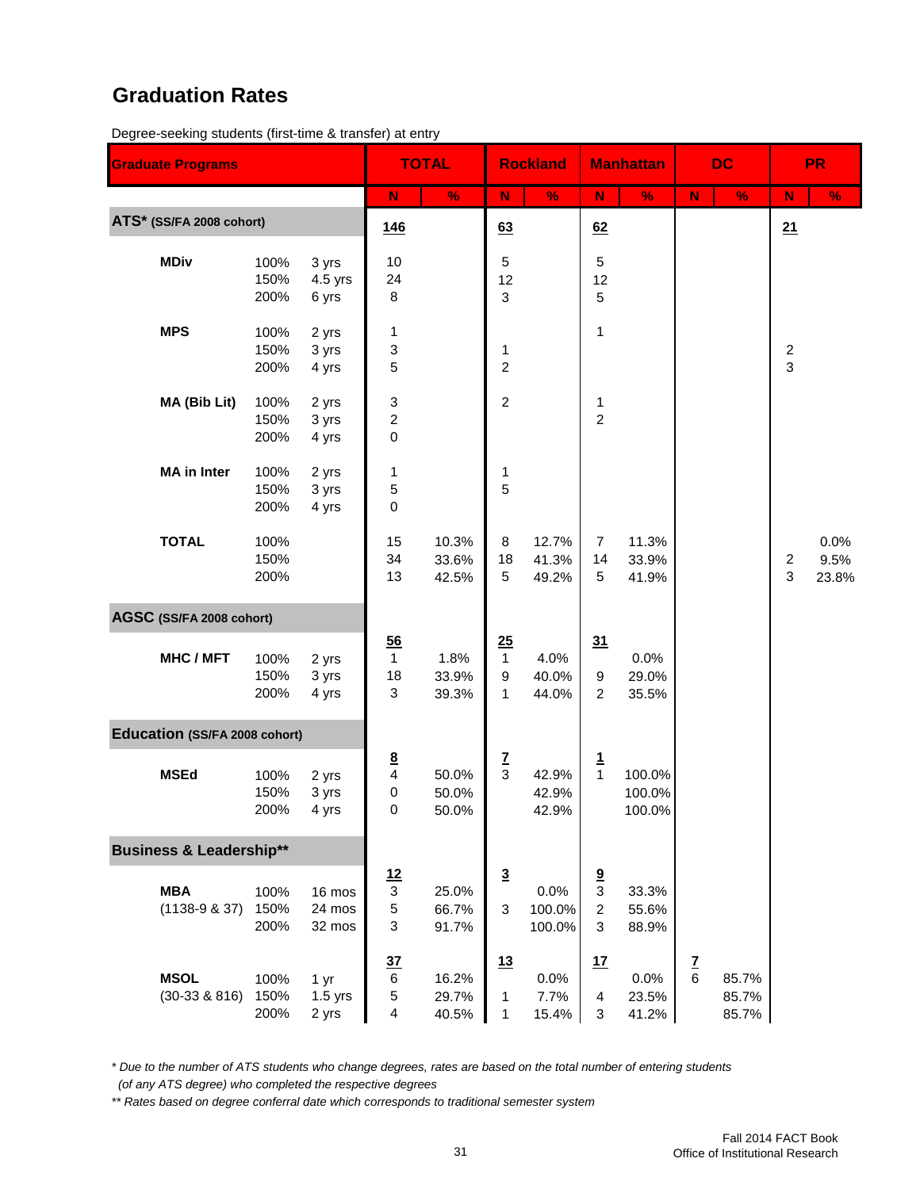# Graduation Rates

Degree-seeking students (first-time & transfer) at entry

| Graduate Programs | | | TOTAL | | Rockland | | Manhattan | | DC | | PR | |
|---|---|---|---|---|---|---|---|---|---|---|---|---|
| | | | N | % | N | % | N | % | N | % | N | % |
| **ATS* (SS/FA 2008 cohort)** | | | 146 | | 63 | | 62 | | | | 21 | |
| **MDiv** | 100% | 3 yrs | 10 | | 5 | | 5 | | | | | |
| | 150% | 4.5 yrs | 24 | | 12 | | 12 | | | | | |
| | 200% | 6 yrs | 8 | | 3 | | 5 | | | | | |
| **MPS** | 100% | 2 yrs | 1 | | | | 1 | | | | | |
| | 150% | 3 yrs | 3 | | 1 | | | | | | 2 | |
| | 200% | 4 yrs | 5 | | 2 | | | | | | 3 | |
| **MA (Bib Lit)** | 100% | 2 yrs | 3 | | 2 | | 1 | | | | | |
| | 150% | 3 yrs | 2 | | | | 2 | | | | | |
| | 200% | 4 yrs | 0 | | | | | | | | | |
| **MA in Inter** | 100% | 2 yrs | 1 | | 1 | | | | | | | |
| | 150% | 3 yrs | 5 | | 5 | | | | | | | |
| | 200% | 4 yrs | 0 | | | | | | | | | |
| **TOTAL** | 100% | | 15 | 10.3% | 8 | 12.7% | 7 | 11.3% | | | | 0.0% |
| | 150% | | 34 | 33.6% | 18 | 41.3% | 14 | 33.9% | | | 2 | 9.5% |
| | 200% | | 13 | 42.5% | 5 | 49.2% | 5 | 41.9% | | | 3 | 23.8% |
| **AGSC (SS/FA 2008 cohort)** | | | 56 | | 25 | | 31 | | | | | |
| **MHC / MFT** | 100% | 2 yrs | 1 | 1.8% | 1 | 4.0% | | 0.0% | | | | |
| | 150% | 3 yrs | 18 | 33.9% | 9 | 40.0% | 9 | 29.0% | | | | |
| | 200% | 4 yrs | 3 | 39.3% | 1 | 44.0% | 2 | 35.5% | | | | |
| **Education (SS/FA 2008 cohort)** | | | 8 | | 7 | | 1 | | | | | |
| **MSEd** | 100% | 2 yrs | 4 | 50.0% | 3 | 42.9% | 1 | 100.0% | | | | |
| | 150% | 3 yrs | 0 | 50.0% | | 42.9% | | 100.0% | | | | |
| | 200% | 4 yrs | 0 | 50.0% | | 42.9% | | 100.0% | | | | |
| **Business & Leadership**** | | | 12 | | 3 | | 9 | | | | | |
| **MBA** | 100% | 16 mos | 3 | 25.0% | | 0.0% | 3 | 33.3% | | | | |
| (1138-9 & 37) | 150% | 24 mos | 5 | 66.7% | 3 | 100.0% | 2 | 55.6% | | | | |
| | 200% | 32 mos | 3 | 91.7% | | 100.0% | 3 | 88.9% | | | | |
| | | | 37 | | 13 | | 17 | | 7 | | | |
| **MSOL** | 100% | 1 yr | 6 | 16.2% | | 0.0% | | 0.0% | 6 | 85.7% | | |
| (30-33 & 816) | 150% | 1.5 yrs | 5 | 29.7% | 1 | 7.7% | 4 | 23.5% | | 85.7% | | |
| | 200% | 2 yrs | 4 | 40.5% | 1 | 15.4% | 3 | 41.2% | | 85.7% | | |

*\* Due to the number of ATS students who change degrees, rates are based on the total number of entering students (of any ATS degree) who completed the respective degrees*

*\*\* Rates based on degree conferral date which corresponds to traditional semester system*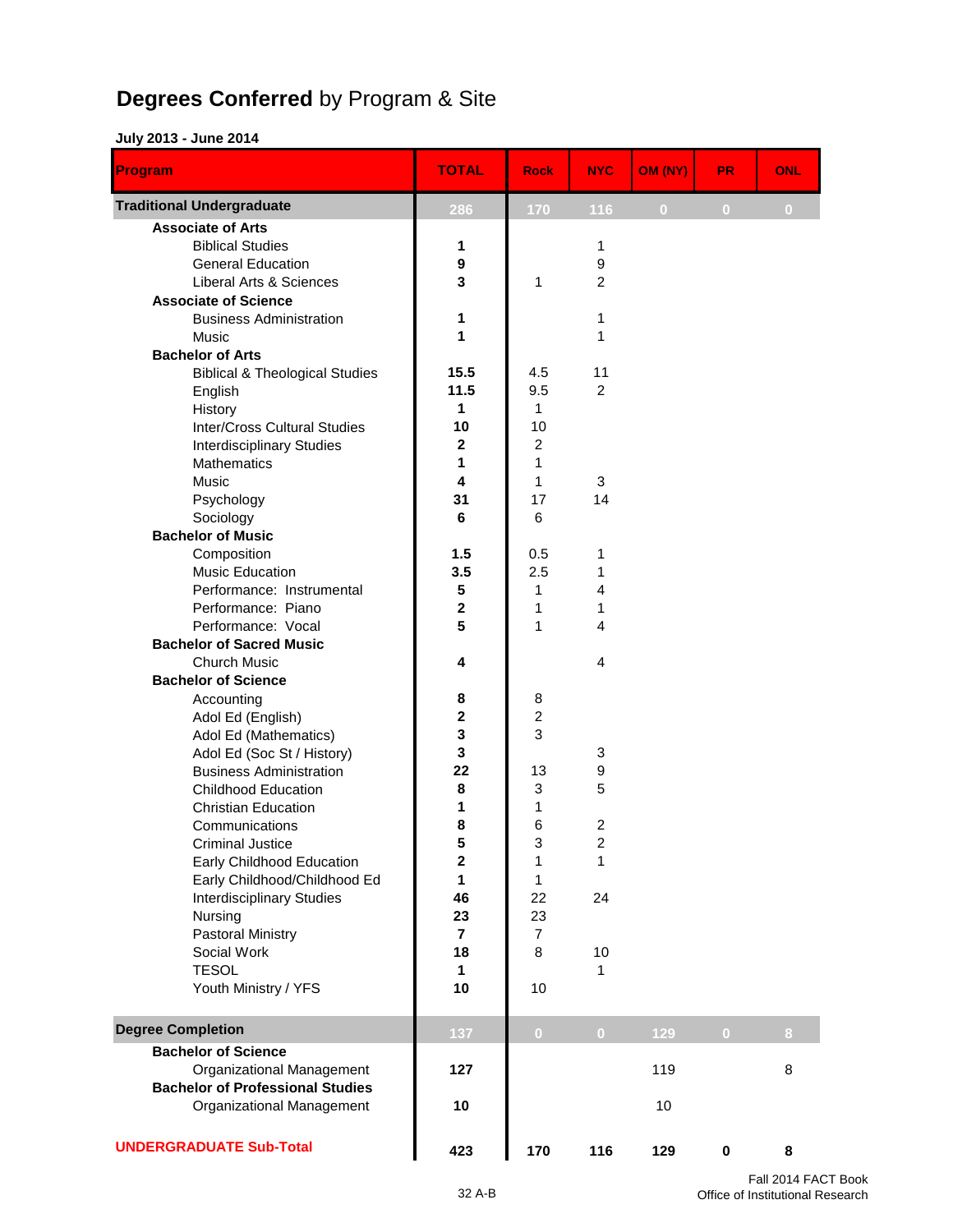# **Degrees Conferred** by Program & Site

**July 2013 - June 2014**

| Program | TOTAL | Rock | NYC | OM (NY) | PR | ONL |
|---|---|---|---|---|---|---|
| **Traditional Undergraduate** | 286 | 170 | 116 | 0 | 0 | 0 |
| **Associate of Arts** | | | | | | |
| Biblical Studies | **1** | | 1 | | | |
| General Education | **9** | | 9 | | | |
| Liberal Arts & Sciences | **3** | 1 | 2 | | | |
| **Associate of Science** | | | | | | |
| Business Administration | **1** | | 1 | | | |
| Music | **1** | | 1 | | | |
| **Bachelor of Arts** | | | | | | |
| Biblical & Theological Studies | **15.5** | 4.5 | 11 | | | |
| English | **11.5** | 9.5 | 2 | | | |
| History | **1** | 1 | | | | |
| Inter/Cross Cultural Studies | **10** | 10 | | | | |
| Interdisciplinary Studies | **2** | 2 | | | | |
| Mathematics | **1** | 1 | | | | |
| Music | **4** | 1 | 3 | | | |
| Psychology | **31** | 17 | 14 | | | |
| Sociology | **6** | 6 | | | | |
| **Bachelor of Music** | | | | | | |
| Composition | **1.5** | 0.5 | 1 | | | |
| Music Education | **3.5** | 2.5 | 1 | | | |
| Performance: Instrumental | **5** | 1 | 4 | | | |
| Performance: Piano | **2** | 1 | 1 | | | |
| Performance: Vocal | **5** | 1 | 4 | | | |
| **Bachelor of Sacred Music** | | | | | | |
| Church Music | **4** | | 4 | | | |
| **Bachelor of Science** | | | | | | |
| Accounting | **8** | 8 | | | | |
| Adol Ed (English) | **2** | 2 | | | | |
| Adol Ed (Mathematics) | **3** | 3 | | | | |
| Adol Ed (Soc St / History) | **3** | | 3 | | | |
| Business Administration | **22** | 13 | 9 | | | |
| Childhood Education | **8** | 3 | 5 | | | |
| Christian Education | **1** | 1 | | | | |
| Communications | **8** | 6 | 2 | | | |
| Criminal Justice | **5** | 3 | 2 | | | |
| Early Childhood Education | **2** | 1 | 1 | | | |
| Early Childhood/Childhood Ed | **1** | 1 | | | | |
| Interdisciplinary Studies | **46** | 22 | 24 | | | |
| Nursing | **23** | 23 | | | | |
| Pastoral Ministry | **7** | 7 | | | | |
| Social Work | **18** | 8 | 10 | | | |
| TESOL | **1** | | 1 | | | |
| Youth Ministry / YFS | **10** | 10 | | | | |
| **Degree Completion** | 137 | 0 | 0 | 129 | 0 | 8 |
| **Bachelor of Science** | | | | | | |
| Organizational Management | **127** | | | 119 | | 8 |
| **Bachelor of Professional Studies** | | | | | | |
| Organizational Management | **10** | | | 10 | | |
| **UNDERGRADUATE Sub-Total** | **423** | **170** | **116** | **129** | **0** | **8** |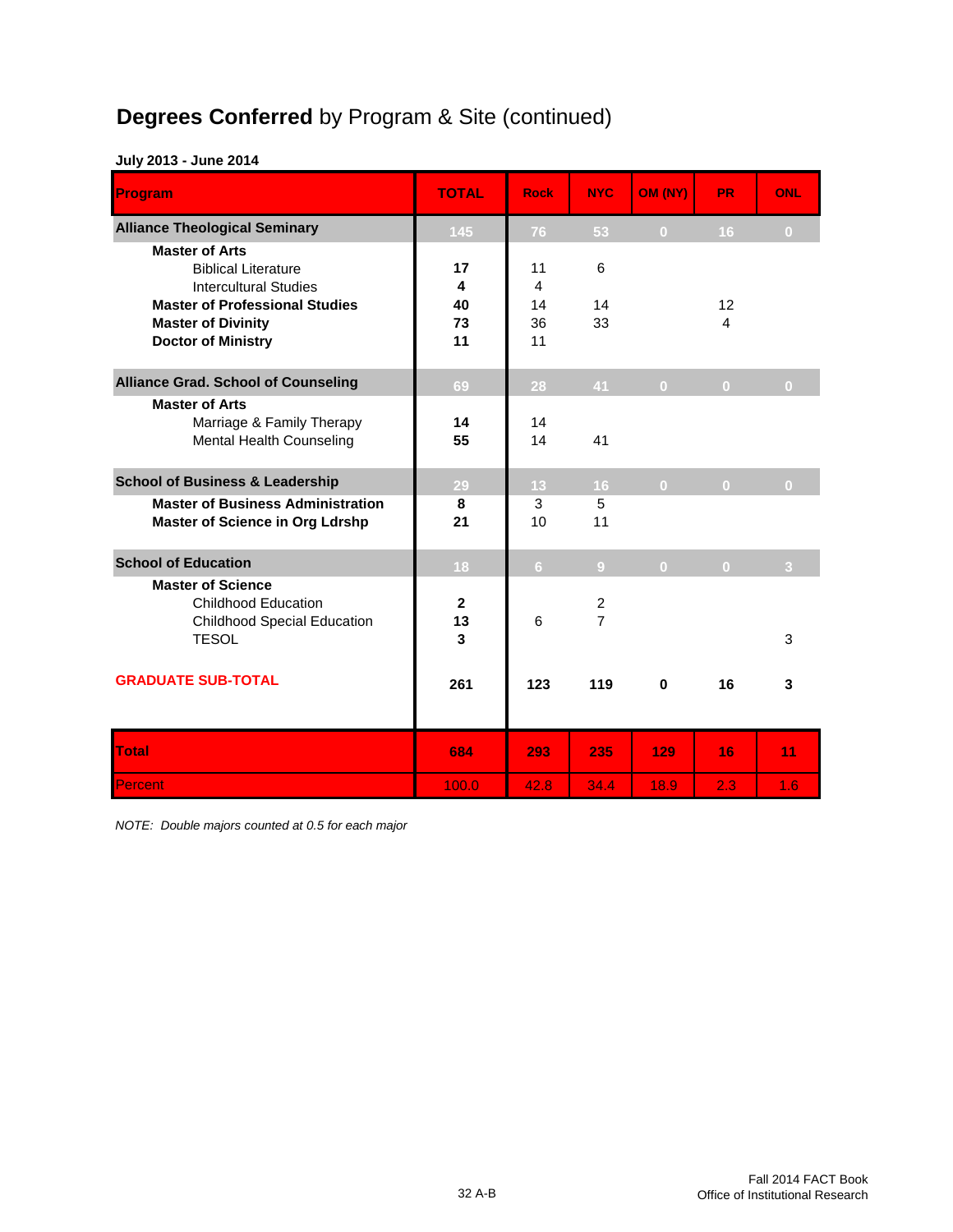# **Degrees Conferred** by Program & Site (continued)

**July 2013 - June 2014**

| Program | TOTAL | Rock | NYC | OM (NY) | PR | ONL |
|---|---|---|---|---|---|---|
| **Alliance Theological Seminary** | 145 | 76 | 53 | 0 | 16 | 0 |
| **Master of Arts** | | | | | | |
| Biblical Literature | **17** | 11 | 6 | | | |
| Intercultural Studies | **4** | 4 | | | | |
| **Master of Professional Studies** | **40** | 14 | 14 | | 12 | |
| **Master of Divinity** | **73** | 36 | 33 | | 4 | |
| **Doctor of Ministry** | **11** | 11 | | | | |
| **Alliance Grad. School of Counseling** | 69 | 28 | 41 | 0 | 0 | 0 |
| **Master of Arts** | | | | | | |
| Marriage & Family Therapy | **14** | 14 | | | | |
| Mental Health Counseling | **55** | 14 | 41 | | | |
| **School of Business & Leadership** | 29 | 13 | 16 | 0 | 0 | 0 |
| **Master of Business Administration** | **8** | 3 | 5 | | | |
| **Master of Science in Org Ldrshp** | **21** | 10 | 11 | | | |
| **School of Education** | 18 | 6 | 9 | 0 | 0 | 3 |
| **Master of Science** | | | | | | |
| Childhood Education | **2** | | 2 | | | |
| Childhood Special Education | **13** | 6 | 7 | | | |
| TESOL | **3** | | | | | 3 |
| **GRADUATE SUB-TOTAL** | **261** | **123** | **119** | **0** | **16** | **3** |
| **Total** | **684** | **293** | **235** | **129** | **16** | **11** |
| Percent | 100.0 | 42.8 | 34.4 | 18.9 | 2.3 | 1.6 |

*NOTE: Double majors counted at 0.5 for each major*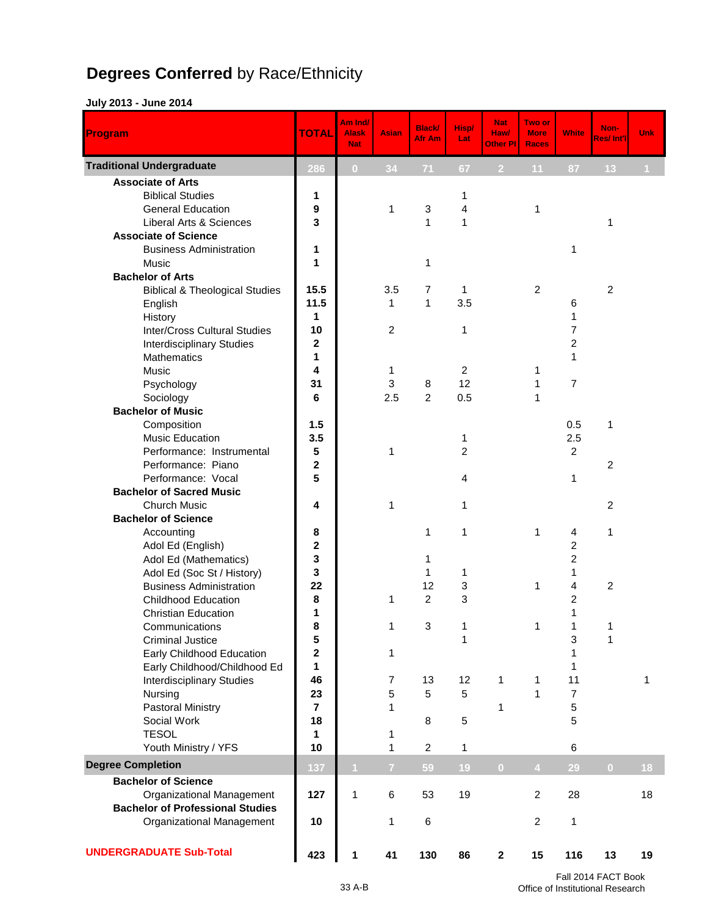# **Degrees Conferred** by Race/Ethnicity

**July 2013 - June 2014**

| Program | TOTAL | Am Ind/ Alask Nat | Asian | Black/ Afr Am | Hisp/ Lat | Nat Haw/ Other PI | Two or More Races | White | Non-Res/ Int'l | Unk |
|---|---|---|---|---|---|---|---|---|---|---|
| **Traditional Undergraduate** | 286 | 0 | 34 | 71 | 67 | 2 | 11 | 87 | 13 | 1 |
| **Associate of Arts** | | | | | | | | | | |
| Biblical Studies | **1** | | | | 1 | | | | | |
| General Education | **9** | | 1 | 3 | 4 | | 1 | | | |
| Liberal Arts & Sciences | **3** | | | 1 | 1 | | | | 1 | |
| **Associate of Science** | | | | | | | | | | |
| Business Administration | **1** | | | | | | | 1 | | |
| Music | **1** | | | 1 | | | | | | |
| **Bachelor of Arts** | | | | | | | | | | |
| Biblical & Theological Studies | **15.5** | | 3.5 | 7 | 1 | | 2 | | 2 | |
| English | **11.5** | | 1 | 1 | 3.5 | | | 6 | | |
| History | **1** | | | | | | | 1 | | |
| Inter/Cross Cultural Studies | **10** | | 2 | | 1 | | | 7 | | |
| Interdisciplinary Studies | **2** | | | | | | | 2 | | |
| Mathematics | **1** | | | | | | | 1 | | |
| Music | **4** | | 1 | | 2 | | 1 | | | |
| Psychology | **31** | | 3 | 8 | 12 | | 1 | 7 | | |
| Sociology | **6** | | 2.5 | 2 | 0.5 | | 1 | | | |
| **Bachelor of Music** | | | | | | | | | | |
| Composition | **1.5** | | | | | | | 0.5 | 1 | |
| Music Education | **3.5** | | | | 1 | | | 2.5 | | |
| Performance: Instrumental | **5** | | 1 | | 2 | | | 2 | | |
| Performance: Piano | **2** | | | | | | | | 2 | |
| Performance: Vocal | **5** | | | | 4 | | | 1 | | |
| **Bachelor of Sacred Music** | | | | | | | | | | |
| Church Music | **4** | | 1 | | 1 | | | | 2 | |
| **Bachelor of Science** | | | | | | | | | | |
| Accounting | **8** | | | 1 | 1 | | 1 | 4 | 1 | |
| Adol Ed (English) | **2** | | | | | | | 2 | | |
| Adol Ed (Mathematics) | **3** | | | 1 | | | | 2 | | |
| Adol Ed (Soc St / History) | **3** | | | 1 | 1 | | | 1 | | |
| Business Administration | **22** | | | 12 | 3 | | 1 | 4 | 2 | |
| Childhood Education | **8** | | 1 | 2 | 3 | | | 2 | | |
| Christian Education | **1** | | | | | | | 1 | | |
| Communications | **8** | | 1 | 3 | 1 | | 1 | 1 | 1 | |
| Criminal Justice | **5** | | | | 1 | | | 3 | 1 | |
| Early Childhood Education | **2** | | 1 | | | | | 1 | | |
| Early Childhood/Childhood Ed | **1** | | | | | | | 1 | | |
| Interdisciplinary Studies | **46** | | 7 | 13 | 12 | 1 | 1 | 11 | | 1 |
| Nursing | **23** | | 5 | 5 | 5 | | 1 | 7 | | |
| Pastoral Ministry | **7** | | 1 | | | 1 | | 5 | | |
| Social Work | **18** | | | 8 | 5 | | | 5 | | |
| TESOL | **1** | | 1 | | | | | | | |
| Youth Ministry / YFS | **10** | | 1 | 2 | 1 | | | 6 | | |
| **Degree Completion** | 137 | 1 | 7 | 59 | 19 | 0 | 4 | 29 | 0 | 18 |
| **Bachelor of Science** | | | | | | | | | | |
| Organizational Management | **127** | 1 | 6 | 53 | 19 | | 2 | 28 | | 18 |
| **Bachelor of Professional Studies** | | | | | | | | | | |
| Organizational Management | **10** | | 1 | 6 | | | 2 | 1 | | |
| **UNDERGRADUATE Sub-Total** | **423** | **1** | **41** | **130** | **86** | **2** | **15** | **116** | **13** | **19** |

33 A-B

Fall 2014 FACT Book
Office of Institutional Research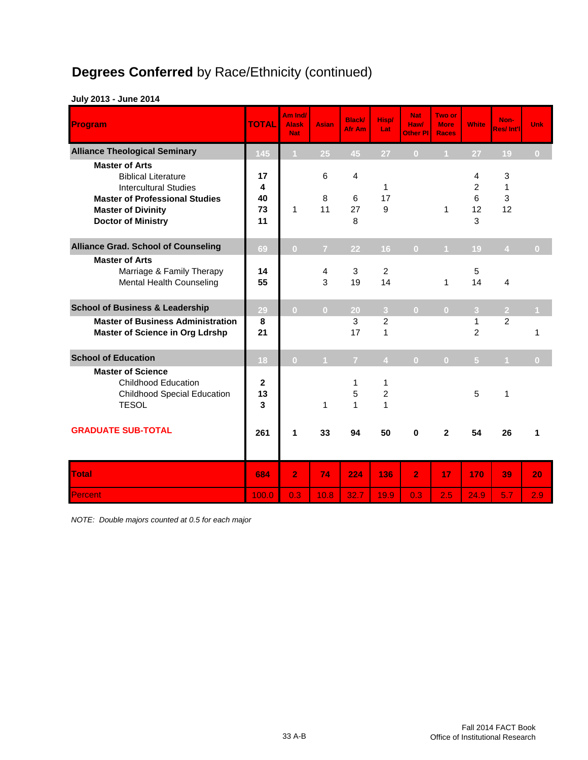# **Degrees Conferred** by Race/Ethnicity (continued)

**July 2013 - June 2014**

| Program | TOTAL | Am Ind/ Alask Nat | Asian | Black/ Afr Am | Hisp/ Lat | Nat Haw/ Other PI | Two or More Races | White | Non-Res/ Int'l | Unk |
|---|---|---|---|---|---|---|---|---|---|---|
| **Alliance Theological Seminary** | 145 | 1 | 25 | 45 | 27 | 0 | 1 | 27 | 19 | 0 |
| **Master of Arts** | | | | | | | | | | |
| Biblical Literature | **17** | | 6 | 4 | | | | 4 | 3 | |
| Intercultural Studies | **4** | | | | 1 | | | 2 | 1 | |
| **Master of Professional Studies** | **40** | | 8 | 6 | 17 | | | 6 | 3 | |
| **Master of Divinity** | **73** | 1 | 11 | 27 | 9 | | 1 | 12 | 12 | |
| **Doctor of Ministry** | **11** | | | 8 | | | | 3 | | |
| **Alliance Grad. School of Counseling** | 69 | 0 | 7 | 22 | 16 | 0 | 1 | 19 | 4 | 0 |
| **Master of Arts** | | | | | | | | | | |
| Marriage & Family Therapy | **14** | | 4 | 3 | 2 | | | 5 | | |
| Mental Health Counseling | **55** | | 3 | 19 | 14 | | 1 | 14 | 4 | |
| **School of Business & Leadership** | 29 | 0 | 0 | 20 | 3 | 0 | 0 | 3 | 2 | 1 |
| **Master of Business Administration** | **8** | | | 3 | 2 | | | 1 | 2 | |
| **Master of Science in Org Ldrshp** | **21** | | | 17 | 1 | | | 2 | | 1 |
| **School of Education** | 18 | 0 | 1 | 7 | 4 | 0 | 0 | 5 | 1 | 0 |
| **Master of Science** | | | | | | | | | | |
| Childhood Education | **2** | | | 1 | 1 | | | | | |
| Childhood Special Education | **13** | | | 5 | 2 | | | 5 | 1 | |
| TESOL | **3** | | 1 | 1 | 1 | | | | | |
| **GRADUATE SUB-TOTAL** | **261** | **1** | **33** | **94** | **50** | **0** | **2** | **54** | **26** | **1** |
| **Total** | **684** | **2** | **74** | **224** | **136** | **2** | **17** | **170** | **39** | **20** |
| Percent | 100.0 | 0.3 | 10.8 | 32.7 | 19.9 | 0.3 | 2.5 | 24.9 | 5.7 | 2.9 |

*NOTE: Double majors counted at 0.5 for each major*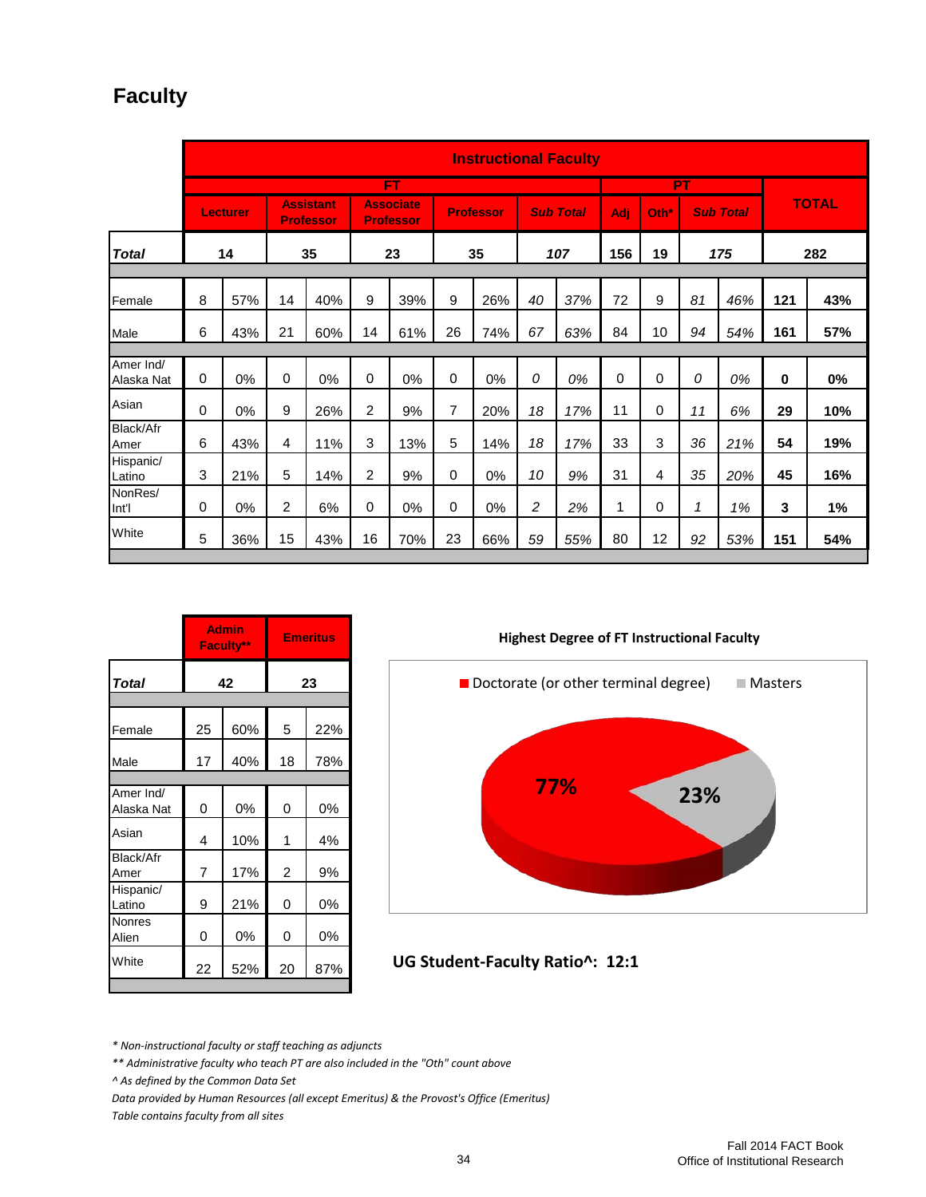# Faculty

| | Instructional Faculty | | | | | | | | | | | | | | | | |
|---|---|---|---|---|---|---|---|---|---|---|---|---|---|---|---|---|---|
| | FT | | | | | | | | | | PT | | | | TOTAL | |
| | Lecturer | | Assistant Professor | | Associate Professor | | Professor | | *Sub Total* | | Adj | Oth* | *Sub Total* | | | |
| ***Total*** | 14 | | 35 | | 23 | | 35 | | *107* | | 156 | 19 | *175* | | 282 | |
| Female | 8 | 57% | 14 | 40% | 9 | 39% | 9 | 26% | *40* | *37%* | 72 | 9 | *81* | *46%* | **121** | **43%** |
| Male | 6 | 43% | 21 | 60% | 14 | 61% | 26 | 74% | *67* | *63%* | 84 | 10 | *94* | *54%* | **161** | **57%** |
| Amer Ind/ Alaska Nat | 0 | 0% | 0 | 0% | 0 | 0% | 0 | 0% | *0* | *0%* | 0 | 0 | *0* | *0%* | **0** | **0%** |
| Asian | 0 | 0% | 9 | 26% | 2 | 9% | 7 | 20% | *18* | *17%* | 11 | 0 | *11* | *6%* | **29** | **10%** |
| Black/Afr Amer | 6 | 43% | 4 | 11% | 3 | 13% | 5 | 14% | *18* | *17%* | 33 | 3 | *36* | *21%* | **54** | **19%** |
| Hispanic/ Latino | 3 | 21% | 5 | 14% | 2 | 9% | 0 | 0% | *10* | *9%* | 31 | 4 | *35* | *20%* | **45** | **16%** |
| NonRes/ Int'l | 0 | 0% | 2 | 6% | 0 | 0% | 0 | 0% | *2* | *2%* | 1 | 0 | *1* | *1%* | **3** | **1%** |
| White | 5 | 36% | 15 | 43% | 16 | 70% | 23 | 66% | *59* | *55%* | 80 | 12 | *92* | *53%* | **151** | **54%** |

| | Admin Faculty** | | Emeritus | |
|---|---|---|---|---|
| ***Total*** | 42 | | 23 | |
| Female | 25 | 60% | 5 | 22% |
| Male | 17 | 40% | 18 | 78% |
| Amer Ind/ Alaska Nat | 0 | 0% | 0 | 0% |
| Asian | 4 | 10% | 1 | 4% |
| Black/Afr Amer | 7 | 17% | 2 | 9% |
| Hispanic/ Latino | 9 | 21% | 0 | 0% |
| Nonres Alien | 0 | 0% | 0 | 0% |
| White | 22 | 52% | 20 | 87% |

**Highest Degree of FT Instructional Faculty**

| Degree | Percent |
|---|---|
| Doctorate (or other terminal degree) | 77% |
| Masters | 23% |

**UG Student-Faculty Ratio^: 12:1**

*\* Non-instructional faculty or staff teaching as adjuncts*

*\*\* Administrative faculty who teach PT are also included in the "Oth" count above*

*^ As defined by the Common Data Set*

*Data provided by Human Resources (all except Emeritus) & the Provost's Office (Emeritus)*

*Table contains faculty from all sites*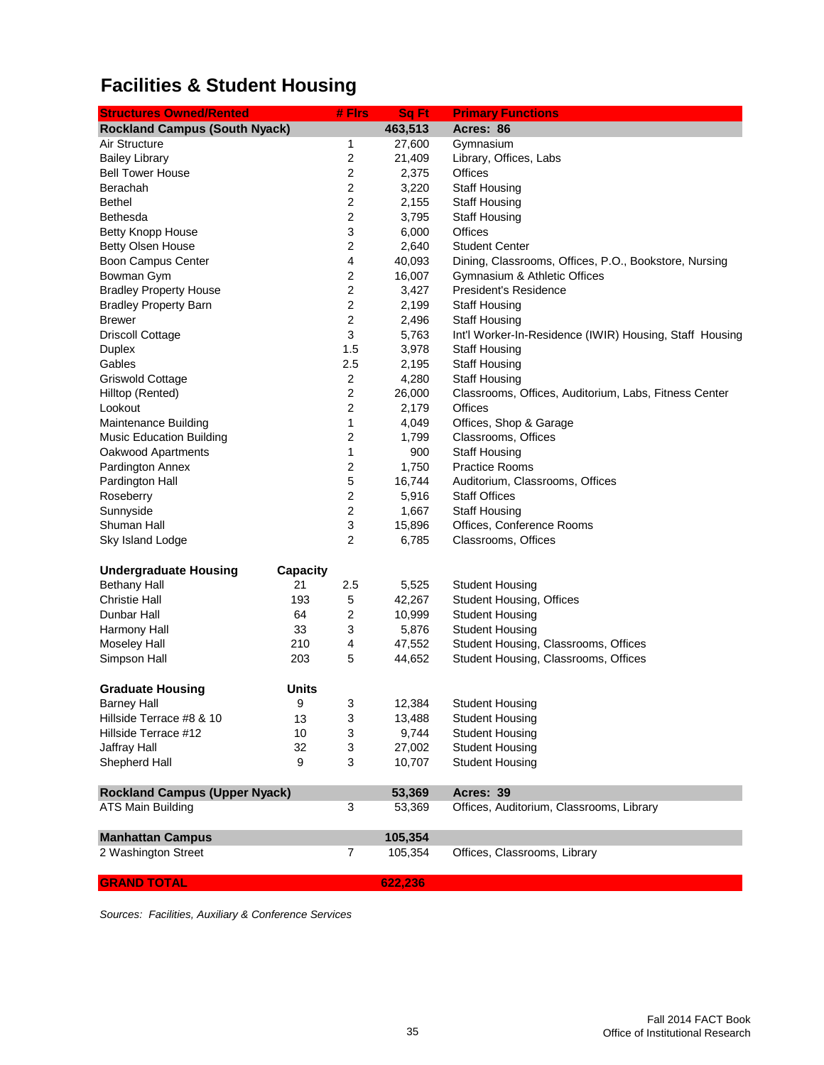# Facilities & Student Housing

| Structures Owned/Rented | Capacity | # Flrs | Sq Ft | Primary Functions |
|---|---|---|---|---|
| **Rockland Campus (South Nyack)** | | | **463,513** | **Acres: 86** |
| Air Structure | | 1 | 27,600 | Gymnasium |
| Bailey Library | | 2 | 21,409 | Library, Offices, Labs |
| Bell Tower House | | 2 | 2,375 | Offices |
| Berachah | | 2 | 3,220 | Staff Housing |
| Bethel | | 2 | 2,155 | Staff Housing |
| Bethesda | | 2 | 3,795 | Staff Housing |
| Betty Knopp House | | 3 | 6,000 | Offices |
| Betty Olsen House | | 2 | 2,640 | Student Center |
| Boon Campus Center | | 4 | 40,093 | Dining, Classrooms, Offices, P.O., Bookstore, Nursing |
| Bowman Gym | | 2 | 16,007 | Gymnasium & Athletic Offices |
| Bradley Property House | | 2 | 3,427 | President's Residence |
| Bradley Property Barn | | 2 | 2,199 | Staff Housing |
| Brewer | | 2 | 2,496 | Staff Housing |
| Driscoll Cottage | | 3 | 5,763 | Int'l Worker-In-Residence (IWIR) Housing, Staff Housing |
| Duplex | | 1.5 | 3,978 | Staff Housing |
| Gables | | 2.5 | 2,195 | Staff Housing |
| Griswold Cottage | | 2 | 4,280 | Staff Housing |
| Hilltop (Rented) | | 2 | 26,000 | Classrooms, Offices, Auditorium, Labs, Fitness Center |
| Lookout | | 2 | 2,179 | Offices |
| Maintenance Building | | 1 | 4,049 | Offices, Shop & Garage |
| Music Education Building | | 2 | 1,799 | Classrooms, Offices |
| Oakwood Apartments | | 1 | 900 | Staff Housing |
| Pardington Annex | | 2 | 1,750 | Practice Rooms |
| Pardington Hall | | 5 | 16,744 | Auditorium, Classrooms, Offices |
| Roseberry | | 2 | 5,916 | Staff Offices |
| Sunnyside | | 2 | 1,667 | Staff Housing |
| Shuman Hall | | 3 | 15,896 | Offices, Conference Rooms |
| Sky Island Lodge | | 2 | 6,785 | Classrooms, Offices |
| **Undergraduate Housing** | **Capacity** | | | |
| Bethany Hall | 21 | 2.5 | 5,525 | Student Housing |
| Christie Hall | 193 | 5 | 42,267 | Student Housing, Offices |
| Dunbar Hall | 64 | 2 | 10,999 | Student Housing |
| Harmony Hall | 33 | 3 | 5,876 | Student Housing |
| Moseley Hall | 210 | 4 | 47,552 | Student Housing, Classrooms, Offices |
| Simpson Hall | 203 | 5 | 44,652 | Student Housing, Classrooms, Offices |
| **Graduate Housing** | **Units** | | | |
| Barney Hall | 9 | 3 | 12,384 | Student Housing |
| Hillside Terrace #8 & 10 | 13 | 3 | 13,488 | Student Housing |
| Hillside Terrace #12 | 10 | 3 | 9,744 | Student Housing |
| Jaffray Hall | 32 | 3 | 27,002 | Student Housing |
| Shepherd Hall | 9 | 3 | 10,707 | Student Housing |
| **Rockland Campus (Upper Nyack)** | | | **53,369** | **Acres: 39** |
| ATS Main Building | | 3 | 53,369 | Offices, Auditorium, Classrooms, Library |
| **Manhattan Campus** | | | **105,354** | |
| 2 Washington Street | | 7 | 105,354 | Offices, Classrooms, Library |
| **GRAND TOTAL** | | | **622,236** | |

*Sources: Facilities, Auxiliary & Conference Services*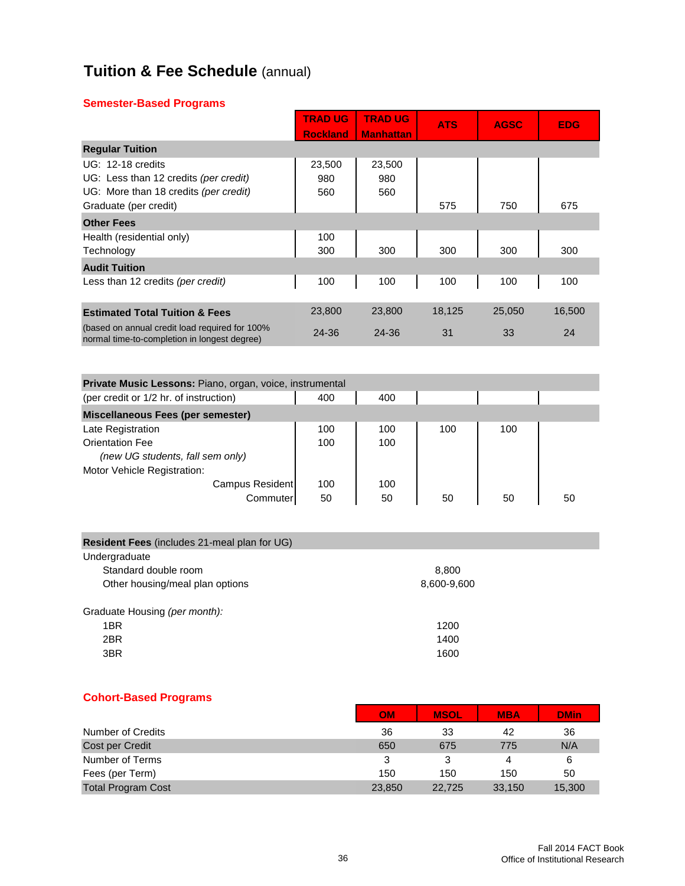# Tuition & Fee Schedule (annual)

## Semester-Based Programs

| | TRAD UG Rockland | TRAD UG Manhattan | ATS | AGSC | EDG |
|---|---|---|---|---|---|
| **Regular Tuition** | | | | | |
| UG: 12-18 credits | 23,500 | 23,500 | | | |
| UG: Less than 12 credits *(per credit)* | 980 | 980 | | | |
| UG: More than 18 credits *(per credit)* | 560 | 560 | | | |
| Graduate (per credit) | | | 575 | 750 | 675 |
| **Other Fees** | | | | | |
| Health (residential only) | 100 | | | | |
| Technology | 300 | 300 | 300 | 300 | 300 |
| **Audit Tuition** | | | | | |
| Less than 12 credits *(per credit)* | 100 | 100 | 100 | 100 | 100 |
| **Estimated Total Tuition & Fees** | 23,800 | 23,800 | 18,125 | 25,050 | 16,500 |
| (based on annual credit load required for 100% normal time-to-completion in longest degree) | 24-36 | 24-36 | 31 | 33 | 24 |

| | TRAD UG Rockland | TRAD UG Manhattan | ATS | AGSC | EDG |
|---|---|---|---|---|---|
| **Private Music Lessons:** Piano, organ, voice, instrumental | | | | | |
| (per credit or 1/2 hr. of instruction) | 400 | 400 | | | |
| **Miscellaneous Fees (per semester)** | | | | | |
| Late Registration | 100 | 100 | 100 | 100 | |
| Orientation Fee *(new UG students, fall sem only)* | 100 | 100 | | | |
| Motor Vehicle Registration: | | | | | |
| Campus Resident | 100 | 100 | | | |
| Commuter | 50 | 50 | 50 | 50 | 50 |

| **Resident Fees** (includes 21-meal plan for UG) | |
|---|---|
| Undergraduate | |
| Standard double room | 8,800 |
| Other housing/meal plan options | 8,600-9,600 |
| Graduate Housing *(per month)*: | |
| 1BR | 1200 |
| 2BR | 1400 |
| 3BR | 1600 |

## Cohort-Based Programs

| | OM | MSOL | MBA | DMin |
|---|---|---|---|---|
| Number of Credits | 36 | 33 | 42 | 36 |
| Cost per Credit | 650 | 675 | 775 | N/A |
| Number of Terms | 3 | 3 | 4 | 6 |
| Fees (per Term) | 150 | 150 | 150 | 50 |
| Total Program Cost | 23,850 | 22,725 | 33,150 | 15,300 |